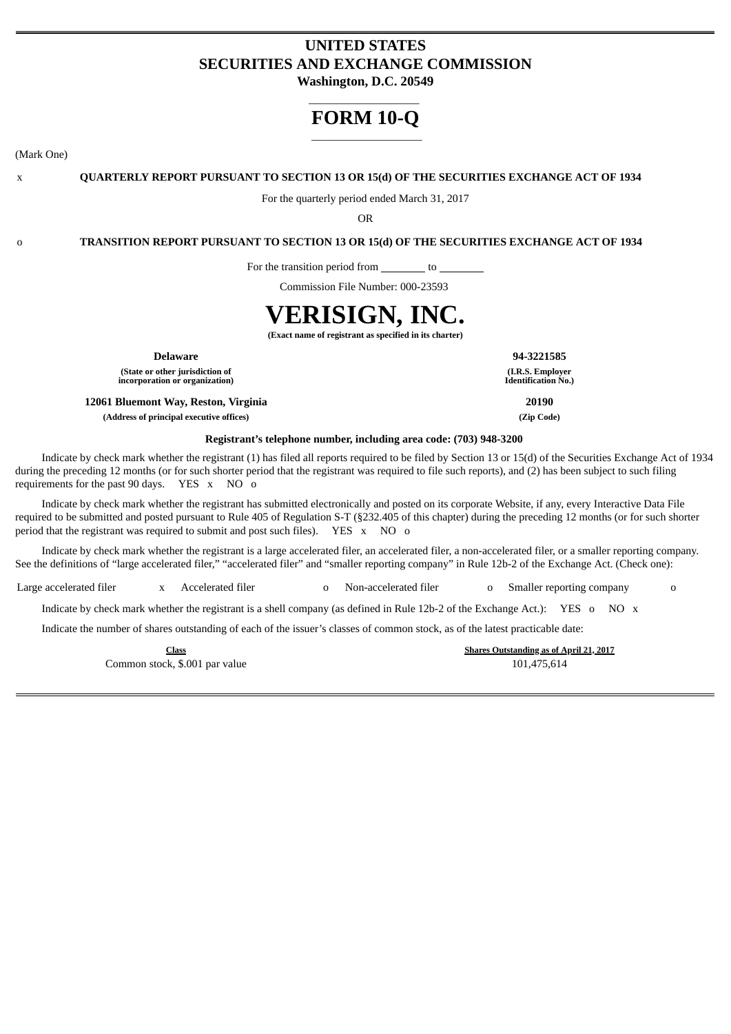# UNITED STATES
# SECURITIES AND EXCHANGE COMMISSION
**Washington, D.C. 20549**

# FORM 10-Q

(Mark One)

x **QUARTERLY REPORT PURSUANT TO SECTION 13 OR 15(d) OF THE SECURITIES EXCHANGE ACT OF 1934**

For the quarterly period ended March 31, 2017

OR

o **TRANSITION REPORT PURSUANT TO SECTION 13 OR 15(d) OF THE SECURITIES EXCHANGE ACT OF 1934**

For the transition period from ________ to ________

Commission File Number: 000-23593

# VERISIGN, INC.

**(Exact name of registrant as specified in its charter)**

| **Delaware** | **94-3221585** |
|---|---|
| **(State or other jurisdiction of incorporation or organization)** | **(I.R.S. Employer Identification No.)** |
| **12061 Bluemont Way, Reston, Virginia** | **20190** |
| **(Address of principal executive offices)** | **(Zip Code)** |

**Registrant's telephone number, including area code: (703) 948-3200**

Indicate by check mark whether the registrant (1) has filed all reports required to be filed by Section 13 or 15(d) of the Securities Exchange Act of 1934 during the preceding 12 months (or for such shorter period that the registrant was required to file such reports), and (2) has been subject to such filing requirements for the past 90 days. YES x NO o

Indicate by check mark whether the registrant has submitted electronically and posted on its corporate Website, if any, every Interactive Data File required to be submitted and posted pursuant to Rule 405 of Regulation S-T (§232.405 of this chapter) during the preceding 12 months (or for such shorter period that the registrant was required to submit and post such files). YES x NO o

Indicate by check mark whether the registrant is a large accelerated filer, an accelerated filer, a non-accelerated filer, or a smaller reporting company. See the definitions of "large accelerated filer," "accelerated filer" and "smaller reporting company" in Rule 12b-2 of the Exchange Act. (Check one):

| Large accelerated filer | x | Accelerated filer | o | Non-accelerated filer | o | Smaller reporting company | o |
|---|---|---|---|---|---|---|---|

Indicate by check mark whether the registrant is a shell company (as defined in Rule 12b-2 of the Exchange Act.): YES o NO x

Indicate the number of shares outstanding of each of the issuer's classes of common stock, as of the latest practicable date:

| Class | Shares Outstanding as of April 21, 2017 |
|---|---|
| Common stock, $.001 par value | 101,475,614 |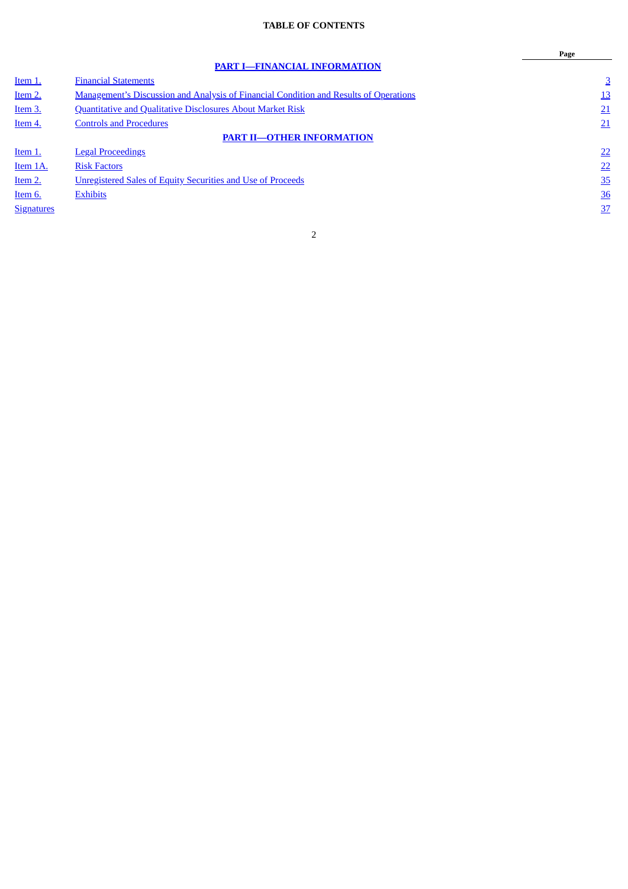# TABLE OF CONTENTS

| | | Page |
|---|---|---|
| | **PART I—FINANCIAL INFORMATION** | |
| Item 1. | Financial Statements | 3 |
| Item 2. | Management's Discussion and Analysis of Financial Condition and Results of Operations | 13 |
| Item 3. | Quantitative and Qualitative Disclosures About Market Risk | 21 |
| Item 4. | Controls and Procedures | 21 |
| | **PART II—OTHER INFORMATION** | |
| Item 1. | Legal Proceedings | 22 |
| Item 1A. | Risk Factors | 22 |
| Item 2. | Unregistered Sales of Equity Securities and Use of Proceeds | 35 |
| Item 6. | Exhibits | 36 |
| Signatures | | 37 |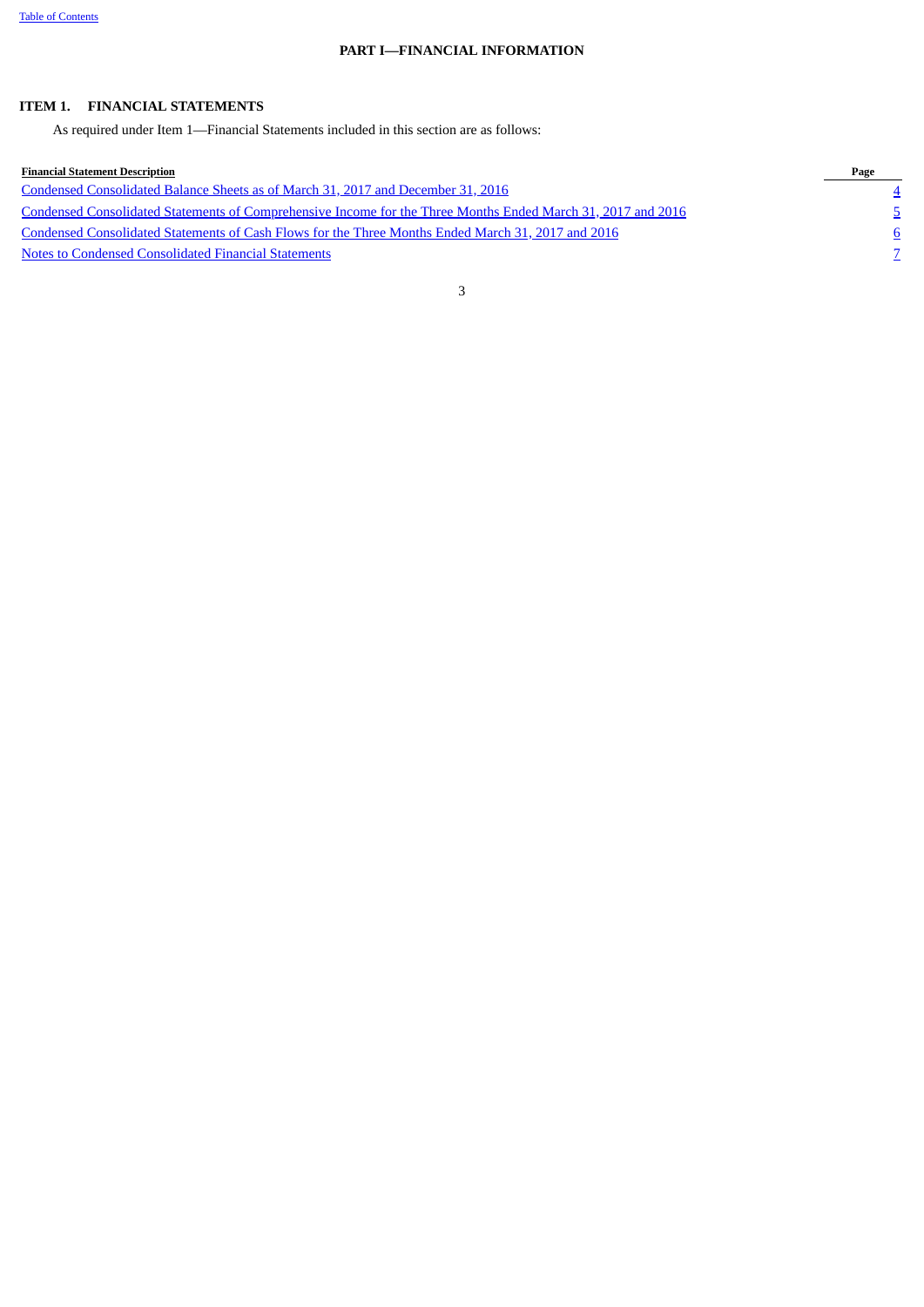# PART I—FINANCIAL INFORMATION

## ITEM 1. FINANCIAL STATEMENTS

As required under Item 1—Financial Statements included in this section are as follows:

| Financial Statement Description | Page |
| --- | --- |
| Condensed Consolidated Balance Sheets as of March 31, 2017 and December 31, 2016 | 4 |
| Condensed Consolidated Statements of Comprehensive Income for the Three Months Ended March 31, 2017 and 2016 | 5 |
| Condensed Consolidated Statements of Cash Flows for the Three Months Ended March 31, 2017 and 2016 | 6 |
| Notes to Condensed Consolidated Financial Statements | 7 |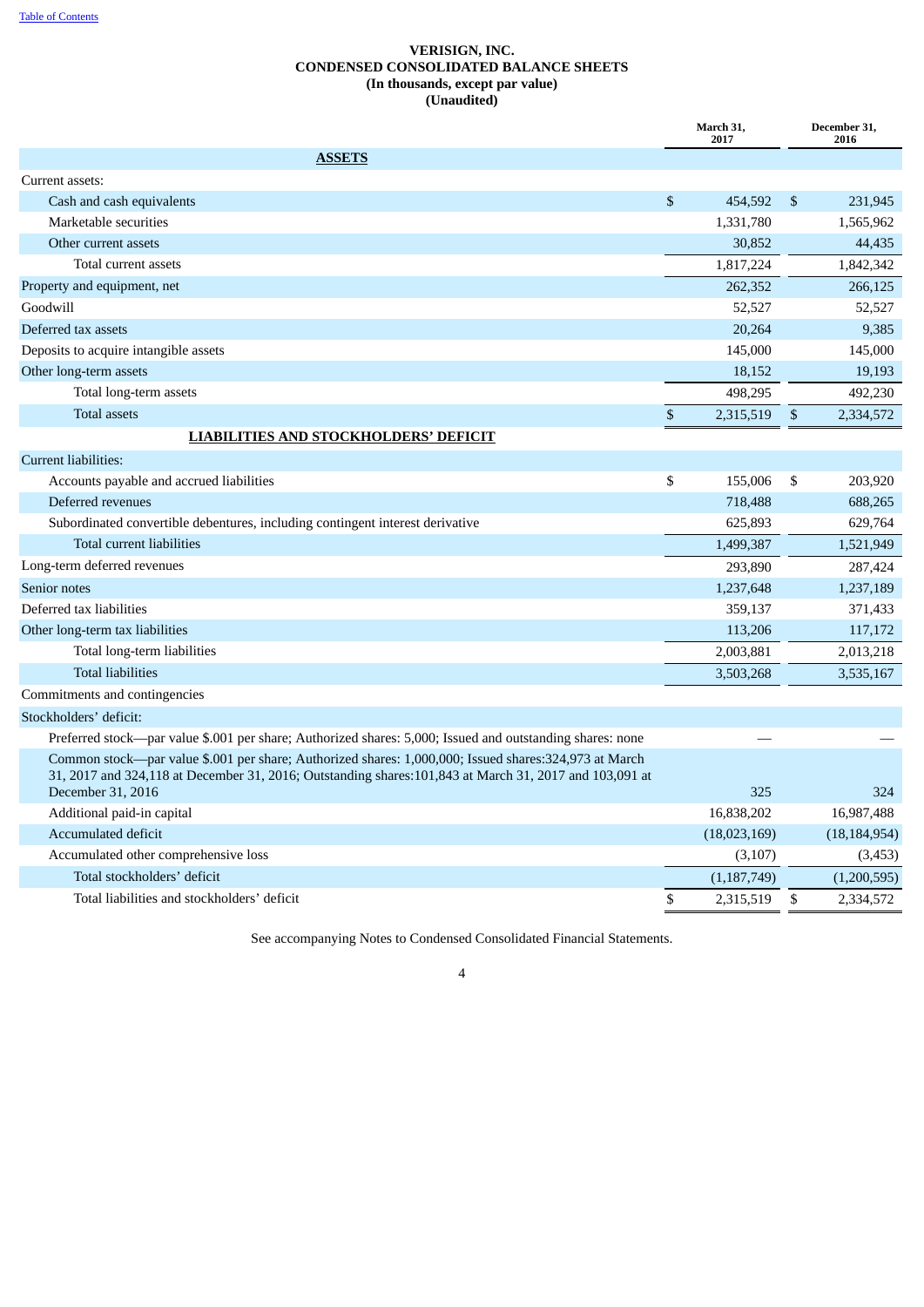**VERISIGN, INC.**
**CONDENSED CONSOLIDATED BALANCE SHEETS**
**(In thousands, except par value)**
**(Unaudited)**

| | March 31, 2017 | December 31, 2016 |
|---|---|---|
| **ASSETS** | | |
| Current assets: | | |
| Cash and cash equivalents | $ 454,592 | $ 231,945 |
| Marketable securities | 1,331,780 | 1,565,962 |
| Other current assets | 30,852 | 44,435 |
| Total current assets | 1,817,224 | 1,842,342 |
| Property and equipment, net | 262,352 | 266,125 |
| Goodwill | 52,527 | 52,527 |
| Deferred tax assets | 20,264 | 9,385 |
| Deposits to acquire intangible assets | 145,000 | 145,000 |
| Other long-term assets | 18,152 | 19,193 |
| Total long-term assets | 498,295 | 492,230 |
| Total assets | $ 2,315,519 | $ 2,334,572 |
| **LIABILITIES AND STOCKHOLDERS' DEFICIT** | | |
| Current liabilities: | | |
| Accounts payable and accrued liabilities | $ 155,006 | $ 203,920 |
| Deferred revenues | 718,488 | 688,265 |
| Subordinated convertible debentures, including contingent interest derivative | 625,893 | 629,764 |
| Total current liabilities | 1,499,387 | 1,521,949 |
| Long-term deferred revenues | 293,890 | 287,424 |
| Senior notes | 1,237,648 | 1,237,189 |
| Deferred tax liabilities | 359,137 | 371,433 |
| Other long-term tax liabilities | 113,206 | 117,172 |
| Total long-term liabilities | 2,003,881 | 2,013,218 |
| Total liabilities | 3,503,268 | 3,535,167 |
| Commitments and contingencies | | |
| Stockholders' deficit: | | |
| Preferred stock—par value $.001 per share; Authorized shares: 5,000; Issued and outstanding shares: none | — | — |
| Common stock—par value $.001 per share; Authorized shares: 1,000,000; Issued shares:324,973 at March 31, 2017 and 324,118 at December 31, 2016; Outstanding shares:101,843 at March 31, 2017 and 103,091 at December 31, 2016 | 325 | 324 |
| Additional paid-in capital | 16,838,202 | 16,987,488 |
| Accumulated deficit | (18,023,169) | (18,184,954) |
| Accumulated other comprehensive loss | (3,107) | (3,453) |
| Total stockholders' deficit | (1,187,749) | (1,200,595) |
| Total liabilities and stockholders' deficit | $ 2,315,519 | $ 2,334,572 |

See accompanying Notes to Condensed Consolidated Financial Statements.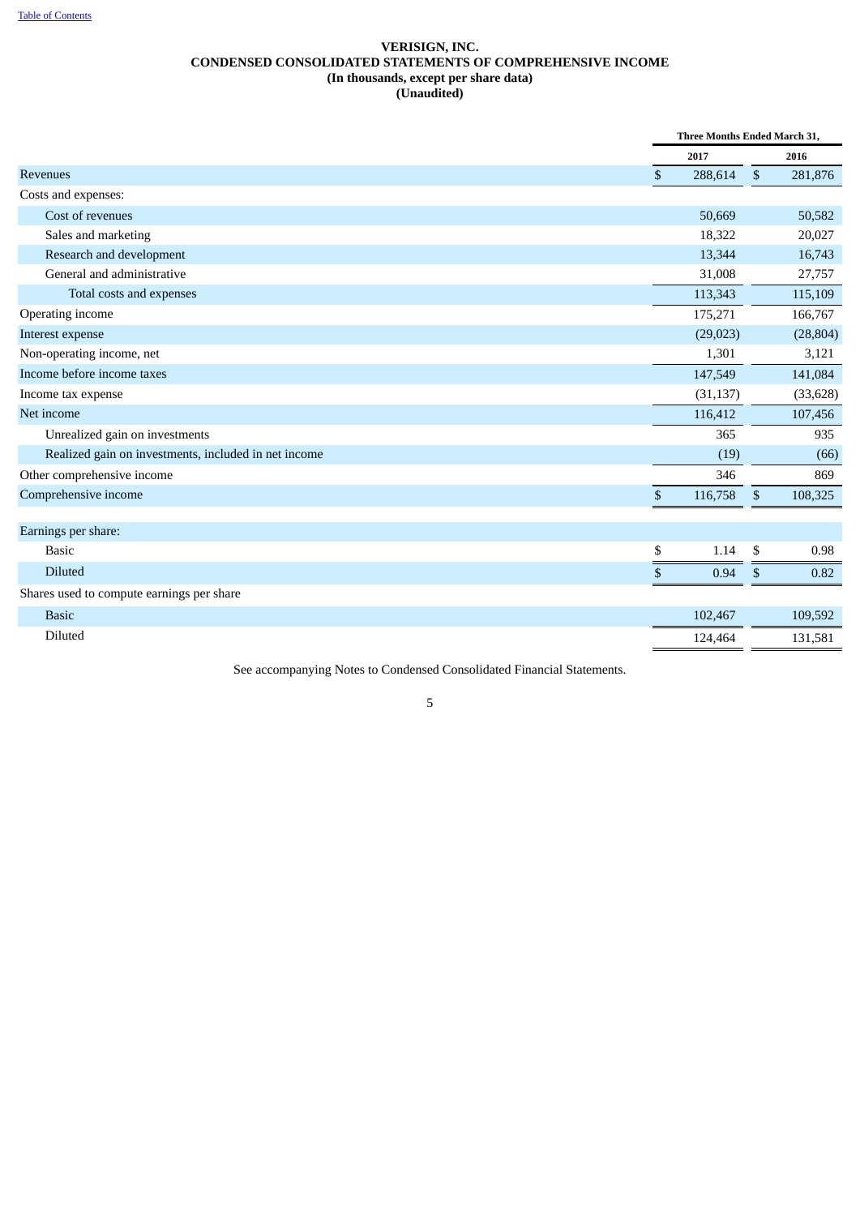Table of Contents

# VERISIGN, INC.
## CONDENSED CONSOLIDATED STATEMENTS OF COMPREHENSIVE INCOME
**(In thousands, except per share data)**
**(Unaudited)**

| | Three Months Ended March 31, | |
|---|---|---|
| | 2017 | 2016 |
| Revenues | $ 288,614 | $ 281,876 |
| Costs and expenses: | | |
| Cost of revenues | 50,669 | 50,582 |
| Sales and marketing | 18,322 | 20,027 |
| Research and development | 13,344 | 16,743 |
| General and administrative | 31,008 | 27,757 |
| Total costs and expenses | 113,343 | 115,109 |
| Operating income | 175,271 | 166,767 |
| Interest expense | (29,023) | (28,804) |
| Non-operating income, net | 1,301 | 3,121 |
| Income before income taxes | 147,549 | 141,084 |
| Income tax expense | (31,137) | (33,628) |
| Net income | 116,412 | 107,456 |
| Unrealized gain on investments | 365 | 935 |
| Realized gain on investments, included in net income | (19) | (66) |
| Other comprehensive income | 346 | 869 |
| Comprehensive income | $ 116,758 | $ 108,325 |
| | | |
| Earnings per share: | | |
| Basic | $ 1.14 | $ 0.98 |
| Diluted | $ 0.94 | $ 0.82 |
| Shares used to compute earnings per share | | |
| Basic | 102,467 | 109,592 |
| Diluted | 124,464 | 131,581 |

See accompanying Notes to Condensed Consolidated Financial Statements.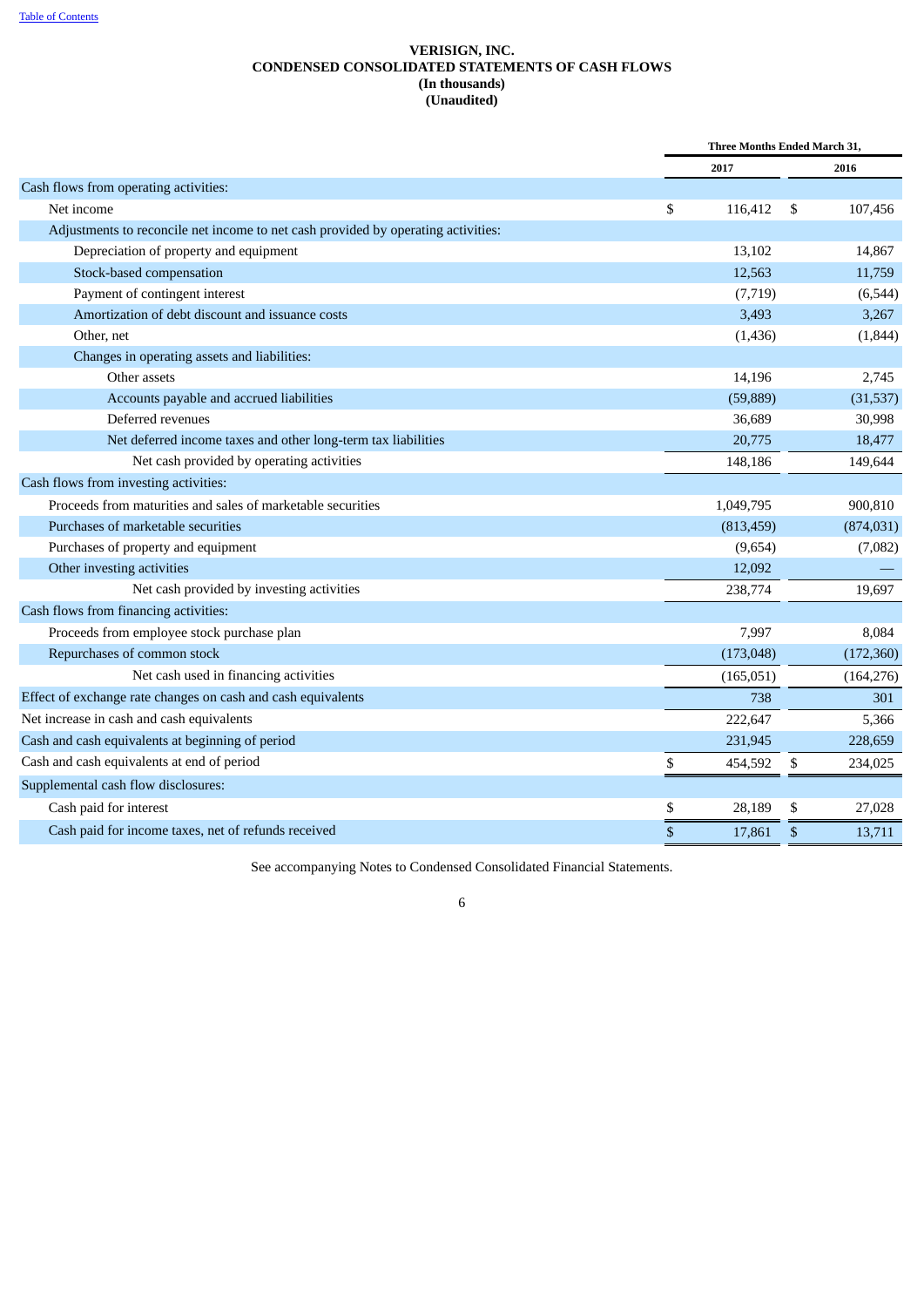[Table of Contents](#)

# VERISIGN, INC.
## CONDENSED CONSOLIDATED STATEMENTS OF CASH FLOWS
### (In thousands)
### (Unaudited)

| | Three Months Ended March 31, | |
|---|---|---|
| | 2017 | 2016 |
| Cash flows from operating activities: | | |
| Net income | $ 116,412 | $ 107,456 |
| Adjustments to reconcile net income to net cash provided by operating activities: | | |
| Depreciation of property and equipment | 13,102 | 14,867 |
| Stock-based compensation | 12,563 | 11,759 |
| Payment of contingent interest | (7,719) | (6,544) |
| Amortization of debt discount and issuance costs | 3,493 | 3,267 |
| Other, net | (1,436) | (1,844) |
| Changes in operating assets and liabilities: | | |
| Other assets | 14,196 | 2,745 |
| Accounts payable and accrued liabilities | (59,889) | (31,537) |
| Deferred revenues | 36,689 | 30,998 |
| Net deferred income taxes and other long-term tax liabilities | 20,775 | 18,477 |
| Net cash provided by operating activities | 148,186 | 149,644 |
| Cash flows from investing activities: | | |
| Proceeds from maturities and sales of marketable securities | 1,049,795 | 900,810 |
| Purchases of marketable securities | (813,459) | (874,031) |
| Purchases of property and equipment | (9,654) | (7,082) |
| Other investing activities | 12,092 | — |
| Net cash provided by investing activities | 238,774 | 19,697 |
| Cash flows from financing activities: | | |
| Proceeds from employee stock purchase plan | 7,997 | 8,084 |
| Repurchases of common stock | (173,048) | (172,360) |
| Net cash used in financing activities | (165,051) | (164,276) |
| Effect of exchange rate changes on cash and cash equivalents | 738 | 301 |
| Net increase in cash and cash equivalents | 222,647 | 5,366 |
| Cash and cash equivalents at beginning of period | 231,945 | 228,659 |
| Cash and cash equivalents at end of period | $ 454,592 | $ 234,025 |
| Supplemental cash flow disclosures: | | |
| Cash paid for interest | $ 28,189 | $ 27,028 |
| Cash paid for income taxes, net of refunds received | $ 17,861 | $ 13,711 |

See accompanying Notes to Condensed Consolidated Financial Statements.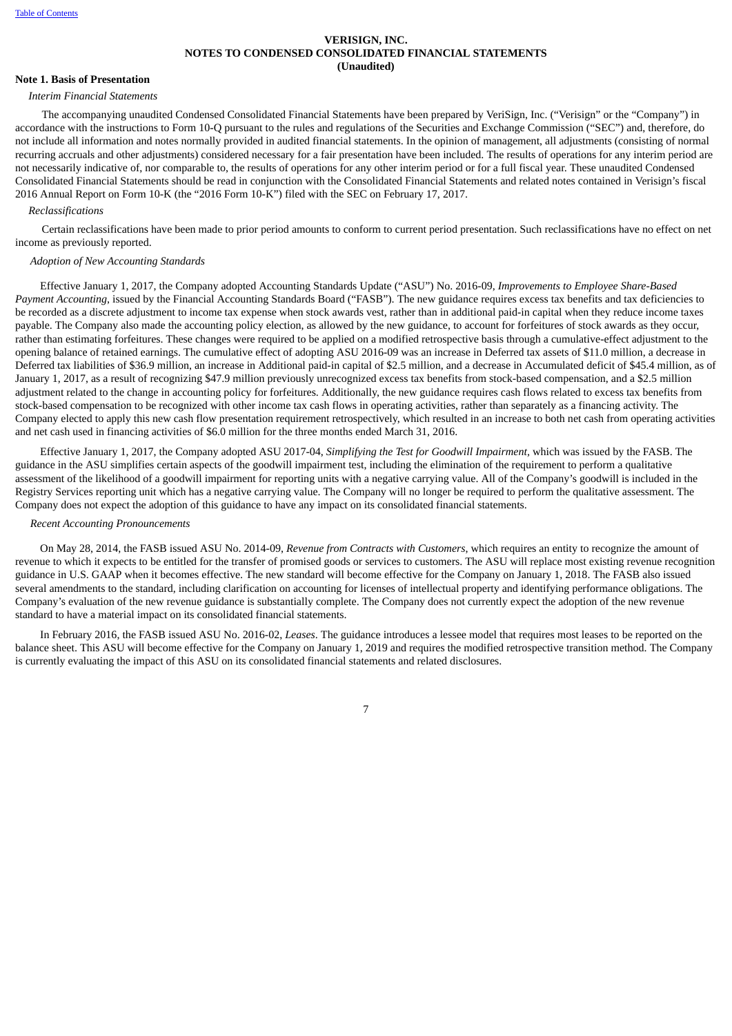# VERISIGN, INC.
## NOTES TO CONDENSED CONSOLIDATED FINANCIAL STATEMENTS
### (Unaudited)

**Note 1. Basis of Presentation**

*Interim Financial Statements*

The accompanying unaudited Condensed Consolidated Financial Statements have been prepared by VeriSign, Inc. ("Verisign" or the "Company") in accordance with the instructions to Form 10-Q pursuant to the rules and regulations of the Securities and Exchange Commission ("SEC") and, therefore, do not include all information and notes normally provided in audited financial statements. In the opinion of management, all adjustments (consisting of normal recurring accruals and other adjustments) considered necessary for a fair presentation have been included. The results of operations for any interim period are not necessarily indicative of, nor comparable to, the results of operations for any other interim period or for a full fiscal year. These unaudited Condensed Consolidated Financial Statements should be read in conjunction with the Consolidated Financial Statements and related notes contained in Verisign's fiscal 2016 Annual Report on Form 10-K (the "2016 Form 10-K") filed with the SEC on February 17, 2017.

*Reclassifications*

Certain reclassifications have been made to prior period amounts to conform to current period presentation. Such reclassifications have no effect on net income as previously reported.

*Adoption of New Accounting Standards*

Effective January 1, 2017, the Company adopted Accounting Standards Update ("ASU") No. 2016-09, *Improvements to Employee Share-Based Payment Accounting*, issued by the Financial Accounting Standards Board ("FASB"). The new guidance requires excess tax benefits and tax deficiencies to be recorded as a discrete adjustment to income tax expense when stock awards vest, rather than in additional paid-in capital when they reduce income taxes payable. The Company also made the accounting policy election, as allowed by the new guidance, to account for forfeitures of stock awards as they occur, rather than estimating forfeitures. These changes were required to be applied on a modified retrospective basis through a cumulative-effect adjustment to the opening balance of retained earnings. The cumulative effect of adopting ASU 2016-09 was an increase in Deferred tax assets of $11.0 million, a decrease in Deferred tax liabilities of $36.9 million, an increase in Additional paid-in capital of $2.5 million, and a decrease in Accumulated deficit of $45.4 million, as of January 1, 2017, as a result of recognizing $47.9 million previously unrecognized excess tax benefits from stock-based compensation, and a $2.5 million adjustment related to the change in accounting policy for forfeitures. Additionally, the new guidance requires cash flows related to excess tax benefits from stock-based compensation to be recognized with other income tax cash flows in operating activities, rather than separately as a financing activity. The Company elected to apply this new cash flow presentation requirement retrospectively, which resulted in an increase to both net cash from operating activities and net cash used in financing activities of $6.0 million for the three months ended March 31, 2016.

Effective January 1, 2017, the Company adopted ASU 2017-04, *Simplifying the Test for Goodwill Impairment*, which was issued by the FASB. The guidance in the ASU simplifies certain aspects of the goodwill impairment test, including the elimination of the requirement to perform a qualitative assessment of the likelihood of a goodwill impairment for reporting units with a negative carrying value. All of the Company's goodwill is included in the Registry Services reporting unit which has a negative carrying value. The Company will no longer be required to perform the qualitative assessment. The Company does not expect the adoption of this guidance to have any impact on its consolidated financial statements.

*Recent Accounting Pronouncements*

On May 28, 2014, the FASB issued ASU No. 2014-09, *Revenue from Contracts with Customers*, which requires an entity to recognize the amount of revenue to which it expects to be entitled for the transfer of promised goods or services to customers. The ASU will replace most existing revenue recognition guidance in U.S. GAAP when it becomes effective. The new standard will become effective for the Company on January 1, 2018. The FASB also issued several amendments to the standard, including clarification on accounting for licenses of intellectual property and identifying performance obligations. The Company's evaluation of the new revenue guidance is substantially complete. The Company does not currently expect the adoption of the new revenue standard to have a material impact on its consolidated financial statements.

In February 2016, the FASB issued ASU No. 2016-02, *Leases*. The guidance introduces a lessee model that requires most leases to be reported on the balance sheet. This ASU will become effective for the Company on January 1, 2019 and requires the modified retrospective transition method. The Company is currently evaluating the impact of this ASU on its consolidated financial statements and related disclosures.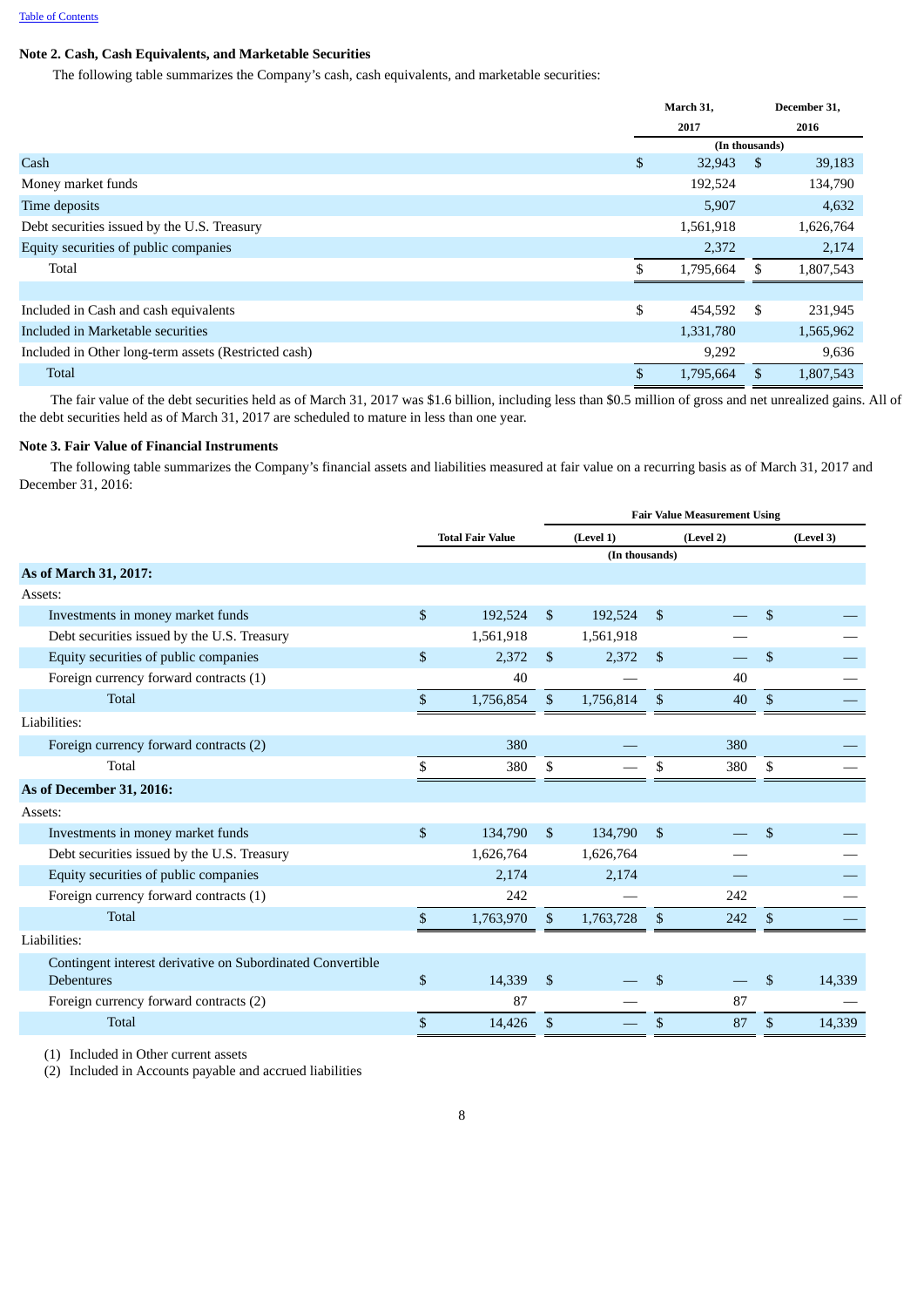[Table of Contents](#)

## Note 2. Cash, Cash Equivalents, and Marketable Securities

The following table summarizes the Company's cash, cash equivalents, and marketable securities:

| | March 31, 2017 | December 31, 2016 |
|---|---|---|
| | (In thousands) | |
| Cash | $ 32,943 | $ 39,183 |
| Money market funds | 192,524 | 134,790 |
| Time deposits | 5,907 | 4,632 |
| Debt securities issued by the U.S. Treasury | 1,561,918 | 1,626,764 |
| Equity securities of public companies | 2,372 | 2,174 |
| Total | $ 1,795,664 | $ 1,807,543 |
| | | |
| Included in Cash and cash equivalents | $ 454,592 | $ 231,945 |
| Included in Marketable securities | 1,331,780 | 1,565,962 |
| Included in Other long-term assets (Restricted cash) | 9,292 | 9,636 |
| Total | $ 1,795,664 | $ 1,807,543 |

The fair value of the debt securities held as of March 31, 2017 was $1.6 billion, including less than $0.5 million of gross and net unrealized gains. All of the debt securities held as of March 31, 2017 are scheduled to mature in less than one year.

## Note 3. Fair Value of Financial Instruments

The following table summarizes the Company's financial assets and liabilities measured at fair value on a recurring basis as of March 31, 2017 and December 31, 2016:

| | Total Fair Value | Fair Value Measurement Using | | |
|---|---|---|---|---|
| | | (Level 1) | (Level 2) | (Level 3) |
| | | (In thousands) | | |
| **As of March 31, 2017:** | | | | |
| Assets: | | | | |
| Investments in money market funds | $ 192,524 | $ 192,524 | $ — | $ — |
| Debt securities issued by the U.S. Treasury | 1,561,918 | 1,561,918 | — | — |
| Equity securities of public companies | $ 2,372 | $ 2,372 | $ — | $ — |
| Foreign currency forward contracts (1) | 40 | — | 40 | — |
| Total | $ 1,756,854 | $ 1,756,814 | $ 40 | $ — |
| Liabilities: | | | | |
| Foreign currency forward contracts (2) | 380 | — | 380 | — |
| Total | $ 380 | $ — | $ 380 | $ — |
| **As of December 31, 2016:** | | | | |
| Assets: | | | | |
| Investments in money market funds | $ 134,790 | $ 134,790 | $ — | $ — |
| Debt securities issued by the U.S. Treasury | 1,626,764 | 1,626,764 | — | — |
| Equity securities of public companies | 2,174 | 2,174 | — | — |
| Foreign currency forward contracts (1) | 242 | — | 242 | — |
| Total | $ 1,763,970 | $ 1,763,728 | $ 242 | $ — |
| Liabilities: | | | | |
| Contingent interest derivative on Subordinated Convertible Debentures | $ 14,339 | $ — | $ — | $ 14,339 |
| Foreign currency forward contracts (2) | 87 | — | 87 | — |
| Total | $ 14,426 | $ — | $ 87 | $ 14,339 |

(1) Included in Other current assets
(2) Included in Accounts payable and accrued liabilities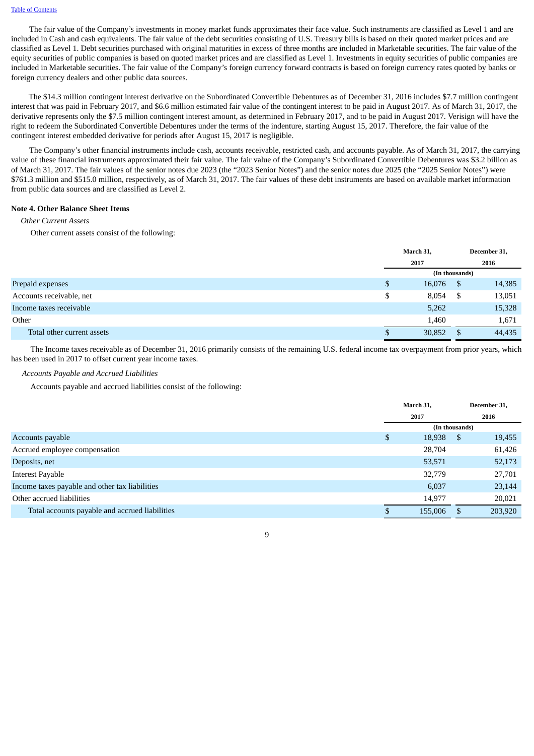The fair value of the Company's investments in money market funds approximates their face value. Such instruments are classified as Level 1 and are included in Cash and cash equivalents. The fair value of the debt securities consisting of U.S. Treasury bills is based on their quoted market prices and are classified as Level 1. Debt securities purchased with original maturities in excess of three months are included in Marketable securities. The fair value of the equity securities of public companies is based on quoted market prices and are classified as Level 1. Investments in equity securities of public companies are included in Marketable securities. The fair value of the Company's foreign currency forward contracts is based on foreign currency rates quoted by banks or foreign currency dealers and other public data sources.

The $14.3 million contingent interest derivative on the Subordinated Convertible Debentures as of December 31, 2016 includes $7.7 million contingent interest that was paid in February 2017, and $6.6 million estimated fair value of the contingent interest to be paid in August 2017. As of March 31, 2017, the derivative represents only the $7.5 million contingent interest amount, as determined in February 2017, and to be paid in August 2017. Verisign will have the right to redeem the Subordinated Convertible Debentures under the terms of the indenture, starting August 15, 2017. Therefore, the fair value of the contingent interest embedded derivative for periods after August 15, 2017 is negligible.

The Company's other financial instruments include cash, accounts receivable, restricted cash, and accounts payable. As of March 31, 2017, the carrying value of these financial instruments approximated their fair value. The fair value of the Company's Subordinated Convertible Debentures was $3.2 billion as of March 31, 2017. The fair values of the senior notes due 2023 (the "2023 Senior Notes") and the senior notes due 2025 (the "2025 Senior Notes") were $761.3 million and $515.0 million, respectively, as of March 31, 2017. The fair values of these debt instruments are based on available market information from public data sources and are classified as Level 2.

**Note 4. Other Balance Sheet Items**

*Other Current Assets*

Other current assets consist of the following:

| | March 31, 2017 | December 31, 2016 |
|---|---|---|
| | (In thousands) | |
| Prepaid expenses | $ 16,076 | $ 14,385 |
| Accounts receivable, net | $ 8,054 | $ 13,051 |
| Income taxes receivable | 5,262 | 15,328 |
| Other | 1,460 | 1,671 |
| Total other current assets | $ 30,852 | $ 44,435 |

The Income taxes receivable as of December 31, 2016 primarily consists of the remaining U.S. federal income tax overpayment from prior years, which has been used in 2017 to offset current year income taxes.

*Accounts Payable and Accrued Liabilities*

Accounts payable and accrued liabilities consist of the following:

| | March 31, 2017 | December 31, 2016 |
|---|---|---|
| | (In thousands) | |
| Accounts payable | $ 18,938 | $ 19,455 |
| Accrued employee compensation | 28,704 | 61,426 |
| Deposits, net | 53,571 | 52,173 |
| Interest Payable | 32,779 | 27,701 |
| Income taxes payable and other tax liabilities | 6,037 | 23,144 |
| Other accrued liabilities | 14,977 | 20,021 |
| Total accounts payable and accrued liabilities | $ 155,006 | $ 203,920 |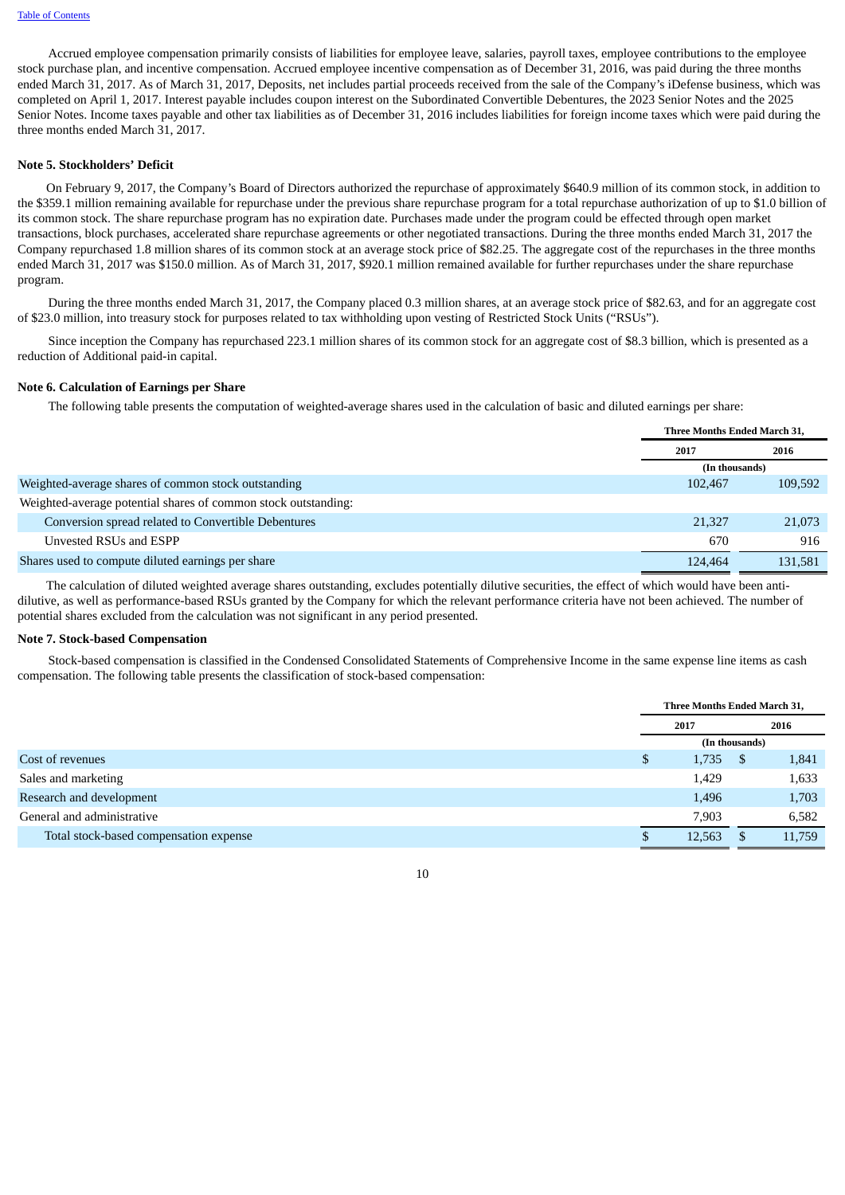Accrued employee compensation primarily consists of liabilities for employee leave, salaries, payroll taxes, employee contributions to the employee stock purchase plan, and incentive compensation. Accrued employee incentive compensation as of December 31, 2016, was paid during the three months ended March 31, 2017. As of March 31, 2017, Deposits, net includes partial proceeds received from the sale of the Company's iDefense business, which was completed on April 1, 2017. Interest payable includes coupon interest on the Subordinated Convertible Debentures, the 2023 Senior Notes and the 2025 Senior Notes. Income taxes payable and other tax liabilities as of December 31, 2016 includes liabilities for foreign income taxes which were paid during the three months ended March 31, 2017.

**Note 5. Stockholders' Deficit**

On February 9, 2017, the Company's Board of Directors authorized the repurchase of approximately $640.9 million of its common stock, in addition to the $359.1 million remaining available for repurchase under the previous share repurchase program for a total repurchase authorization of up to $1.0 billion of its common stock. The share repurchase program has no expiration date. Purchases made under the program could be effected through open market transactions, block purchases, accelerated share repurchase agreements or other negotiated transactions. During the three months ended March 31, 2017 the Company repurchased 1.8 million shares of its common stock at an average stock price of $82.25. The aggregate cost of the repurchases in the three months ended March 31, 2017 was $150.0 million. As of March 31, 2017, $920.1 million remained available for further repurchases under the share repurchase program.

During the three months ended March 31, 2017, the Company placed 0.3 million shares, at an average stock price of $82.63, and for an aggregate cost of $23.0 million, into treasury stock for purposes related to tax withholding upon vesting of Restricted Stock Units ("RSUs").

Since inception the Company has repurchased 223.1 million shares of its common stock for an aggregate cost of $8.3 billion, which is presented as a reduction of Additional paid-in capital.

**Note 6. Calculation of Earnings per Share**

The following table presents the computation of weighted-average shares used in the calculation of basic and diluted earnings per share:

| | Three Months Ended March 31, | |
|---|---|---|
| | 2017 | 2016 |
| | (In thousands) | |
| Weighted-average shares of common stock outstanding | 102,467 | 109,592 |
| Weighted-average potential shares of common stock outstanding: | | |
| Conversion spread related to Convertible Debentures | 21,327 | 21,073 |
| Unvested RSUs and ESPP | 670 | 916 |
| Shares used to compute diluted earnings per share | 124,464 | 131,581 |

The calculation of diluted weighted average shares outstanding, excludes potentially dilutive securities, the effect of which would have been anti-dilutive, as well as performance-based RSUs granted by the Company for which the relevant performance criteria have not been achieved. The number of potential shares excluded from the calculation was not significant in any period presented.

**Note 7. Stock-based Compensation**

Stock-based compensation is classified in the Condensed Consolidated Statements of Comprehensive Income in the same expense line items as cash compensation. The following table presents the classification of stock-based compensation:

| | Three Months Ended March 31, | |
|---|---|---|
| | 2017 | 2016 |
| | (In thousands) | |
| Cost of revenues | $ 1,735 | $ 1,841 |
| Sales and marketing | 1,429 | 1,633 |
| Research and development | 1,496 | 1,703 |
| General and administrative | 7,903 | 6,582 |
| Total stock-based compensation expense | $ 12,563 | $ 11,759 |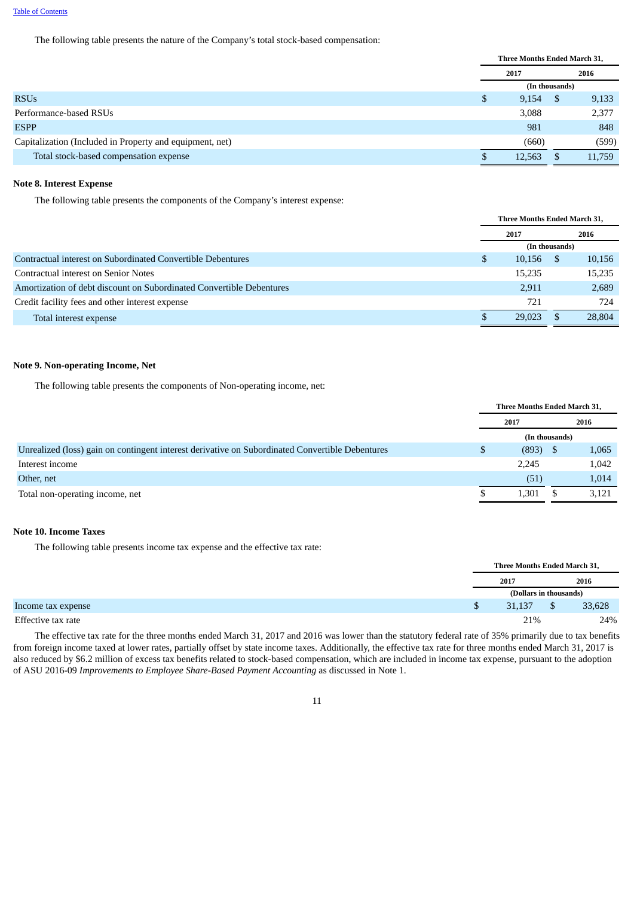The following table presents the nature of the Company's total stock-based compensation:

| | Three Months Ended March 31, | |
|---|---|---|
| | 2017 | 2016 |
| | (In thousands) | |
| RSUs | $ 9,154 | $ 9,133 |
| Performance-based RSUs | 3,088 | 2,377 |
| ESPP | 981 | 848 |
| Capitalization (Included in Property and equipment, net) | (660) | (599) |
| Total stock-based compensation expense | $ 12,563 | $ 11,759 |

**Note 8. Interest Expense**

The following table presents the components of the Company's interest expense:

| | Three Months Ended March 31, | |
|---|---|---|
| | 2017 | 2016 |
| | (In thousands) | |
| Contractual interest on Subordinated Convertible Debentures | $ 10,156 | $ 10,156 |
| Contractual interest on Senior Notes | 15,235 | 15,235 |
| Amortization of debt discount on Subordinated Convertible Debentures | 2,911 | 2,689 |
| Credit facility fees and other interest expense | 721 | 724 |
| Total interest expense | $ 29,023 | $ 28,804 |

**Note 9. Non-operating Income, Net**

The following table presents the components of Non-operating income, net:

| | Three Months Ended March 31, | |
|---|---|---|
| | 2017 | 2016 |
| | (In thousands) | |
| Unrealized (loss) gain on contingent interest derivative on Subordinated Convertible Debentures | $ (893) | $ 1,065 |
| Interest income | 2,245 | 1,042 |
| Other, net | (51) | 1,014 |
| Total non-operating income, net | $ 1,301 | $ 3,121 |

**Note 10. Income Taxes**

The following table presents income tax expense and the effective tax rate:

| | Three Months Ended March 31, | |
|---|---|---|
| | 2017 | 2016 |
| | (Dollars in thousands) | |
| Income tax expense | $ 31,137 | $ 33,628 |
| Effective tax rate | 21% | 24% |

The effective tax rate for the three months ended March 31, 2017 and 2016 was lower than the statutory federal rate of 35% primarily due to tax benefits from foreign income taxed at lower rates, partially offset by state income taxes. Additionally, the effective tax rate for three months ended March 31, 2017 is also reduced by $6.2 million of excess tax benefits related to stock-based compensation, which are included in income tax expense, pursuant to the adoption of ASU 2016-09 *Improvements to Employee Share-Based Payment Accounting* as discussed in Note 1.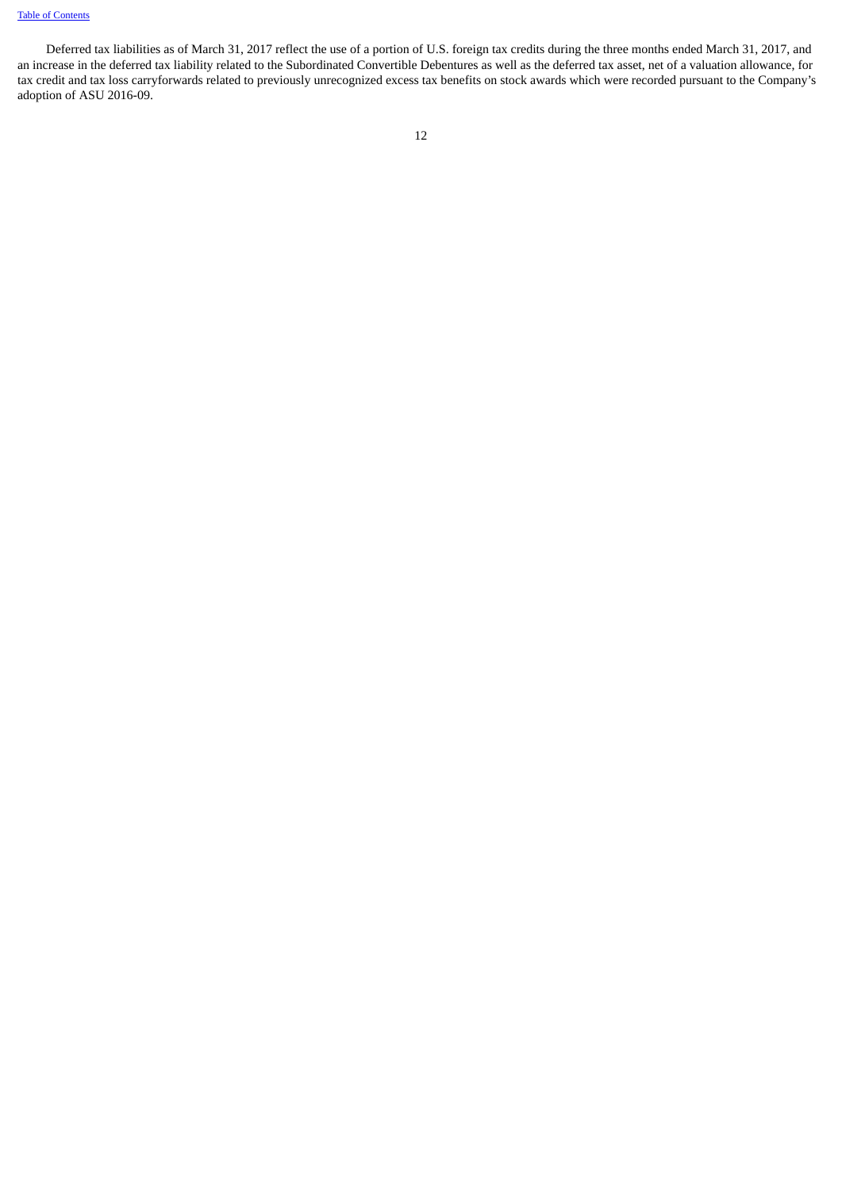Deferred tax liabilities as of March 31, 2017 reflect the use of a portion of U.S. foreign tax credits during the three months ended March 31, 2017, and an increase in the deferred tax liability related to the Subordinated Convertible Debentures as well as the deferred tax asset, net of a valuation allowance, for tax credit and tax loss carryforwards related to previously unrecognized excess tax benefits on stock awards which were recorded pursuant to the Company's adoption of ASU 2016-09.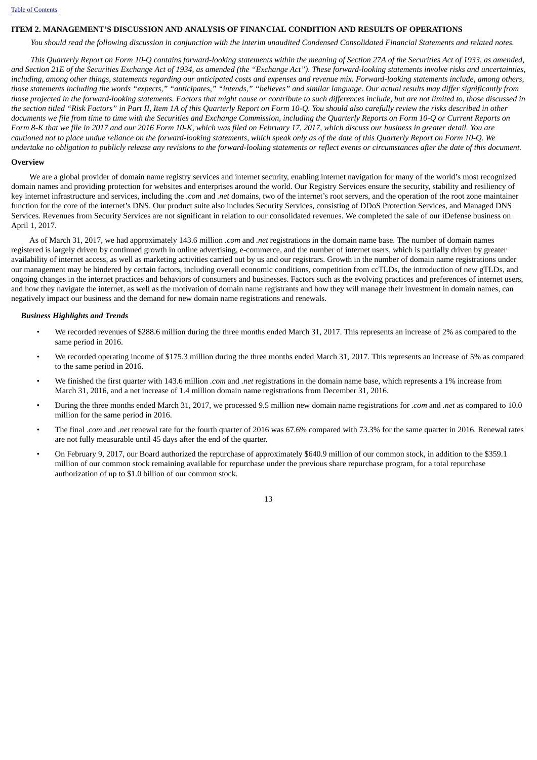## ITEM 2. MANAGEMENT'S DISCUSSION AND ANALYSIS OF FINANCIAL CONDITION AND RESULTS OF OPERATIONS

*You should read the following discussion in conjunction with the interim unaudited Condensed Consolidated Financial Statements and related notes.*

*This Quarterly Report on Form 10-Q contains forward-looking statements within the meaning of Section 27A of the Securities Act of 1933, as amended, and Section 21E of the Securities Exchange Act of 1934, as amended (the "Exchange Act"). These forward-looking statements involve risks and uncertainties, including, among other things, statements regarding our anticipated costs and expenses and revenue mix. Forward-looking statements include, among others, those statements including the words "expects," "anticipates," "intends," "believes" and similar language. Our actual results may differ significantly from those projected in the forward-looking statements. Factors that might cause or contribute to such differences include, but are not limited to, those discussed in the section titled "Risk Factors" in Part II, Item 1A of this Quarterly Report on Form 10-Q. You should also carefully review the risks described in other documents we file from time to time with the Securities and Exchange Commission, including the Quarterly Reports on Form 10-Q or Current Reports on Form 8-K that we file in 2017 and our 2016 Form 10-K, which was filed on February 17, 2017, which discuss our business in greater detail. You are cautioned not to place undue reliance on the forward-looking statements, which speak only as of the date of this Quarterly Report on Form 10-Q. We undertake no obligation to publicly release any revisions to the forward-looking statements or reflect events or circumstances after the date of this document.*

### Overview

We are a global provider of domain name registry services and internet security, enabling internet navigation for many of the world's most recognized domain names and providing protection for websites and enterprises around the world. Our Registry Services ensure the security, stability and resiliency of key internet infrastructure and services, including the *.com* and *.net* domains, two of the internet's root servers, and the operation of the root zone maintainer function for the core of the internet's DNS. Our product suite also includes Security Services, consisting of DDoS Protection Services, and Managed DNS Services. Revenues from Security Services are not significant in relation to our consolidated revenues. We completed the sale of our iDefense business on April 1, 2017.

As of March 31, 2017, we had approximately 143.6 million *.com* and *.net* registrations in the domain name base. The number of domain names registered is largely driven by continued growth in online advertising, e-commerce, and the number of internet users, which is partially driven by greater availability of internet access, as well as marketing activities carried out by us and our registrars. Growth in the number of domain name registrations under our management may be hindered by certain factors, including overall economic conditions, competition from ccTLDs, the introduction of new gTLDs, and ongoing changes in the internet practices and behaviors of consumers and businesses. Factors such as the evolving practices and preferences of internet users, and how they navigate the internet, as well as the motivation of domain name registrants and how they will manage their investment in domain names, can negatively impact our business and the demand for new domain name registrations and renewals.

#### *Business Highlights and Trends*

- We recorded revenues of $288.6 million during the three months ended March 31, 2017. This represents an increase of 2% as compared to the same period in 2016.
- We recorded operating income of $175.3 million during the three months ended March 31, 2017. This represents an increase of 5% as compared to the same period in 2016.
- We finished the first quarter with 143.6 million *.com* and *.net* registrations in the domain name base, which represents a 1% increase from March 31, 2016, and a net increase of 1.4 million domain name registrations from December 31, 2016.
- During the three months ended March 31, 2017, we processed 9.5 million new domain name registrations for *.com* and *.net* as compared to 10.0 million for the same period in 2016.
- The final *.com* and *.net* renewal rate for the fourth quarter of 2016 was 67.6% compared with 73.3% for the same quarter in 2016. Renewal rates are not fully measurable until 45 days after the end of the quarter.
- On February 9, 2017, our Board authorized the repurchase of approximately $640.9 million of our common stock, in addition to the $359.1 million of our common stock remaining available for repurchase under the previous share repurchase program, for a total repurchase authorization of up to $1.0 billion of our common stock.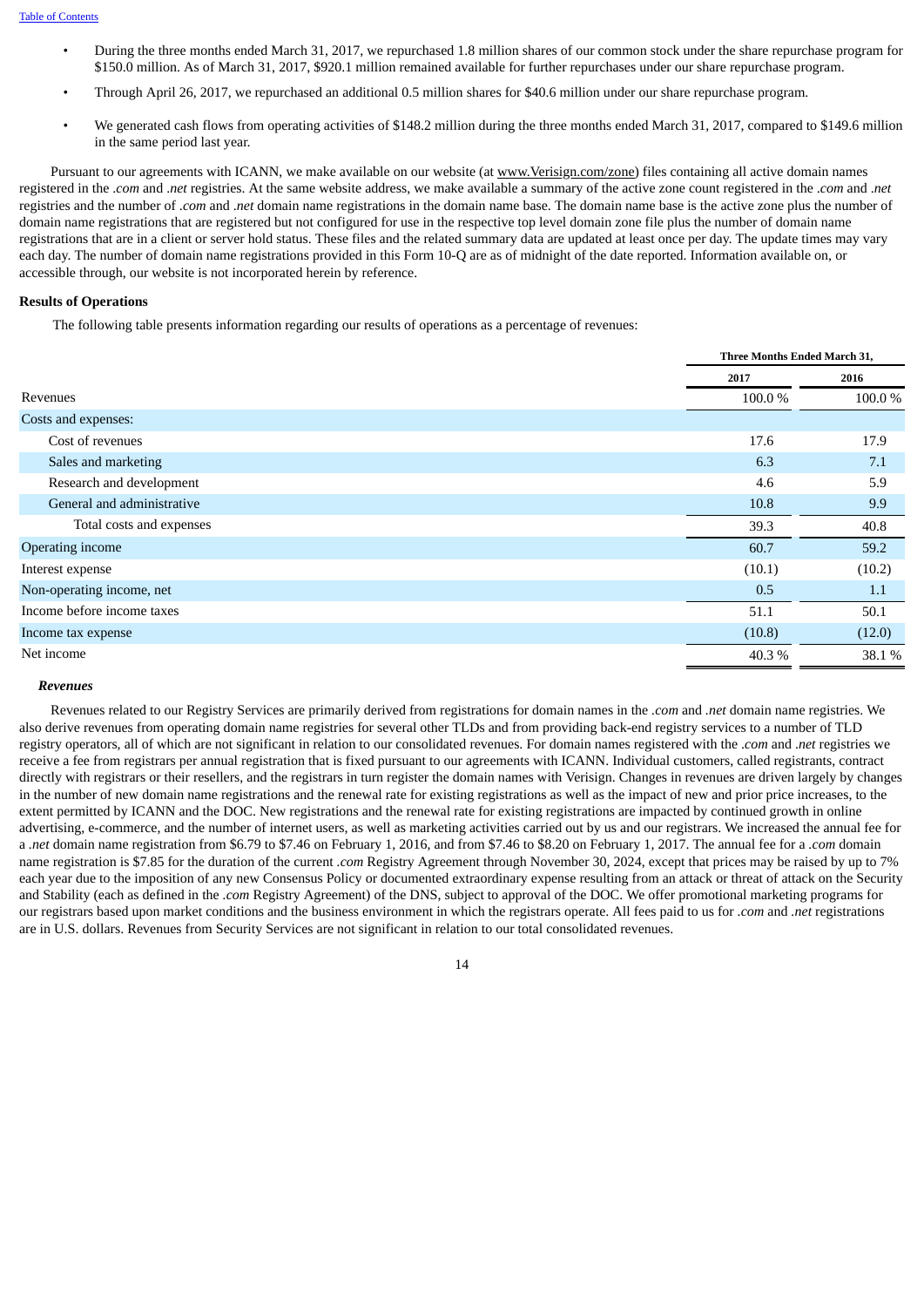- During the three months ended March 31, 2017, we repurchased 1.8 million shares of our common stock under the share repurchase program for $150.0 million. As of March 31, 2017, $920.1 million remained available for further repurchases under our share repurchase program.
- Through April 26, 2017, we repurchased an additional 0.5 million shares for $40.6 million under our share repurchase program.
- We generated cash flows from operating activities of $148.2 million during the three months ended March 31, 2017, compared to $149.6 million in the same period last year.

Pursuant to our agreements with ICANN, we make available on our website (at www.Verisign.com/zone) files containing all active domain names registered in the *.com* and *.net* registries. At the same website address, we make available a summary of the active zone count registered in the *.com* and *.net* registries and the number of *.com* and *.net* domain name registrations in the domain name base. The domain name base is the active zone plus the number of domain name registrations that are registered but not configured for use in the respective top level domain zone file plus the number of domain name registrations that are in a client or server hold status. These files and the related summary data are updated at least once per day. The update times may vary each day. The number of domain name registrations provided in this Form 10-Q are as of midnight of the date reported. Information available on, or accessible through, our website is not incorporated herein by reference.

**Results of Operations**

The following table presents information regarding our results of operations as a percentage of revenues:

| | Three Months Ended March 31, | |
|---|---|---|
| | 2017 | 2016 |
| Revenues | 100.0 % | 100.0 % |
| Costs and expenses: | | |
| Cost of revenues | 17.6 | 17.9 |
| Sales and marketing | 6.3 | 7.1 |
| Research and development | 4.6 | 5.9 |
| General and administrative | 10.8 | 9.9 |
| Total costs and expenses | 39.3 | 40.8 |
| Operating income | 60.7 | 59.2 |
| Interest expense | (10.1) | (10.2) |
| Non-operating income, net | 0.5 | 1.1 |
| Income before income taxes | 51.1 | 50.1 |
| Income tax expense | (10.8) | (12.0) |
| Net income | 40.3 % | 38.1 % |

***Revenues***

Revenues related to our Registry Services are primarily derived from registrations for domain names in the *.com* and *.net* domain name registries. We also derive revenues from operating domain name registries for several other TLDs and from providing back-end registry services to a number of TLD registry operators, all of which are not significant in relation to our consolidated revenues. For domain names registered with the *.com* and *.net* registries we receive a fee from registrars per annual registration that is fixed pursuant to our agreements with ICANN. Individual customers, called registrants, contract directly with registrars or their resellers, and the registrars in turn register the domain names with Verisign. Changes in revenues are driven largely by changes in the number of new domain name registrations and the renewal rate for existing registrations as well as the impact of new and prior price increases, to the extent permitted by ICANN and the DOC. New registrations and the renewal rate for existing registrations are impacted by continued growth in online advertising, e-commerce, and the number of internet users, as well as marketing activities carried out by us and our registrars. We increased the annual fee for a *.net* domain name registration from $6.79 to $7.46 on February 1, 2016, and from $7.46 to $8.20 on February 1, 2017. The annual fee for a *.com* domain name registration is $7.85 for the duration of the current *.com* Registry Agreement through November 30, 2024, except that prices may be raised by up to 7% each year due to the imposition of any new Consensus Policy or documented extraordinary expense resulting from an attack or threat of attack on the Security and Stability (each as defined in the *.com* Registry Agreement) of the DNS, subject to approval of the DOC. We offer promotional marketing programs for our registrars based upon market conditions and the business environment in which the registrars operate. All fees paid to us for *.com* and *.net* registrations are in U.S. dollars. Revenues from Security Services are not significant in relation to our total consolidated revenues.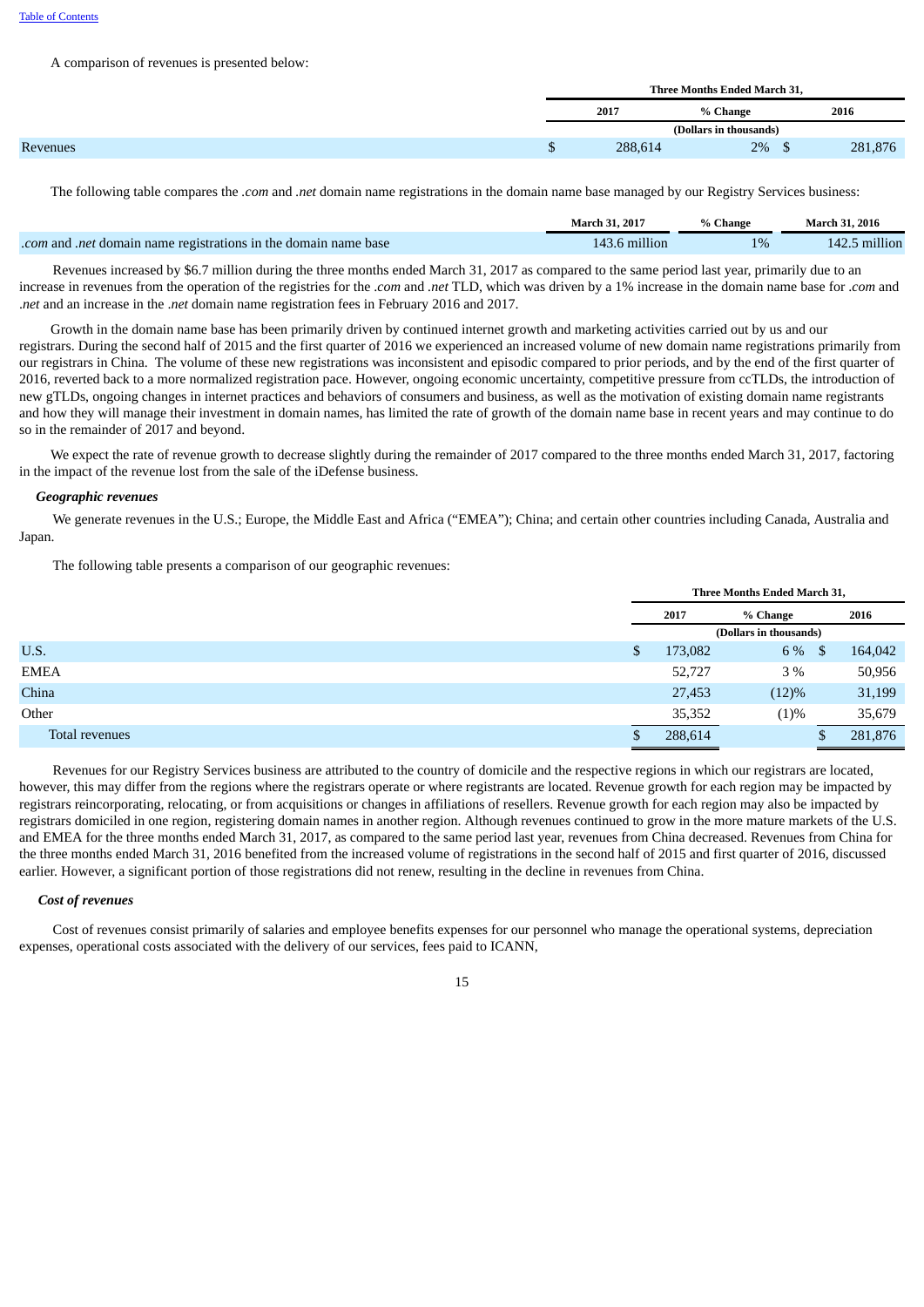A comparison of revenues is presented below:

| | Three Months Ended March 31, | | |
|---|---|---|---|
| | 2017 | % Change | 2016 |
| | (Dollars in thousands) | | |
| Revenues | $ 288,614 | 2% | $ 281,876 |

The following table compares the *.com* and *.net* domain name registrations in the domain name base managed by our Registry Services business:

| | March 31, 2017 | % Change | March 31, 2016 |
|---|---|---|---|
| *.com* and *.net* domain name registrations in the domain name base | 143.6 million | 1% | 142.5 million |

Revenues increased by $6.7 million during the three months ended March 31, 2017 as compared to the same period last year, primarily due to an increase in revenues from the operation of the registries for the *.com* and *.net* TLD, which was driven by a 1% increase in the domain name base for *.com* and *.net* and an increase in the *.net* domain name registration fees in February 2016 and 2017.

Growth in the domain name base has been primarily driven by continued internet growth and marketing activities carried out by us and our registrars. During the second half of 2015 and the first quarter of 2016 we experienced an increased volume of new domain name registrations primarily from our registrars in China. The volume of these new registrations was inconsistent and episodic compared to prior periods, and by the end of the first quarter of 2016, reverted back to a more normalized registration pace. However, ongoing economic uncertainty, competitive pressure from ccTLDs, the introduction of new gTLDs, ongoing changes in internet practices and behaviors of consumers and business, as well as the motivation of existing domain name registrants and how they will manage their investment in domain names, has limited the rate of growth of the domain name base in recent years and may continue to do so in the remainder of 2017 and beyond.

We expect the rate of revenue growth to decrease slightly during the remainder of 2017 compared to the three months ended March 31, 2017, factoring in the impact of the revenue lost from the sale of the iDefense business.

***Geographic revenues***

We generate revenues in the U.S.; Europe, the Middle East and Africa ("EMEA"); China; and certain other countries including Canada, Australia and Japan.

The following table presents a comparison of our geographic revenues:

| | Three Months Ended March 31, | | |
|---|---|---|---|
| | 2017 | % Change | 2016 |
| | (Dollars in thousands) | | |
| U.S. | $ 173,082 | 6 % | $ 164,042 |
| EMEA | 52,727 | 3 % | 50,956 |
| China | 27,453 | (12)% | 31,199 |
| Other | 35,352 | (1)% | 35,679 |
| Total revenues | $ 288,614 | | $ 281,876 |

Revenues for our Registry Services business are attributed to the country of domicile and the respective regions in which our registrars are located, however, this may differ from the regions where the registrars operate or where registrants are located. Revenue growth for each region may be impacted by registrars reincorporating, relocating, or from acquisitions or changes in affiliations of resellers. Revenue growth for each region may also be impacted by registrars domiciled in one region, registering domain names in another region. Although revenues continued to grow in the more mature markets of the U.S. and EMEA for the three months ended March 31, 2017, as compared to the same period last year, revenues from China decreased. Revenues from China for the three months ended March 31, 2016 benefited from the increased volume of registrations in the second half of 2015 and first quarter of 2016, discussed earlier. However, a significant portion of those registrations did not renew, resulting in the decline in revenues from China.

***Cost of revenues***

Cost of revenues consist primarily of salaries and employee benefits expenses for our personnel who manage the operational systems, depreciation expenses, operational costs associated with the delivery of our services, fees paid to ICANN,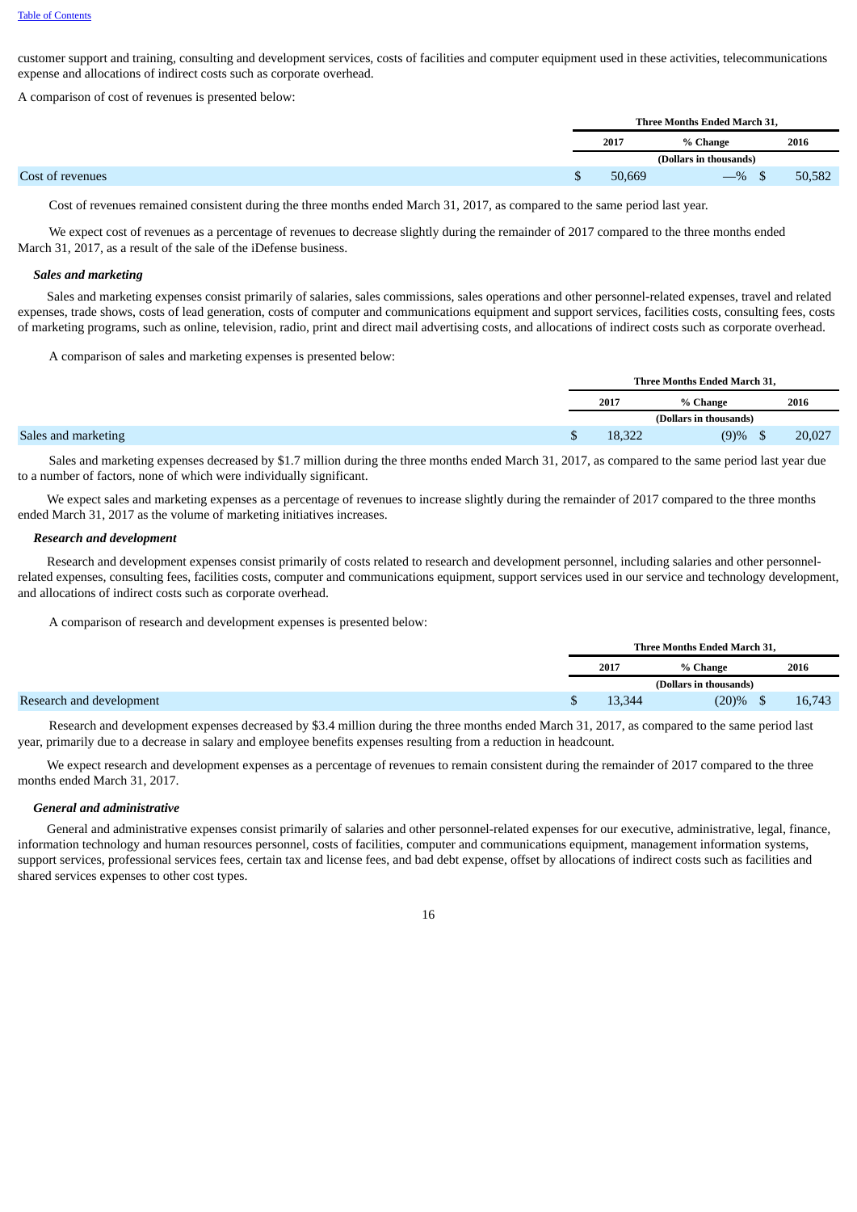customer support and training, consulting and development services, costs of facilities and computer equipment used in these activities, telecommunications expense and allocations of indirect costs such as corporate overhead.

A comparison of cost of revenues is presented below:

| | Three Months Ended March 31, | | |
|---|---|---|---|
| | 2017 | % Change | 2016 |
| | (Dollars in thousands) | | |
| Cost of revenues | $ 50,669 | —% | $ 50,582 |

Cost of revenues remained consistent during the three months ended March 31, 2017, as compared to the same period last year.

We expect cost of revenues as a percentage of revenues to decrease slightly during the remainder of 2017 compared to the three months ended March 31, 2017, as a result of the sale of the iDefense business.

***Sales and marketing***

Sales and marketing expenses consist primarily of salaries, sales commissions, sales operations and other personnel-related expenses, travel and related expenses, trade shows, costs of lead generation, costs of computer and communications equipment and support services, facilities costs, consulting fees, costs of marketing programs, such as online, television, radio, print and direct mail advertising costs, and allocations of indirect costs such as corporate overhead.

A comparison of sales and marketing expenses is presented below:

| | Three Months Ended March 31, | | |
|---|---|---|---|
| | 2017 | % Change | 2016 |
| | (Dollars in thousands) | | |
| Sales and marketing | $ 18,322 | (9)% | $ 20,027 |

Sales and marketing expenses decreased by $1.7 million during the three months ended March 31, 2017, as compared to the same period last year due to a number of factors, none of which were individually significant.

We expect sales and marketing expenses as a percentage of revenues to increase slightly during the remainder of 2017 compared to the three months ended March 31, 2017 as the volume of marketing initiatives increases.

***Research and development***

Research and development expenses consist primarily of costs related to research and development personnel, including salaries and other personnel-related expenses, consulting fees, facilities costs, computer and communications equipment, support services used in our service and technology development, and allocations of indirect costs such as corporate overhead.

A comparison of research and development expenses is presented below:

| | Three Months Ended March 31, | | |
|---|---|---|---|
| | 2017 | % Change | 2016 |
| | (Dollars in thousands) | | |
| Research and development | $ 13,344 | (20)% | $ 16,743 |

Research and development expenses decreased by $3.4 million during the three months ended March 31, 2017, as compared to the same period last year, primarily due to a decrease in salary and employee benefits expenses resulting from a reduction in headcount.

We expect research and development expenses as a percentage of revenues to remain consistent during the remainder of 2017 compared to the three months ended March 31, 2017.

***General and administrative***

General and administrative expenses consist primarily of salaries and other personnel-related expenses for our executive, administrative, legal, finance, information technology and human resources personnel, costs of facilities, computer and communications equipment, management information systems, support services, professional services fees, certain tax and license fees, and bad debt expense, offset by allocations of indirect costs such as facilities and shared services expenses to other cost types.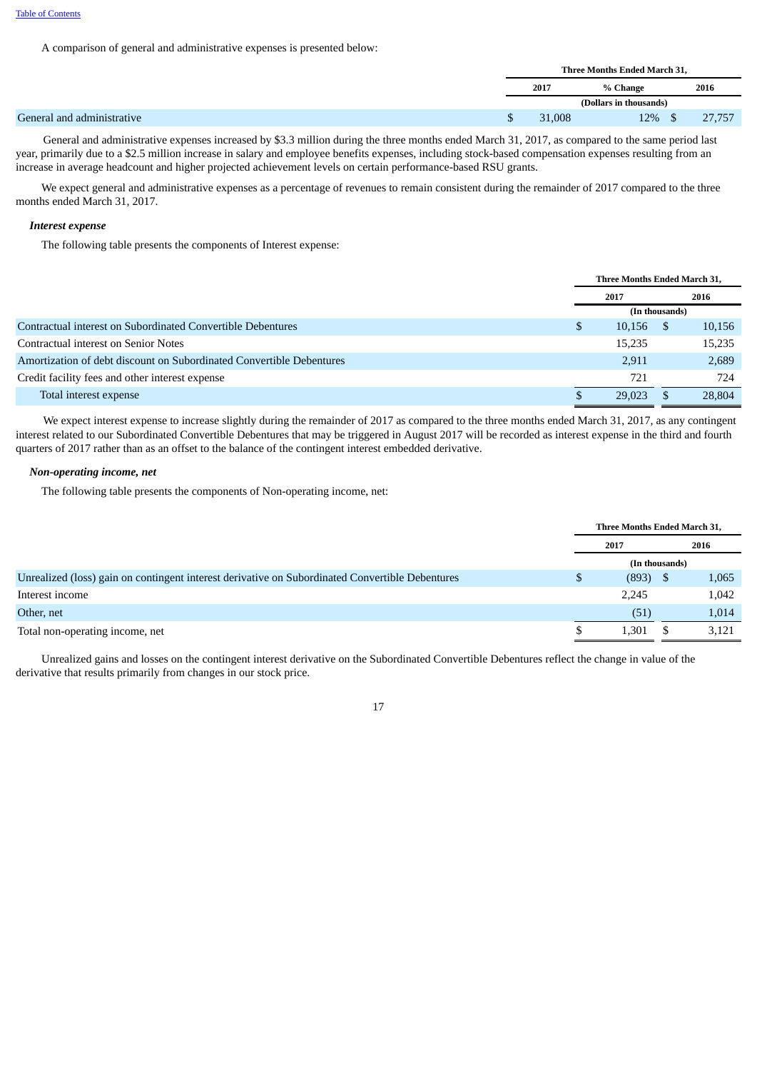A comparison of general and administrative expenses is presented below:

| | Three Months Ended March 31, | | |
|---|---|---|---|
| | 2017 | % Change | 2016 |
| | (Dollars in thousands) | | |
| General and administrative | $ 31,008 | 12% | $ 27,757 |

General and administrative expenses increased by $3.3 million during the three months ended March 31, 2017, as compared to the same period last year, primarily due to a $2.5 million increase in salary and employee benefits expenses, including stock-based compensation expenses resulting from an increase in average headcount and higher projected achievement levels on certain performance-based RSU grants.

We expect general and administrative expenses as a percentage of revenues to remain consistent during the remainder of 2017 compared to the three months ended March 31, 2017.

***Interest expense***

The following table presents the components of Interest expense:

| | Three Months Ended March 31, | |
|---|---|---|
| | 2017 | 2016 |
| | (In thousands) | |
| Contractual interest on Subordinated Convertible Debentures | $ 10,156 | $ 10,156 |
| Contractual interest on Senior Notes | 15,235 | 15,235 |
| Amortization of debt discount on Subordinated Convertible Debentures | 2,911 | 2,689 |
| Credit facility fees and other interest expense | 721 | 724 |
| Total interest expense | $ 29,023 | $ 28,804 |

We expect interest expense to increase slightly during the remainder of 2017 as compared to the three months ended March 31, 2017, as any contingent interest related to our Subordinated Convertible Debentures that may be triggered in August 2017 will be recorded as interest expense in the third and fourth quarters of 2017 rather than as an offset to the balance of the contingent interest embedded derivative.

***Non-operating income, net***

The following table presents the components of Non-operating income, net:

| | Three Months Ended March 31, | |
|---|---|---|
| | 2017 | 2016 |
| | (In thousands) | |
| Unrealized (loss) gain on contingent interest derivative on Subordinated Convertible Debentures | $ (893) | $ 1,065 |
| Interest income | 2,245 | 1,042 |
| Other, net | (51) | 1,014 |
| Total non-operating income, net | $ 1,301 | $ 3,121 |

Unrealized gains and losses on the contingent interest derivative on the Subordinated Convertible Debentures reflect the change in value of the derivative that results primarily from changes in our stock price.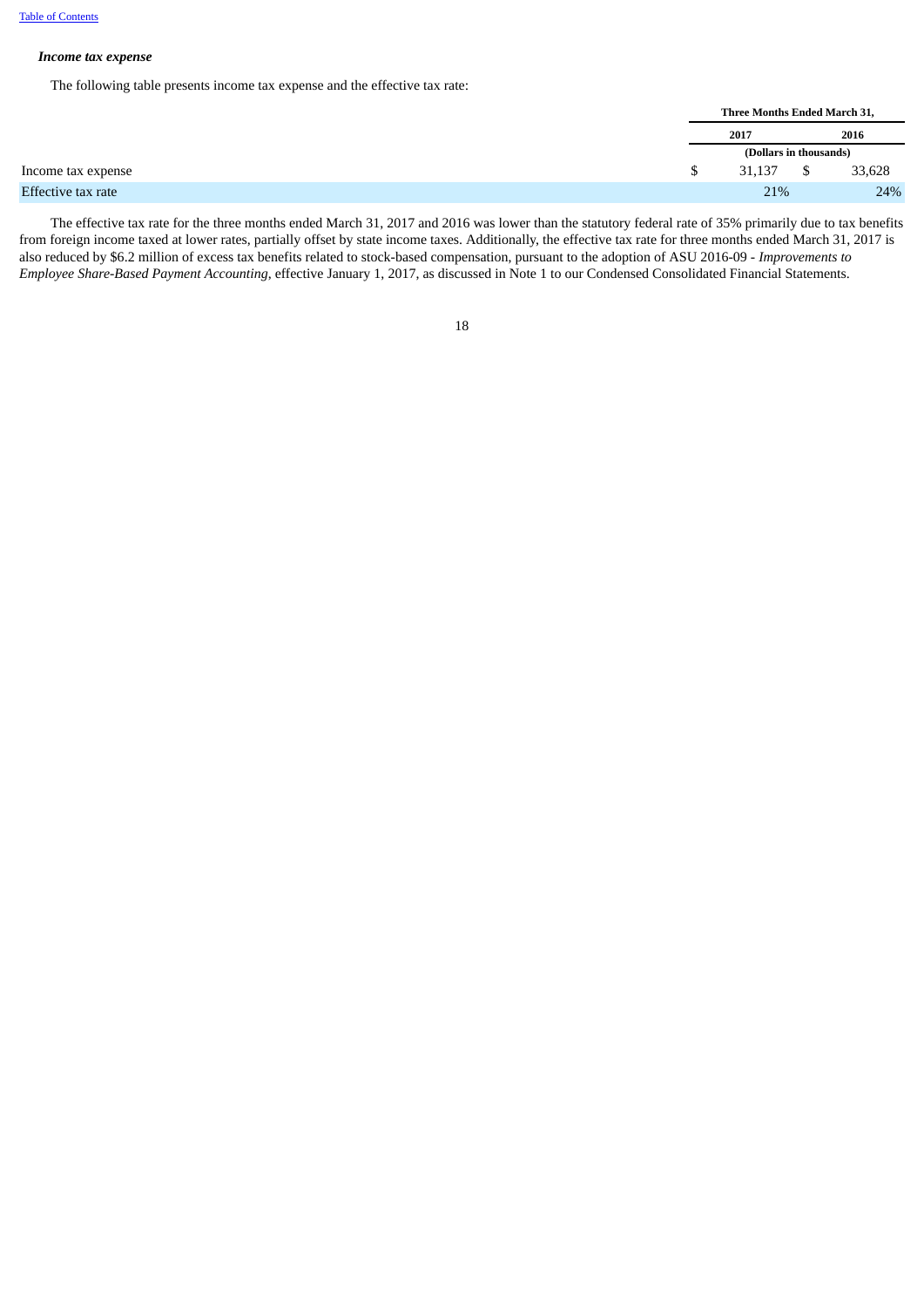***Income tax expense***

The following table presents income tax expense and the effective tax rate:

| | Three Months Ended March 31, | |
|---|---|---|
| | 2017 | 2016 |
| | (Dollars in thousands) | |
| Income tax expense | $ 31,137 | $ 33,628 |
| Effective tax rate | 21% | 24% |

The effective tax rate for the three months ended March 31, 2017 and 2016 was lower than the statutory federal rate of 35% primarily due to tax benefits from foreign income taxed at lower rates, partially offset by state income taxes. Additionally, the effective tax rate for three months ended March 31, 2017 is also reduced by $6.2 million of excess tax benefits related to stock-based compensation, pursuant to the adoption of ASU 2016-09 - *Improvements to Employee Share-Based Payment Accounting*, effective January 1, 2017, as discussed in Note 1 to our Condensed Consolidated Financial Statements.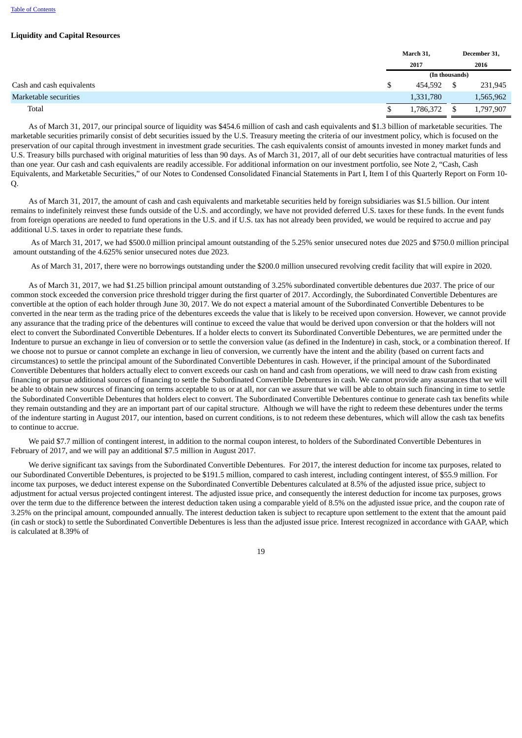**Liquidity and Capital Resources**

| | March 31, 2017 | December 31, 2016 |
|---|---|---|
| | (In thousands) | |
| Cash and cash equivalents | $ 454,592 | $ 231,945 |
| Marketable securities | 1,331,780 | 1,565,962 |
| Total | $ 1,786,372 | $ 1,797,907 |

As of March 31, 2017, our principal source of liquidity was $454.6 million of cash and cash equivalents and $1.3 billion of marketable securities. The marketable securities primarily consist of debt securities issued by the U.S. Treasury meeting the criteria of our investment policy, which is focused on the preservation of our capital through investment in investment grade securities. The cash equivalents consist of amounts invested in money market funds and U.S. Treasury bills purchased with original maturities of less than 90 days. As of March 31, 2017, all of our debt securities have contractual maturities of less than one year. Our cash and cash equivalents are readily accessible. For additional information on our investment portfolio, see Note 2, "Cash, Cash Equivalents, and Marketable Securities," of our Notes to Condensed Consolidated Financial Statements in Part I, Item I of this Quarterly Report on Form 10-Q.

As of March 31, 2017, the amount of cash and cash equivalents and marketable securities held by foreign subsidiaries was $1.5 billion. Our intent remains to indefinitely reinvest these funds outside of the U.S. and accordingly, we have not provided deferred U.S. taxes for these funds. In the event funds from foreign operations are needed to fund operations in the U.S. and if U.S. tax has not already been provided, we would be required to accrue and pay additional U.S. taxes in order to repatriate these funds.

As of March 31, 2017, we had $500.0 million principal amount outstanding of the 5.25% senior unsecured notes due 2025 and $750.0 million principal amount outstanding of the 4.625% senior unsecured notes due 2023.

As of March 31, 2017, there were no borrowings outstanding under the $200.0 million unsecured revolving credit facility that will expire in 2020.

As of March 31, 2017, we had $1.25 billion principal amount outstanding of 3.25% subordinated convertible debentures due 2037. The price of our common stock exceeded the conversion price threshold trigger during the first quarter of 2017. Accordingly, the Subordinated Convertible Debentures are convertible at the option of each holder through June 30, 2017. We do not expect a material amount of the Subordinated Convertible Debentures to be converted in the near term as the trading price of the debentures exceeds the value that is likely to be received upon conversion. However, we cannot provide any assurance that the trading price of the debentures will continue to exceed the value that would be derived upon conversion or that the holders will not elect to convert the Subordinated Convertible Debentures. If a holder elects to convert its Subordinated Convertible Debentures, we are permitted under the Indenture to pursue an exchange in lieu of conversion or to settle the conversion value (as defined in the Indenture) in cash, stock, or a combination thereof. If we choose not to pursue or cannot complete an exchange in lieu of conversion, we currently have the intent and the ability (based on current facts and circumstances) to settle the principal amount of the Subordinated Convertible Debentures in cash. However, if the principal amount of the Subordinated Convertible Debentures that holders actually elect to convert exceeds our cash on hand and cash from operations, we will need to draw cash from existing financing or pursue additional sources of financing to settle the Subordinated Convertible Debentures in cash. We cannot provide any assurances that we will be able to obtain new sources of financing on terms acceptable to us or at all, nor can we assure that we will be able to obtain such financing in time to settle the Subordinated Convertible Debentures that holders elect to convert. The Subordinated Convertible Debentures continue to generate cash tax benefits while they remain outstanding and they are an important part of our capital structure. Although we will have the right to redeem these debentures under the terms of the indenture starting in August 2017, our intention, based on current conditions, is to not redeem these debentures, which will allow the cash tax benefits to continue to accrue.

We paid $7.7 million of contingent interest, in addition to the normal coupon interest, to holders of the Subordinated Convertible Debentures in February of 2017, and we will pay an additional $7.5 million in August 2017.

We derive significant tax savings from the Subordinated Convertible Debentures. For 2017, the interest deduction for income tax purposes, related to our Subordinated Convertible Debentures, is projected to be $191.5 million, compared to cash interest, including contingent interest, of $55.9 million. For income tax purposes, we deduct interest expense on the Subordinated Convertible Debentures calculated at 8.5% of the adjusted issue price, subject to adjustment for actual versus projected contingent interest. The adjusted issue price, and consequently the interest deduction for income tax purposes, grows over the term due to the difference between the interest deduction taken using a comparable yield of 8.5% on the adjusted issue price, and the coupon rate of 3.25% on the principal amount, compounded annually. The interest deduction taken is subject to recapture upon settlement to the extent that the amount paid (in cash or stock) to settle the Subordinated Convertible Debentures is less than the adjusted issue price. Interest recognized in accordance with GAAP, which is calculated at 8.39% of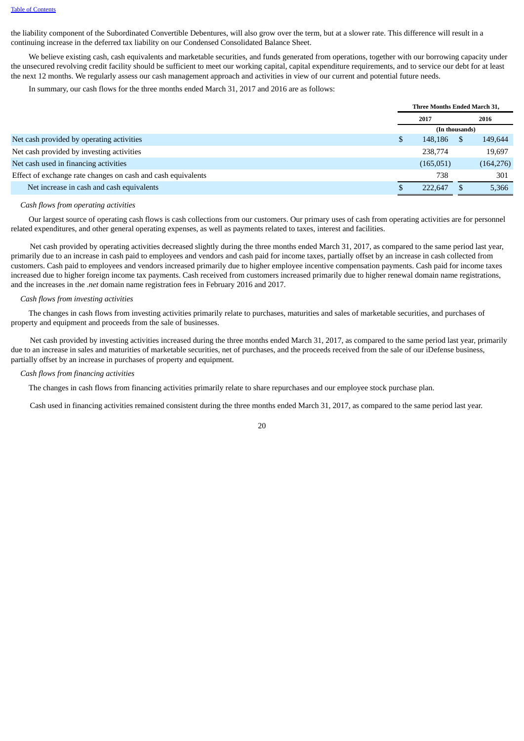the liability component of the Subordinated Convertible Debentures, will also grow over the term, but at a slower rate. This difference will result in a continuing increase in the deferred tax liability on our Condensed Consolidated Balance Sheet.

We believe existing cash, cash equivalents and marketable securities, and funds generated from operations, together with our borrowing capacity under the unsecured revolving credit facility should be sufficient to meet our working capital, capital expenditure requirements, and to service our debt for at least the next 12 months. We regularly assess our cash management approach and activities in view of our current and potential future needs.

In summary, our cash flows for the three months ended March 31, 2017 and 2016 are as follows:

| | Three Months Ended March 31, | |
|---|---|---|
| | 2017 | 2016 |
| | (In thousands) | |
| Net cash provided by operating activities | $ 148,186 | $ 149,644 |
| Net cash provided by investing activities | 238,774 | 19,697 |
| Net cash used in financing activities | (165,051) | (164,276) |
| Effect of exchange rate changes on cash and cash equivalents | 738 | 301 |
| Net increase in cash and cash equivalents | $ 222,647 | $ 5,366 |

*Cash flows from operating activities*

Our largest source of operating cash flows is cash collections from our customers. Our primary uses of cash from operating activities are for personnel related expenditures, and other general operating expenses, as well as payments related to taxes, interest and facilities.

Net cash provided by operating activities decreased slightly during the three months ended March 31, 2017, as compared to the same period last year, primarily due to an increase in cash paid to employees and vendors and cash paid for income taxes, partially offset by an increase in cash collected from customers. Cash paid to employees and vendors increased primarily due to higher employee incentive compensation payments. Cash paid for income taxes increased due to higher foreign income tax payments. Cash received from customers increased primarily due to higher renewal domain name registrations, and the increases in the *.net* domain name registration fees in February 2016 and 2017.

*Cash flows from investing activities*

The changes in cash flows from investing activities primarily relate to purchases, maturities and sales of marketable securities, and purchases of property and equipment and proceeds from the sale of businesses.

Net cash provided by investing activities increased during the three months ended March 31, 2017, as compared to the same period last year, primarily due to an increase in sales and maturities of marketable securities, net of purchases, and the proceeds received from the sale of our iDefense business, partially offset by an increase in purchases of property and equipment.

*Cash flows from financing activities*

The changes in cash flows from financing activities primarily relate to share repurchases and our employee stock purchase plan.

Cash used in financing activities remained consistent during the three months ended March 31, 2017, as compared to the same period last year.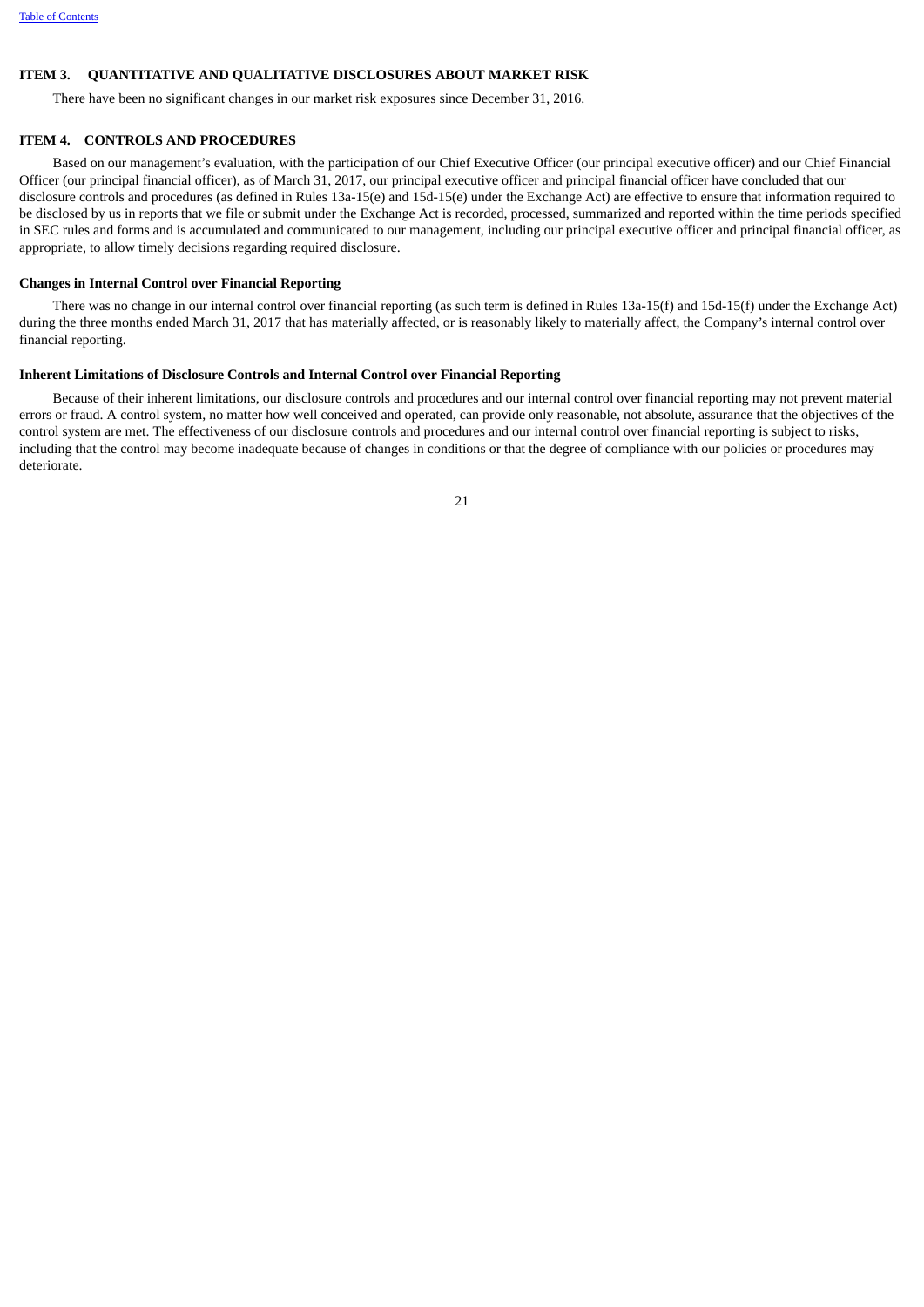## ITEM 3. QUANTITATIVE AND QUALITATIVE DISCLOSURES ABOUT MARKET RISK

There have been no significant changes in our market risk exposures since December 31, 2016.

## ITEM 4. CONTROLS AND PROCEDURES

Based on our management's evaluation, with the participation of our Chief Executive Officer (our principal executive officer) and our Chief Financial Officer (our principal financial officer), as of March 31, 2017, our principal executive officer and principal financial officer have concluded that our disclosure controls and procedures (as defined in Rules 13a-15(e) and 15d-15(e) under the Exchange Act) are effective to ensure that information required to be disclosed by us in reports that we file or submit under the Exchange Act is recorded, processed, summarized and reported within the time periods specified in SEC rules and forms and is accumulated and communicated to our management, including our principal executive officer and principal financial officer, as appropriate, to allow timely decisions regarding required disclosure.

### Changes in Internal Control over Financial Reporting

There was no change in our internal control over financial reporting (as such term is defined in Rules 13a-15(f) and 15d-15(f) under the Exchange Act) during the three months ended March 31, 2017 that has materially affected, or is reasonably likely to materially affect, the Company's internal control over financial reporting.

### Inherent Limitations of Disclosure Controls and Internal Control over Financial Reporting

Because of their inherent limitations, our disclosure controls and procedures and our internal control over financial reporting may not prevent material errors or fraud. A control system, no matter how well conceived and operated, can provide only reasonable, not absolute, assurance that the objectives of the control system are met. The effectiveness of our disclosure controls and procedures and our internal control over financial reporting is subject to risks, including that the control may become inadequate because of changes in conditions or that the degree of compliance with our policies or procedures may deteriorate.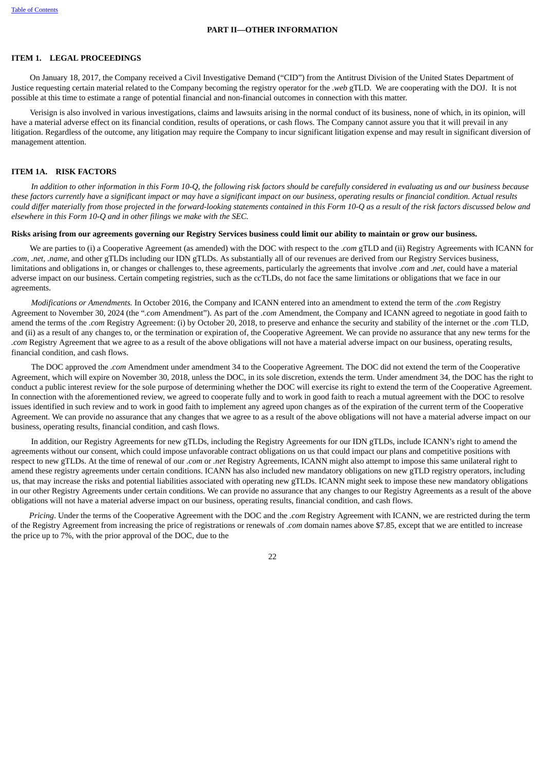## PART II—OTHER INFORMATION

### ITEM 1. LEGAL PROCEEDINGS

On January 18, 2017, the Company received a Civil Investigative Demand ("CID") from the Antitrust Division of the United States Department of Justice requesting certain material related to the Company becoming the registry operator for the *.web* gTLD. We are cooperating with the DOJ. It is not possible at this time to estimate a range of potential financial and non-financial outcomes in connection with this matter.

Verisign is also involved in various investigations, claims and lawsuits arising in the normal conduct of its business, none of which, in its opinion, will have a material adverse effect on its financial condition, results of operations, or cash flows. The Company cannot assure you that it will prevail in any litigation. Regardless of the outcome, any litigation may require the Company to incur significant litigation expense and may result in significant diversion of management attention.

### ITEM 1A. RISK FACTORS

*In addition to other information in this Form 10-Q, the following risk factors should be carefully considered in evaluating us and our business because these factors currently have a significant impact or may have a significant impact on our business, operating results or financial condition. Actual results could differ materially from those projected in the forward-looking statements contained in this Form 10-Q as a result of the risk factors discussed below and elsewhere in this Form 10-Q and in other filings we make with the SEC.*

**Risks arising from our agreements governing our Registry Services business could limit our ability to maintain or grow our business.**

We are parties to (i) a Cooperative Agreement (as amended) with the DOC with respect to the *.com* gTLD and (ii) Registry Agreements with ICANN for *.com*, *.net*, *.name*, and other gTLDs including our IDN gTLDs. As substantially all of our revenues are derived from our Registry Services business, limitations and obligations in, or changes or challenges to, these agreements, particularly the agreements that involve *.com* and *.net*, could have a material adverse impact on our business. Certain competing registries, such as the ccTLDs, do not face the same limitations or obligations that we face in our agreements.

*Modifications or Amendments.* In October 2016, the Company and ICANN entered into an amendment to extend the term of the *.com* Registry Agreement to November 30, 2024 (the "*.com* Amendment"). As part of the *.com* Amendment, the Company and ICANN agreed to negotiate in good faith to amend the terms of the *.com* Registry Agreement: (i) by October 20, 2018, to preserve and enhance the security and stability of the internet or the *.com* TLD, and (ii) as a result of any changes to, or the termination or expiration of, the Cooperative Agreement. We can provide no assurance that any new terms for the *.com* Registry Agreement that we agree to as a result of the above obligations will not have a material adverse impact on our business, operating results, financial condition, and cash flows.

The DOC approved the *.com* Amendment under amendment 34 to the Cooperative Agreement. The DOC did not extend the term of the Cooperative Agreement, which will expire on November 30, 2018, unless the DOC, in its sole discretion, extends the term. Under amendment 34, the DOC has the right to conduct a public interest review for the sole purpose of determining whether the DOC will exercise its right to extend the term of the Cooperative Agreement. In connection with the aforementioned review, we agreed to cooperate fully and to work in good faith to reach a mutual agreement with the DOC to resolve issues identified in such review and to work in good faith to implement any agreed upon changes as of the expiration of the current term of the Cooperative Agreement. We can provide no assurance that any changes that we agree to as a result of the above obligations will not have a material adverse impact on our business, operating results, financial condition, and cash flows.

In addition, our Registry Agreements for new gTLDs, including the Registry Agreements for our IDN gTLDs, include ICANN's right to amend the agreements without our consent, which could impose unfavorable contract obligations on us that could impact our plans and competitive positions with respect to new gTLDs. At the time of renewal of our *.com* or *.net* Registry Agreements, ICANN might also attempt to impose this same unilateral right to amend these registry agreements under certain conditions. ICANN has also included new mandatory obligations on new gTLD registry operators, including us, that may increase the risks and potential liabilities associated with operating new gTLDs. ICANN might seek to impose these new mandatory obligations in our other Registry Agreements under certain conditions. We can provide no assurance that any changes to our Registry Agreements as a result of the above obligations will not have a material adverse impact on our business, operating results, financial condition, and cash flows.

*Pricing*. Under the terms of the Cooperative Agreement with the DOC and the *.com* Registry Agreement with ICANN, we are restricted during the term of the Registry Agreement from increasing the price of registrations or renewals of *.com* domain names above $7.85, except that we are entitled to increase the price up to 7%, with the prior approval of the DOC, due to the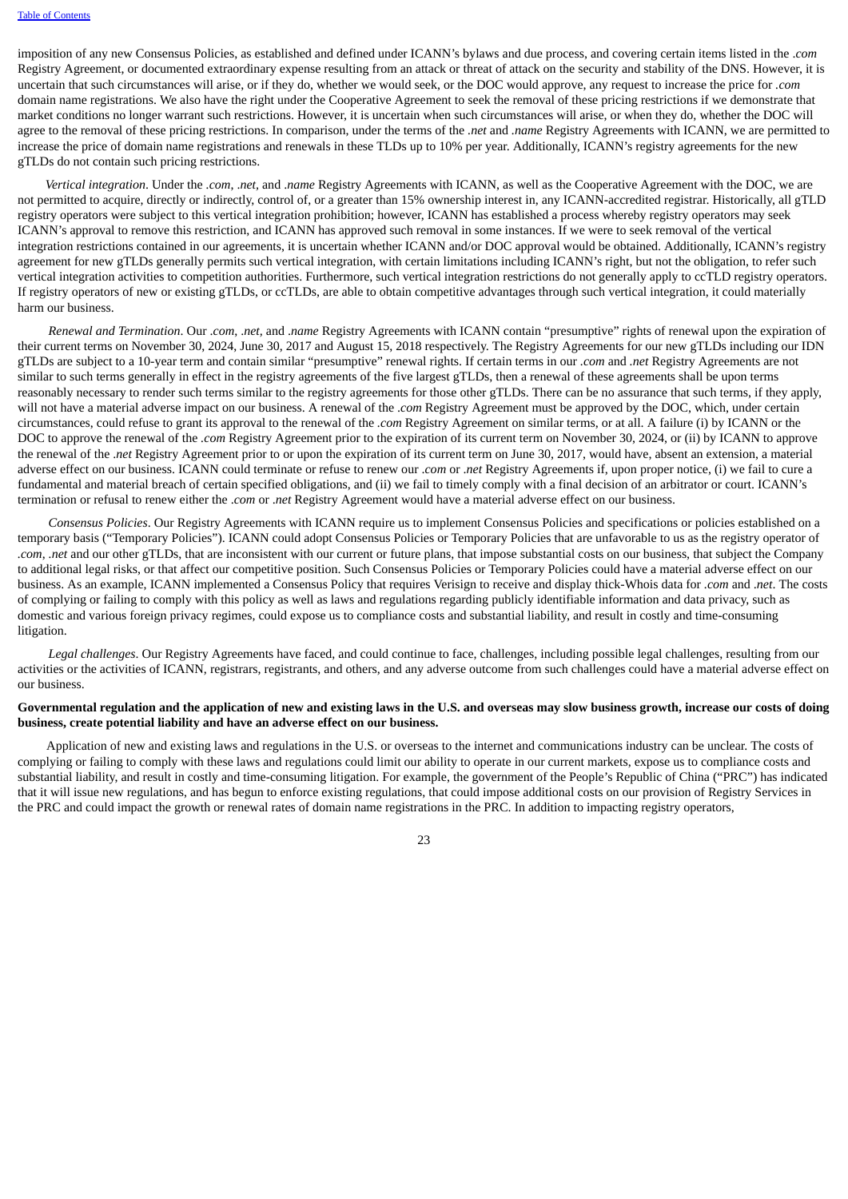imposition of any new Consensus Policies, as established and defined under ICANN's bylaws and due process, and covering certain items listed in the *.com* Registry Agreement, or documented extraordinary expense resulting from an attack or threat of attack on the security and stability of the DNS. However, it is uncertain that such circumstances will arise, or if they do, whether we would seek, or the DOC would approve, any request to increase the price for *.com* domain name registrations. We also have the right under the Cooperative Agreement to seek the removal of these pricing restrictions if we demonstrate that market conditions no longer warrant such restrictions. However, it is uncertain when such circumstances will arise, or when they do, whether the DOC will agree to the removal of these pricing restrictions. In comparison, under the terms of the *.net* and *.name* Registry Agreements with ICANN, we are permitted to increase the price of domain name registrations and renewals in these TLDs up to 10% per year. Additionally, ICANN's registry agreements for the new gTLDs do not contain such pricing restrictions.

*Vertical integration*. Under the *.com*, *.net*, and *.name* Registry Agreements with ICANN, as well as the Cooperative Agreement with the DOC, we are not permitted to acquire, directly or indirectly, control of, or a greater than 15% ownership interest in, any ICANN-accredited registrar. Historically, all gTLD registry operators were subject to this vertical integration prohibition; however, ICANN has established a process whereby registry operators may seek ICANN's approval to remove this restriction, and ICANN has approved such removal in some instances. If we were to seek removal of the vertical integration restrictions contained in our agreements, it is uncertain whether ICANN and/or DOC approval would be obtained. Additionally, ICANN's registry agreement for new gTLDs generally permits such vertical integration, with certain limitations including ICANN's right, but not the obligation, to refer such vertical integration activities to competition authorities. Furthermore, such vertical integration restrictions do not generally apply to ccTLD registry operators. If registry operators of new or existing gTLDs, or ccTLDs, are able to obtain competitive advantages through such vertical integration, it could materially harm our business.

*Renewal and Termination*. Our *.com*, *.net*, and *.name* Registry Agreements with ICANN contain "presumptive" rights of renewal upon the expiration of their current terms on November 30, 2024, June 30, 2017 and August 15, 2018 respectively. The Registry Agreements for our new gTLDs including our IDN gTLDs are subject to a 10-year term and contain similar "presumptive" renewal rights. If certain terms in our *.com* and *.net* Registry Agreements are not similar to such terms generally in effect in the registry agreements of the five largest gTLDs, then a renewal of these agreements shall be upon terms reasonably necessary to render such terms similar to the registry agreements for those other gTLDs. There can be no assurance that such terms, if they apply, will not have a material adverse impact on our business. A renewal of the *.com* Registry Agreement must be approved by the DOC, which, under certain circumstances, could refuse to grant its approval to the renewal of the *.com* Registry Agreement on similar terms, or at all. A failure (i) by ICANN or the DOC to approve the renewal of the *.com* Registry Agreement prior to the expiration of its current term on November 30, 2024, or (ii) by ICANN to approve the renewal of the *.net* Registry Agreement prior to or upon the expiration of its current term on June 30, 2017, would have, absent an extension, a material adverse effect on our business. ICANN could terminate or refuse to renew our *.com* or *.net* Registry Agreements if, upon proper notice, (i) we fail to cure a fundamental and material breach of certain specified obligations, and (ii) we fail to timely comply with a final decision of an arbitrator or court. ICANN's termination or refusal to renew either the *.com* or *.net* Registry Agreement would have a material adverse effect on our business.

*Consensus Policies*. Our Registry Agreements with ICANN require us to implement Consensus Policies and specifications or policies established on a temporary basis ("Temporary Policies"). ICANN could adopt Consensus Policies or Temporary Policies that are unfavorable to us as the registry operator of *.com*, *.net* and our other gTLDs, that are inconsistent with our current or future plans, that impose substantial costs on our business, that subject the Company to additional legal risks, or that affect our competitive position. Such Consensus Policies or Temporary Policies could have a material adverse effect on our business. As an example, ICANN implemented a Consensus Policy that requires Verisign to receive and display thick-Whois data for *.com* and *.net*. The costs of complying or failing to comply with this policy as well as laws and regulations regarding publicly identifiable information and data privacy, such as domestic and various foreign privacy regimes, could expose us to compliance costs and substantial liability, and result in costly and time-consuming litigation.

*Legal challenges*. Our Registry Agreements have faced, and could continue to face, challenges, including possible legal challenges, resulting from our activities or the activities of ICANN, registrars, registrants, and others, and any adverse outcome from such challenges could have a material adverse effect on our business.

**Governmental regulation and the application of new and existing laws in the U.S. and overseas may slow business growth, increase our costs of doing business, create potential liability and have an adverse effect on our business.**

Application of new and existing laws and regulations in the U.S. or overseas to the internet and communications industry can be unclear. The costs of complying or failing to comply with these laws and regulations could limit our ability to operate in our current markets, expose us to compliance costs and substantial liability, and result in costly and time-consuming litigation. For example, the government of the People's Republic of China ("PRC") has indicated that it will issue new regulations, and has begun to enforce existing regulations, that could impose additional costs on our provision of Registry Services in the PRC and could impact the growth or renewal rates of domain name registrations in the PRC. In addition to impacting registry operators,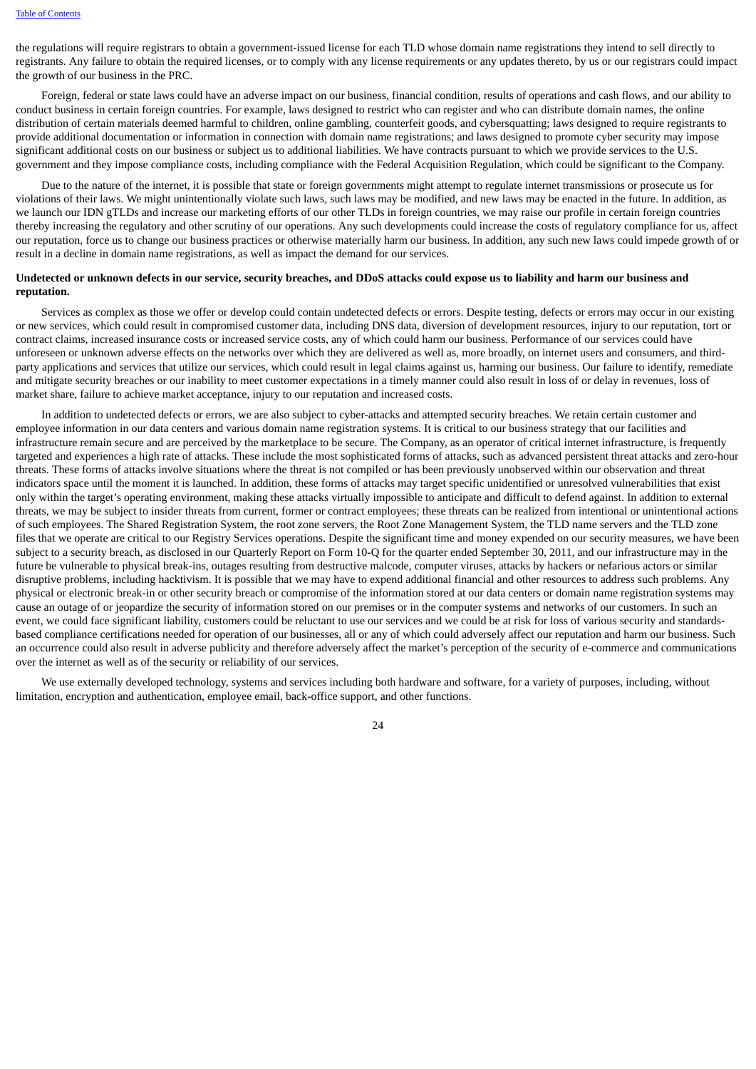the regulations will require registrars to obtain a government-issued license for each TLD whose domain name registrations they intend to sell directly to registrants. Any failure to obtain the required licenses, or to comply with any license requirements or any updates thereto, by us or our registrars could impact the growth of our business in the PRC.

Foreign, federal or state laws could have an adverse impact on our business, financial condition, results of operations and cash flows, and our ability to conduct business in certain foreign countries. For example, laws designed to restrict who can register and who can distribute domain names, the online distribution of certain materials deemed harmful to children, online gambling, counterfeit goods, and cybersquatting; laws designed to require registrants to provide additional documentation or information in connection with domain name registrations; and laws designed to promote cyber security may impose significant additional costs on our business or subject us to additional liabilities. We have contracts pursuant to which we provide services to the U.S. government and they impose compliance costs, including compliance with the Federal Acquisition Regulation, which could be significant to the Company.

Due to the nature of the internet, it is possible that state or foreign governments might attempt to regulate internet transmissions or prosecute us for violations of their laws. We might unintentionally violate such laws, such laws may be modified, and new laws may be enacted in the future. In addition, as we launch our IDN gTLDs and increase our marketing efforts of our other TLDs in foreign countries, we may raise our profile in certain foreign countries thereby increasing the regulatory and other scrutiny of our operations. Any such developments could increase the costs of regulatory compliance for us, affect our reputation, force us to change our business practices or otherwise materially harm our business. In addition, any such new laws could impede growth of or result in a decline in domain name registrations, as well as impact the demand for our services.

**Undetected or unknown defects in our service, security breaches, and DDoS attacks could expose us to liability and harm our business and reputation.**

Services as complex as those we offer or develop could contain undetected defects or errors. Despite testing, defects or errors may occur in our existing or new services, which could result in compromised customer data, including DNS data, diversion of development resources, injury to our reputation, tort or contract claims, increased insurance costs or increased service costs, any of which could harm our business. Performance of our services could have unforeseen or unknown adverse effects on the networks over which they are delivered as well as, more broadly, on internet users and consumers, and third-party applications and services that utilize our services, which could result in legal claims against us, harming our business. Our failure to identify, remediate and mitigate security breaches or our inability to meet customer expectations in a timely manner could also result in loss of or delay in revenues, loss of market share, failure to achieve market acceptance, injury to our reputation and increased costs.

In addition to undetected defects or errors, we are also subject to cyber-attacks and attempted security breaches. We retain certain customer and employee information in our data centers and various domain name registration systems. It is critical to our business strategy that our facilities and infrastructure remain secure and are perceived by the marketplace to be secure. The Company, as an operator of critical internet infrastructure, is frequently targeted and experiences a high rate of attacks. These include the most sophisticated forms of attacks, such as advanced persistent threat attacks and zero-hour threats. These forms of attacks involve situations where the threat is not compiled or has been previously unobserved within our observation and threat indicators space until the moment it is launched. In addition, these forms of attacks may target specific unidentified or unresolved vulnerabilities that exist only within the target's operating environment, making these attacks virtually impossible to anticipate and difficult to defend against. In addition to external threats, we may be subject to insider threats from current, former or contract employees; these threats can be realized from intentional or unintentional actions of such employees. The Shared Registration System, the root zone servers, the Root Zone Management System, the TLD name servers and the TLD zone files that we operate are critical to our Registry Services operations. Despite the significant time and money expended on our security measures, we have been subject to a security breach, as disclosed in our Quarterly Report on Form 10-Q for the quarter ended September 30, 2011, and our infrastructure may in the future be vulnerable to physical break-ins, outages resulting from destructive malcode, computer viruses, attacks by hackers or nefarious actors or similar disruptive problems, including hacktivism. It is possible that we may have to expend additional financial and other resources to address such problems. Any physical or electronic break-in or other security breach or compromise of the information stored at our data centers or domain name registration systems may cause an outage of or jeopardize the security of information stored on our premises or in the computer systems and networks of our customers. In such an event, we could face significant liability, customers could be reluctant to use our services and we could be at risk for loss of various security and standards-based compliance certifications needed for operation of our businesses, all or any of which could adversely affect our reputation and harm our business. Such an occurrence could also result in adverse publicity and therefore adversely affect the market's perception of the security of e-commerce and communications over the internet as well as of the security or reliability of our services.

We use externally developed technology, systems and services including both hardware and software, for a variety of purposes, including, without limitation, encryption and authentication, employee email, back-office support, and other functions.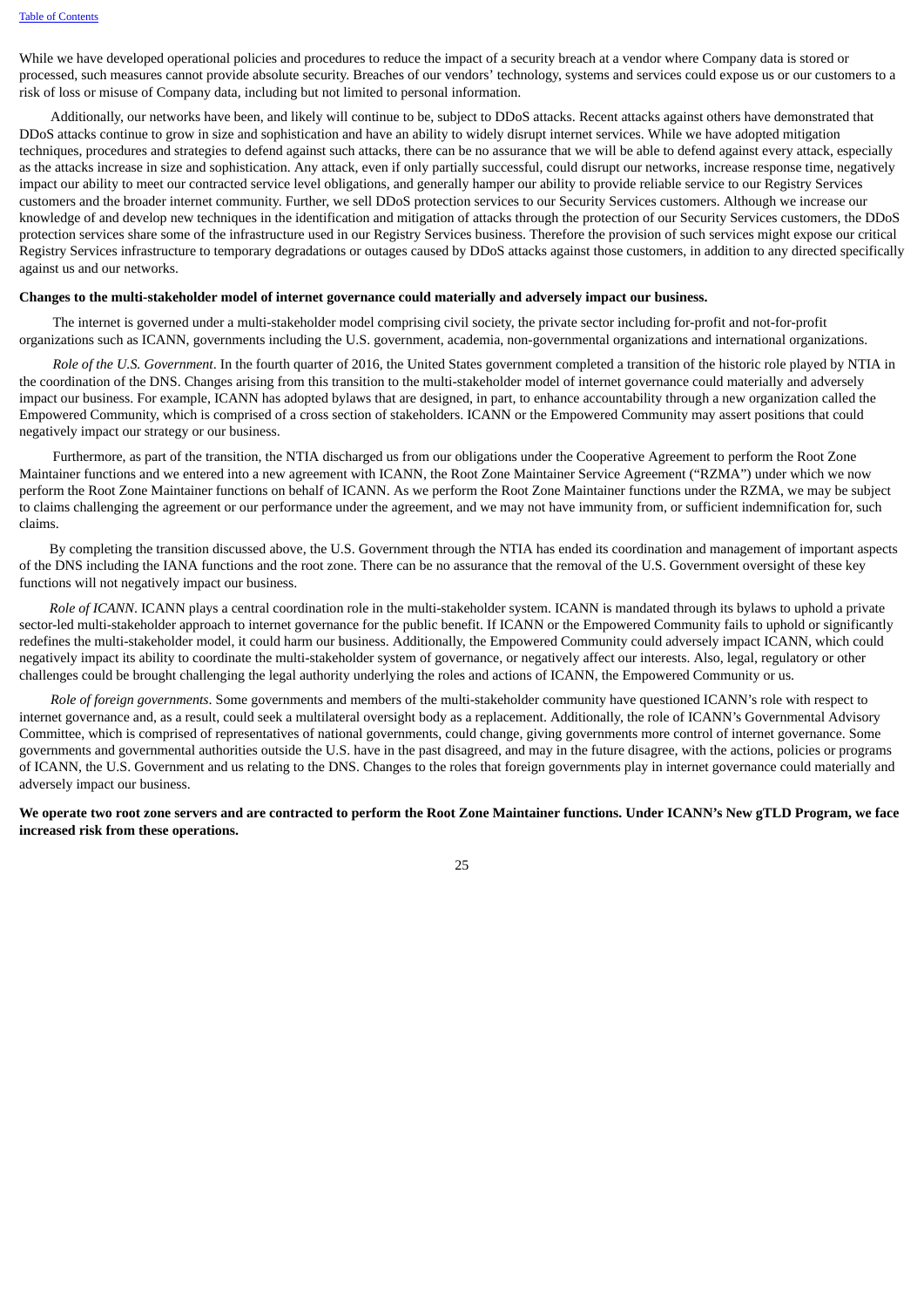While we have developed operational policies and procedures to reduce the impact of a security breach at a vendor where Company data is stored or processed, such measures cannot provide absolute security. Breaches of our vendors' technology, systems and services could expose us or our customers to a risk of loss or misuse of Company data, including but not limited to personal information.

Additionally, our networks have been, and likely will continue to be, subject to DDoS attacks. Recent attacks against others have demonstrated that DDoS attacks continue to grow in size and sophistication and have an ability to widely disrupt internet services. While we have adopted mitigation techniques, procedures and strategies to defend against such attacks, there can be no assurance that we will be able to defend against every attack, especially as the attacks increase in size and sophistication. Any attack, even if only partially successful, could disrupt our networks, increase response time, negatively impact our ability to meet our contracted service level obligations, and generally hamper our ability to provide reliable service to our Registry Services customers and the broader internet community. Further, we sell DDoS protection services to our Security Services customers. Although we increase our knowledge of and develop new techniques in the identification and mitigation of attacks through the protection of our Security Services customers, the DDoS protection services share some of the infrastructure used in our Registry Services business. Therefore the provision of such services might expose our critical Registry Services infrastructure to temporary degradations or outages caused by DDoS attacks against those customers, in addition to any directed specifically against us and our networks.

**Changes to the multi-stakeholder model of internet governance could materially and adversely impact our business.**

The internet is governed under a multi-stakeholder model comprising civil society, the private sector including for-profit and not-for-profit organizations such as ICANN, governments including the U.S. government, academia, non-governmental organizations and international organizations.

*Role of the U.S. Government*. In the fourth quarter of 2016, the United States government completed a transition of the historic role played by NTIA in the coordination of the DNS. Changes arising from this transition to the multi-stakeholder model of internet governance could materially and adversely impact our business. For example, ICANN has adopted bylaws that are designed, in part, to enhance accountability through a new organization called the Empowered Community, which is comprised of a cross section of stakeholders. ICANN or the Empowered Community may assert positions that could negatively impact our strategy or our business.

Furthermore, as part of the transition, the NTIA discharged us from our obligations under the Cooperative Agreement to perform the Root Zone Maintainer functions and we entered into a new agreement with ICANN, the Root Zone Maintainer Service Agreement ("RZMA") under which we now perform the Root Zone Maintainer functions on behalf of ICANN. As we perform the Root Zone Maintainer functions under the RZMA, we may be subject to claims challenging the agreement or our performance under the agreement, and we may not have immunity from, or sufficient indemnification for, such claims.

By completing the transition discussed above, the U.S. Government through the NTIA has ended its coordination and management of important aspects of the DNS including the IANA functions and the root zone. There can be no assurance that the removal of the U.S. Government oversight of these key functions will not negatively impact our business.

*Role of ICANN*. ICANN plays a central coordination role in the multi-stakeholder system. ICANN is mandated through its bylaws to uphold a private sector-led multi-stakeholder approach to internet governance for the public benefit. If ICANN or the Empowered Community fails to uphold or significantly redefines the multi-stakeholder model, it could harm our business. Additionally, the Empowered Community could adversely impact ICANN, which could negatively impact its ability to coordinate the multi-stakeholder system of governance, or negatively affect our interests. Also, legal, regulatory or other challenges could be brought challenging the legal authority underlying the roles and actions of ICANN, the Empowered Community or us.

*Role of foreign governments*. Some governments and members of the multi-stakeholder community have questioned ICANN's role with respect to internet governance and, as a result, could seek a multilateral oversight body as a replacement. Additionally, the role of ICANN's Governmental Advisory Committee, which is comprised of representatives of national governments, could change, giving governments more control of internet governance. Some governments and governmental authorities outside the U.S. have in the past disagreed, and may in the future disagree, with the actions, policies or programs of ICANN, the U.S. Government and us relating to the DNS. Changes to the roles that foreign governments play in internet governance could materially and adversely impact our business.

**We operate two root zone servers and are contracted to perform the Root Zone Maintainer functions. Under ICANN's New gTLD Program, we face increased risk from these operations.**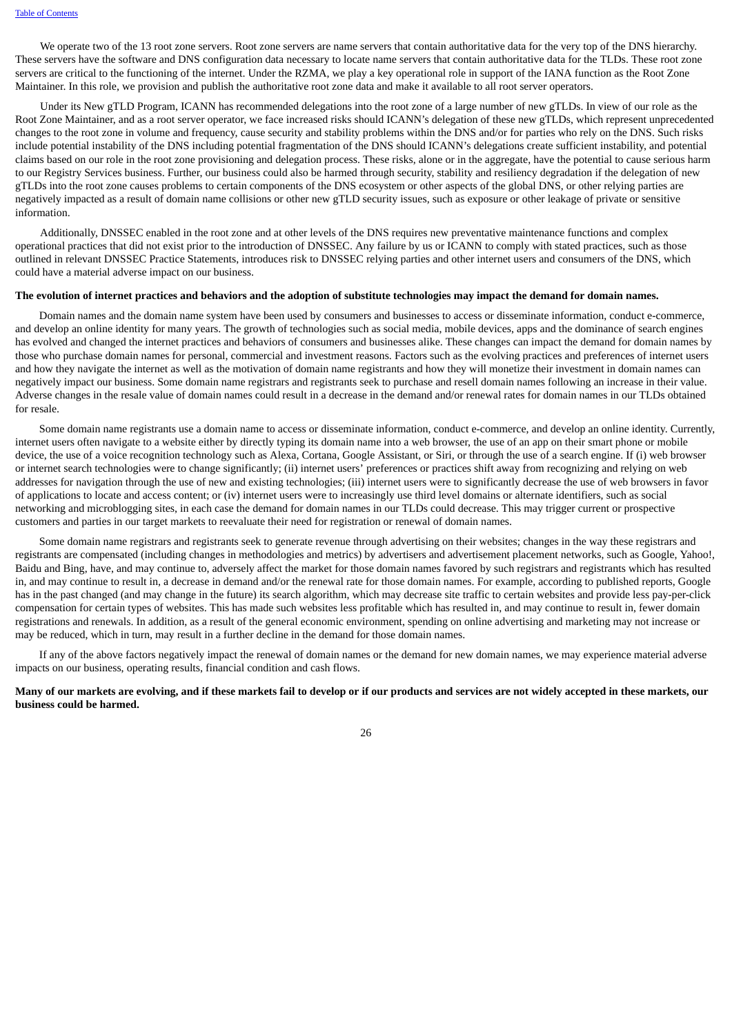We operate two of the 13 root zone servers. Root zone servers are name servers that contain authoritative data for the very top of the DNS hierarchy. These servers have the software and DNS configuration data necessary to locate name servers that contain authoritative data for the TLDs. These root zone servers are critical to the functioning of the internet. Under the RZMA, we play a key operational role in support of the IANA function as the Root Zone Maintainer. In this role, we provision and publish the authoritative root zone data and make it available to all root server operators.

Under its New gTLD Program, ICANN has recommended delegations into the root zone of a large number of new gTLDs. In view of our role as the Root Zone Maintainer, and as a root server operator, we face increased risks should ICANN's delegation of these new gTLDs, which represent unprecedented changes to the root zone in volume and frequency, cause security and stability problems within the DNS and/or for parties who rely on the DNS. Such risks include potential instability of the DNS including potential fragmentation of the DNS should ICANN's delegations create sufficient instability, and potential claims based on our role in the root zone provisioning and delegation process. These risks, alone or in the aggregate, have the potential to cause serious harm to our Registry Services business. Further, our business could also be harmed through security, stability and resiliency degradation if the delegation of new gTLDs into the root zone causes problems to certain components of the DNS ecosystem or other aspects of the global DNS, or other relying parties are negatively impacted as a result of domain name collisions or other new gTLD security issues, such as exposure or other leakage of private or sensitive information.

Additionally, DNSSEC enabled in the root zone and at other levels of the DNS requires new preventative maintenance functions and complex operational practices that did not exist prior to the introduction of DNSSEC. Any failure by us or ICANN to comply with stated practices, such as those outlined in relevant DNSSEC Practice Statements, introduces risk to DNSSEC relying parties and other internet users and consumers of the DNS, which could have a material adverse impact on our business.

**The evolution of internet practices and behaviors and the adoption of substitute technologies may impact the demand for domain names.**

Domain names and the domain name system have been used by consumers and businesses to access or disseminate information, conduct e-commerce, and develop an online identity for many years. The growth of technologies such as social media, mobile devices, apps and the dominance of search engines has evolved and changed the internet practices and behaviors of consumers and businesses alike. These changes can impact the demand for domain names by those who purchase domain names for personal, commercial and investment reasons. Factors such as the evolving practices and preferences of internet users and how they navigate the internet as well as the motivation of domain name registrants and how they will monetize their investment in domain names can negatively impact our business. Some domain name registrars and registrants seek to purchase and resell domain names following an increase in their value. Adverse changes in the resale value of domain names could result in a decrease in the demand and/or renewal rates for domain names in our TLDs obtained for resale.

Some domain name registrants use a domain name to access or disseminate information, conduct e-commerce, and develop an online identity. Currently, internet users often navigate to a website either by directly typing its domain name into a web browser, the use of an app on their smart phone or mobile device, the use of a voice recognition technology such as Alexa, Cortana, Google Assistant, or Siri, or through the use of a search engine. If (i) web browser or internet search technologies were to change significantly; (ii) internet users' preferences or practices shift away from recognizing and relying on web addresses for navigation through the use of new and existing technologies; (iii) internet users were to significantly decrease the use of web browsers in favor of applications to locate and access content; or (iv) internet users were to increasingly use third level domains or alternate identifiers, such as social networking and microblogging sites, in each case the demand for domain names in our TLDs could decrease. This may trigger current or prospective customers and parties in our target markets to reevaluate their need for registration or renewal of domain names.

Some domain name registrars and registrants seek to generate revenue through advertising on their websites; changes in the way these registrars and registrants are compensated (including changes in methodologies and metrics) by advertisers and advertisement placement networks, such as Google, Yahoo!, Baidu and Bing, have, and may continue to, adversely affect the market for those domain names favored by such registrars and registrants which has resulted in, and may continue to result in, a decrease in demand and/or the renewal rate for those domain names. For example, according to published reports, Google has in the past changed (and may change in the future) its search algorithm, which may decrease site traffic to certain websites and provide less pay-per-click compensation for certain types of websites. This has made such websites less profitable which has resulted in, and may continue to result in, fewer domain registrations and renewals. In addition, as a result of the general economic environment, spending on online advertising and marketing may not increase or may be reduced, which in turn, may result in a further decline in the demand for those domain names.

If any of the above factors negatively impact the renewal of domain names or the demand for new domain names, we may experience material adverse impacts on our business, operating results, financial condition and cash flows.

**Many of our markets are evolving, and if these markets fail to develop or if our products and services are not widely accepted in these markets, our business could be harmed.**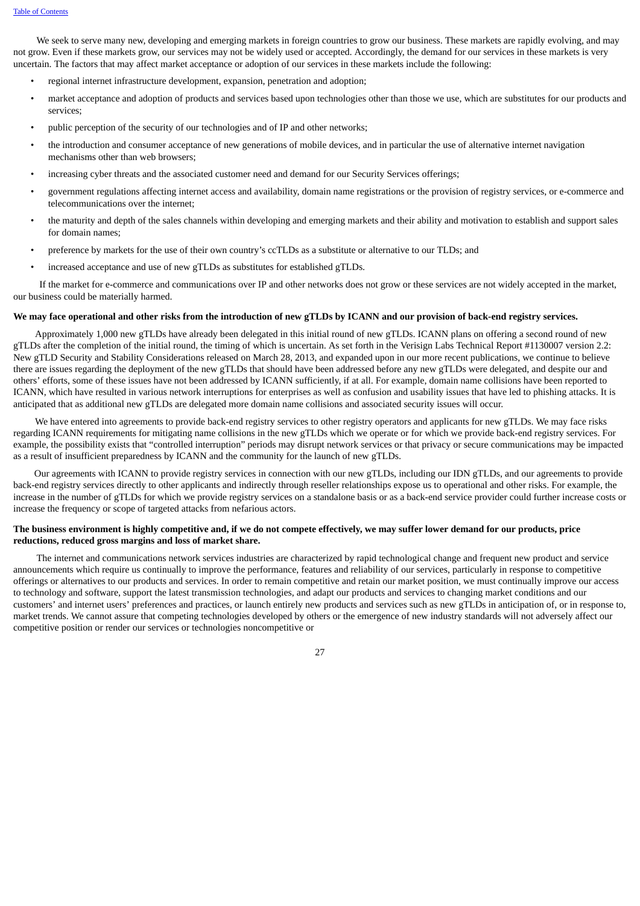We seek to serve many new, developing and emerging markets in foreign countries to grow our business. These markets are rapidly evolving, and may not grow. Even if these markets grow, our services may not be widely used or accepted. Accordingly, the demand for our services in these markets is very uncertain. The factors that may affect market acceptance or adoption of our services in these markets include the following:

- regional internet infrastructure development, expansion, penetration and adoption;
- market acceptance and adoption of products and services based upon technologies other than those we use, which are substitutes for our products and services;
- public perception of the security of our technologies and of IP and other networks;
- the introduction and consumer acceptance of new generations of mobile devices, and in particular the use of alternative internet navigation mechanisms other than web browsers;
- increasing cyber threats and the associated customer need and demand for our Security Services offerings;
- government regulations affecting internet access and availability, domain name registrations or the provision of registry services, or e-commerce and telecommunications over the internet;
- the maturity and depth of the sales channels within developing and emerging markets and their ability and motivation to establish and support sales for domain names;
- preference by markets for the use of their own country's ccTLDs as a substitute or alternative to our TLDs; and
- increased acceptance and use of new gTLDs as substitutes for established gTLDs.

If the market for e-commerce and communications over IP and other networks does not grow or these services are not widely accepted in the market, our business could be materially harmed.

**We may face operational and other risks from the introduction of new gTLDs by ICANN and our provision of back-end registry services.**

Approximately 1,000 new gTLDs have already been delegated in this initial round of new gTLDs. ICANN plans on offering a second round of new gTLDs after the completion of the initial round, the timing of which is uncertain. As set forth in the Verisign Labs Technical Report #1130007 version 2.2: New gTLD Security and Stability Considerations released on March 28, 2013, and expanded upon in our more recent publications, we continue to believe there are issues regarding the deployment of the new gTLDs that should have been addressed before any new gTLDs were delegated, and despite our and others' efforts, some of these issues have not been addressed by ICANN sufficiently, if at all. For example, domain name collisions have been reported to ICANN, which have resulted in various network interruptions for enterprises as well as confusion and usability issues that have led to phishing attacks. It is anticipated that as additional new gTLDs are delegated more domain name collisions and associated security issues will occur.

We have entered into agreements to provide back-end registry services to other registry operators and applicants for new gTLDs. We may face risks regarding ICANN requirements for mitigating name collisions in the new gTLDs which we operate or for which we provide back-end registry services. For example, the possibility exists that "controlled interruption" periods may disrupt network services or that privacy or secure communications may be impacted as a result of insufficient preparedness by ICANN and the community for the launch of new gTLDs.

Our agreements with ICANN to provide registry services in connection with our new gTLDs, including our IDN gTLDs, and our agreements to provide back-end registry services directly to other applicants and indirectly through reseller relationships expose us to operational and other risks. For example, the increase in the number of gTLDs for which we provide registry services on a standalone basis or as a back-end service provider could further increase costs or increase the frequency or scope of targeted attacks from nefarious actors.

**The business environment is highly competitive and, if we do not compete effectively, we may suffer lower demand for our products, price reductions, reduced gross margins and loss of market share.**

The internet and communications network services industries are characterized by rapid technological change and frequent new product and service announcements which require us continually to improve the performance, features and reliability of our services, particularly in response to competitive offerings or alternatives to our products and services. In order to remain competitive and retain our market position, we must continually improve our access to technology and software, support the latest transmission technologies, and adapt our products and services to changing market conditions and our customers' and internet users' preferences and practices, or launch entirely new products and services such as new gTLDs in anticipation of, or in response to, market trends. We cannot assure that competing technologies developed by others or the emergence of new industry standards will not adversely affect our competitive position or render our services or technologies noncompetitive or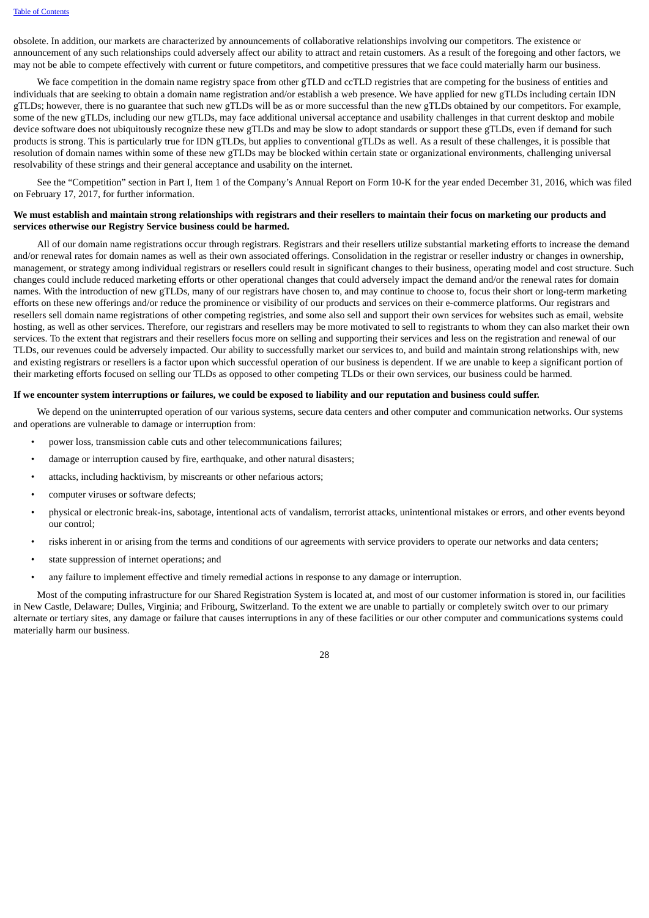obsolete. In addition, our markets are characterized by announcements of collaborative relationships involving our competitors. The existence or announcement of any such relationships could adversely affect our ability to attract and retain customers. As a result of the foregoing and other factors, we may not be able to compete effectively with current or future competitors, and competitive pressures that we face could materially harm our business.

We face competition in the domain name registry space from other gTLD and ccTLD registries that are competing for the business of entities and individuals that are seeking to obtain a domain name registration and/or establish a web presence. We have applied for new gTLDs including certain IDN gTLDs; however, there is no guarantee that such new gTLDs will be as or more successful than the new gTLDs obtained by our competitors. For example, some of the new gTLDs, including our new gTLDs, may face additional universal acceptance and usability challenges in that current desktop and mobile device software does not ubiquitously recognize these new gTLDs and may be slow to adopt standards or support these gTLDs, even if demand for such products is strong. This is particularly true for IDN gTLDs, but applies to conventional gTLDs as well. As a result of these challenges, it is possible that resolution of domain names within some of these new gTLDs may be blocked within certain state or organizational environments, challenging universal resolvability of these strings and their general acceptance and usability on the internet.

See the "Competition" section in Part I, Item 1 of the Company's Annual Report on Form 10-K for the year ended December 31, 2016, which was filed on February 17, 2017, for further information.

**We must establish and maintain strong relationships with registrars and their resellers to maintain their focus on marketing our products and services otherwise our Registry Service business could be harmed.**

All of our domain name registrations occur through registrars. Registrars and their resellers utilize substantial marketing efforts to increase the demand and/or renewal rates for domain names as well as their own associated offerings. Consolidation in the registrar or reseller industry or changes in ownership, management, or strategy among individual registrars or resellers could result in significant changes to their business, operating model and cost structure. Such changes could include reduced marketing efforts or other operational changes that could adversely impact the demand and/or the renewal rates for domain names. With the introduction of new gTLDs, many of our registrars have chosen to, and may continue to choose to, focus their short or long-term marketing efforts on these new offerings and/or reduce the prominence or visibility of our products and services on their e-commerce platforms. Our registrars and resellers sell domain name registrations of other competing registries, and some also sell and support their own services for websites such as email, website hosting, as well as other services. Therefore, our registrars and resellers may be more motivated to sell to registrants to whom they can also market their own services. To the extent that registrars and their resellers focus more on selling and supporting their services and less on the registration and renewal of our TLDs, our revenues could be adversely impacted. Our ability to successfully market our services to, and build and maintain strong relationships with, new and existing registrars or resellers is a factor upon which successful operation of our business is dependent. If we are unable to keep a significant portion of their marketing efforts focused on selling our TLDs as opposed to other competing TLDs or their own services, our business could be harmed.

**If we encounter system interruptions or failures, we could be exposed to liability and our reputation and business could suffer.**

We depend on the uninterrupted operation of our various systems, secure data centers and other computer and communication networks. Our systems and operations are vulnerable to damage or interruption from:

- power loss, transmission cable cuts and other telecommunications failures;
- damage or interruption caused by fire, earthquake, and other natural disasters;
- attacks, including hacktivism, by miscreants or other nefarious actors;
- computer viruses or software defects;
- physical or electronic break-ins, sabotage, intentional acts of vandalism, terrorist attacks, unintentional mistakes or errors, and other events beyond our control;
- risks inherent in or arising from the terms and conditions of our agreements with service providers to operate our networks and data centers;
- state suppression of internet operations; and
- any failure to implement effective and timely remedial actions in response to any damage or interruption.

Most of the computing infrastructure for our Shared Registration System is located at, and most of our customer information is stored in, our facilities in New Castle, Delaware; Dulles, Virginia; and Fribourg, Switzerland. To the extent we are unable to partially or completely switch over to our primary alternate or tertiary sites, any damage or failure that causes interruptions in any of these facilities or our other computer and communications systems could materially harm our business.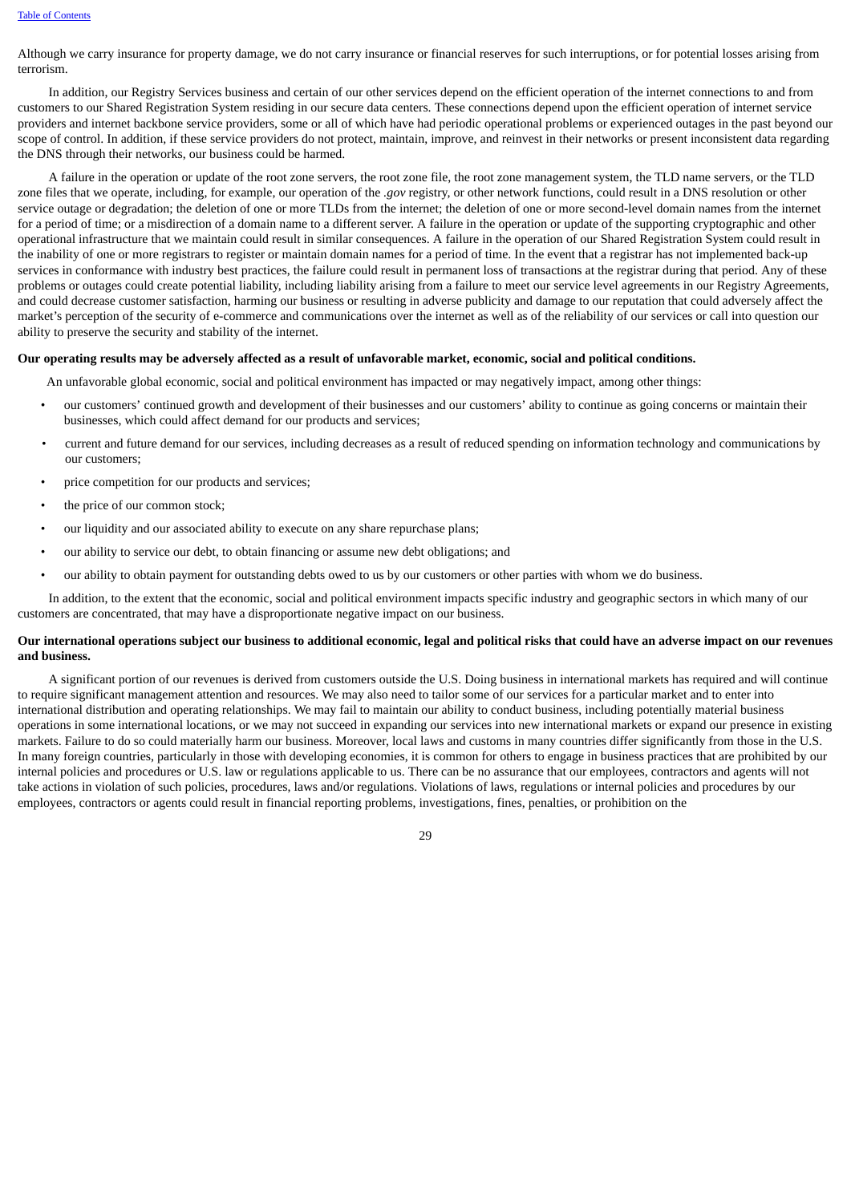Although we carry insurance for property damage, we do not carry insurance or financial reserves for such interruptions, or for potential losses arising from terrorism.

In addition, our Registry Services business and certain of our other services depend on the efficient operation of the internet connections to and from customers to our Shared Registration System residing in our secure data centers. These connections depend upon the efficient operation of internet service providers and internet backbone service providers, some or all of which have had periodic operational problems or experienced outages in the past beyond our scope of control. In addition, if these service providers do not protect, maintain, improve, and reinvest in their networks or present inconsistent data regarding the DNS through their networks, our business could be harmed.

A failure in the operation or update of the root zone servers, the root zone file, the root zone management system, the TLD name servers, or the TLD zone files that we operate, including, for example, our operation of the *.gov* registry, or other network functions, could result in a DNS resolution or other service outage or degradation; the deletion of one or more TLDs from the internet; the deletion of one or more second-level domain names from the internet for a period of time; or a misdirection of a domain name to a different server. A failure in the operation or update of the supporting cryptographic and other operational infrastructure that we maintain could result in similar consequences. A failure in the operation of our Shared Registration System could result in the inability of one or more registrars to register or maintain domain names for a period of time. In the event that a registrar has not implemented back-up services in conformance with industry best practices, the failure could result in permanent loss of transactions at the registrar during that period. Any of these problems or outages could create potential liability, including liability arising from a failure to meet our service level agreements in our Registry Agreements, and could decrease customer satisfaction, harming our business or resulting in adverse publicity and damage to our reputation that could adversely affect the market's perception of the security of e-commerce and communications over the internet as well as of the reliability of our services or call into question our ability to preserve the security and stability of the internet.

**Our operating results may be adversely affected as a result of unfavorable market, economic, social and political conditions.**

An unfavorable global economic, social and political environment has impacted or may negatively impact, among other things:

- our customers' continued growth and development of their businesses and our customers' ability to continue as going concerns or maintain their businesses, which could affect demand for our products and services;
- current and future demand for our services, including decreases as a result of reduced spending on information technology and communications by our customers;
- price competition for our products and services;
- the price of our common stock;
- our liquidity and our associated ability to execute on any share repurchase plans;
- our ability to service our debt, to obtain financing or assume new debt obligations; and
- our ability to obtain payment for outstanding debts owed to us by our customers or other parties with whom we do business.

In addition, to the extent that the economic, social and political environment impacts specific industry and geographic sectors in which many of our customers are concentrated, that may have a disproportionate negative impact on our business.

**Our international operations subject our business to additional economic, legal and political risks that could have an adverse impact on our revenues and business.**

A significant portion of our revenues is derived from customers outside the U.S. Doing business in international markets has required and will continue to require significant management attention and resources. We may also need to tailor some of our services for a particular market and to enter into international distribution and operating relationships. We may fail to maintain our ability to conduct business, including potentially material business operations in some international locations, or we may not succeed in expanding our services into new international markets or expand our presence in existing markets. Failure to do so could materially harm our business. Moreover, local laws and customs in many countries differ significantly from those in the U.S. In many foreign countries, particularly in those with developing economies, it is common for others to engage in business practices that are prohibited by our internal policies and procedures or U.S. law or regulations applicable to us. There can be no assurance that our employees, contractors and agents will not take actions in violation of such policies, procedures, laws and/or regulations. Violations of laws, regulations or internal policies and procedures by our employees, contractors or agents could result in financial reporting problems, investigations, fines, penalties, or prohibition on the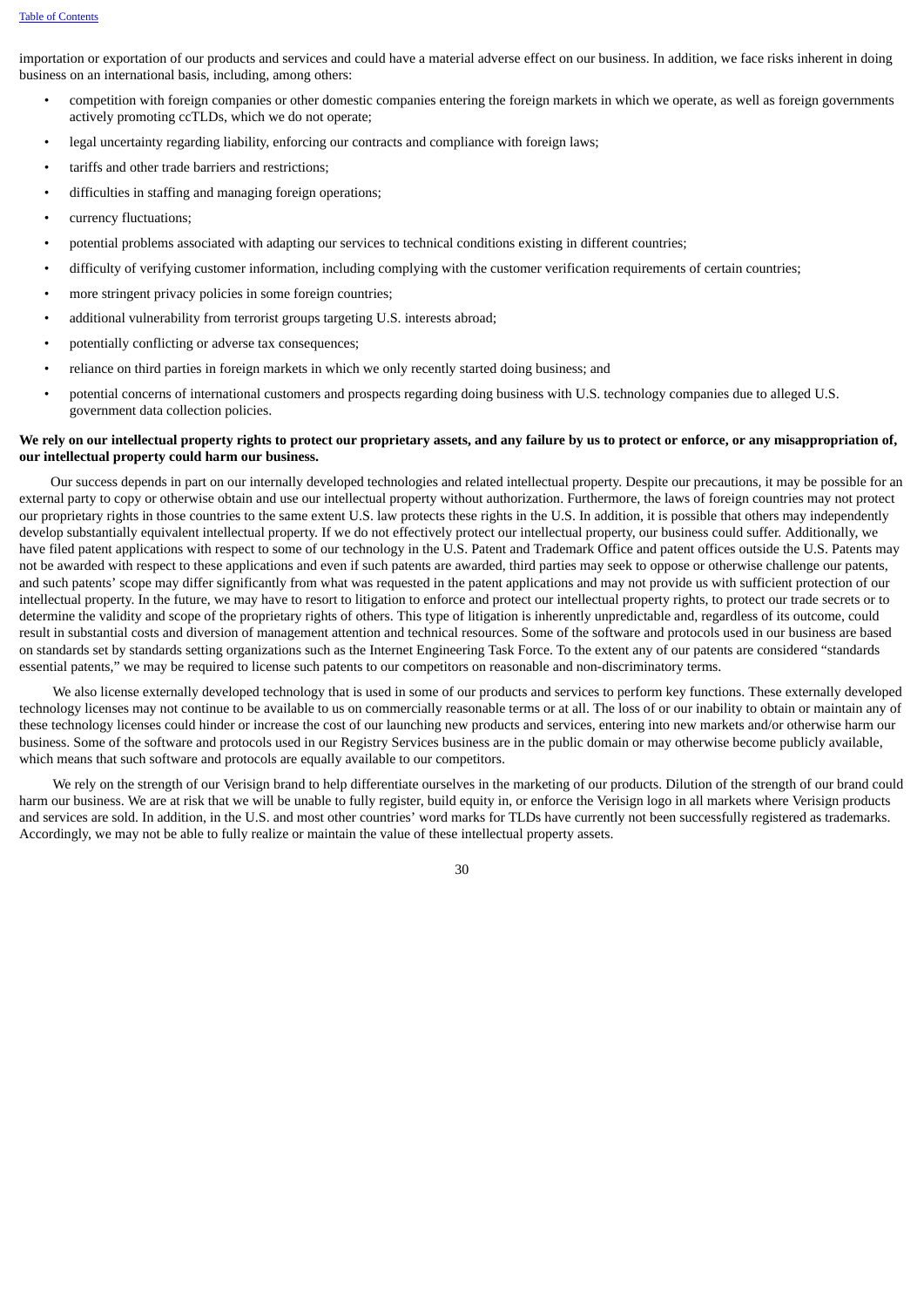importation or exportation of our products and services and could have a material adverse effect on our business. In addition, we face risks inherent in doing business on an international basis, including, among others:

- competition with foreign companies or other domestic companies entering the foreign markets in which we operate, as well as foreign governments actively promoting ccTLDs, which we do not operate;
- legal uncertainty regarding liability, enforcing our contracts and compliance with foreign laws;
- tariffs and other trade barriers and restrictions;
- difficulties in staffing and managing foreign operations;
- currency fluctuations;
- potential problems associated with adapting our services to technical conditions existing in different countries;
- difficulty of verifying customer information, including complying with the customer verification requirements of certain countries;
- more stringent privacy policies in some foreign countries;
- additional vulnerability from terrorist groups targeting U.S. interests abroad;
- potentially conflicting or adverse tax consequences;
- reliance on third parties in foreign markets in which we only recently started doing business; and
- potential concerns of international customers and prospects regarding doing business with U.S. technology companies due to alleged U.S. government data collection policies.

**We rely on our intellectual property rights to protect our proprietary assets, and any failure by us to protect or enforce, or any misappropriation of, our intellectual property could harm our business.**

Our success depends in part on our internally developed technologies and related intellectual property. Despite our precautions, it may be possible for an external party to copy or otherwise obtain and use our intellectual property without authorization. Furthermore, the laws of foreign countries may not protect our proprietary rights in those countries to the same extent U.S. law protects these rights in the U.S. In addition, it is possible that others may independently develop substantially equivalent intellectual property. If we do not effectively protect our intellectual property, our business could suffer. Additionally, we have filed patent applications with respect to some of our technology in the U.S. Patent and Trademark Office and patent offices outside the U.S. Patents may not be awarded with respect to these applications and even if such patents are awarded, third parties may seek to oppose or otherwise challenge our patents, and such patents' scope may differ significantly from what was requested in the patent applications and may not provide us with sufficient protection of our intellectual property. In the future, we may have to resort to litigation to enforce and protect our intellectual property rights, to protect our trade secrets or to determine the validity and scope of the proprietary rights of others. This type of litigation is inherently unpredictable and, regardless of its outcome, could result in substantial costs and diversion of management attention and technical resources. Some of the software and protocols used in our business are based on standards set by standards setting organizations such as the Internet Engineering Task Force. To the extent any of our patents are considered "standards essential patents," we may be required to license such patents to our competitors on reasonable and non-discriminatory terms.

We also license externally developed technology that is used in some of our products and services to perform key functions. These externally developed technology licenses may not continue to be available to us on commercially reasonable terms or at all. The loss of or our inability to obtain or maintain any of these technology licenses could hinder or increase the cost of our launching new products and services, entering into new markets and/or otherwise harm our business. Some of the software and protocols used in our Registry Services business are in the public domain or may otherwise become publicly available, which means that such software and protocols are equally available to our competitors.

We rely on the strength of our Verisign brand to help differentiate ourselves in the marketing of our products. Dilution of the strength of our brand could harm our business. We are at risk that we will be unable to fully register, build equity in, or enforce the Verisign logo in all markets where Verisign products and services are sold. In addition, in the U.S. and most other countries' word marks for TLDs have currently not been successfully registered as trademarks. Accordingly, we may not be able to fully realize or maintain the value of these intellectual property assets.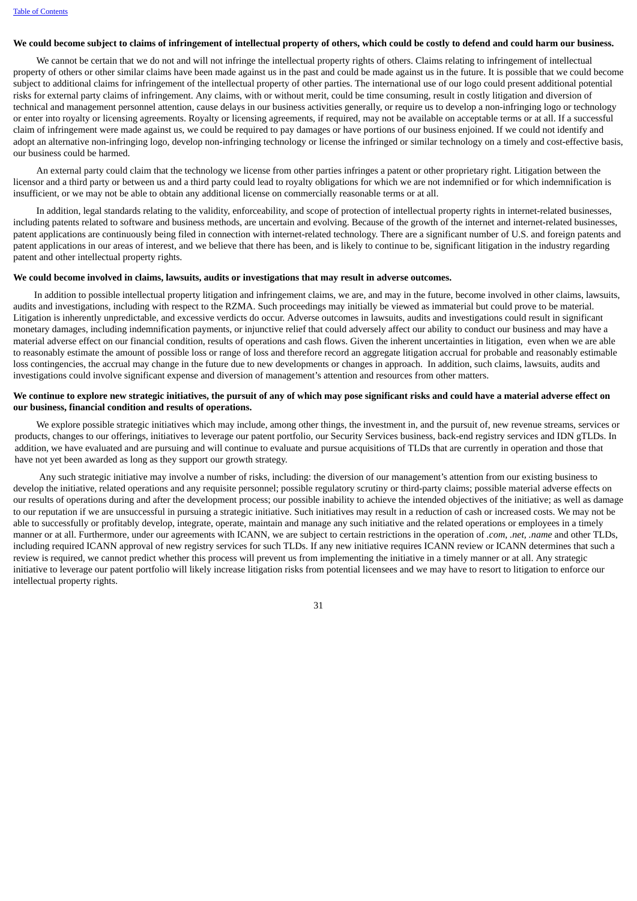**We could become subject to claims of infringement of intellectual property of others, which could be costly to defend and could harm our business.**

We cannot be certain that we do not and will not infringe the intellectual property rights of others. Claims relating to infringement of intellectual property of others or other similar claims have been made against us in the past and could be made against us in the future. It is possible that we could become subject to additional claims for infringement of the intellectual property of other parties. The international use of our logo could present additional potential risks for external party claims of infringement. Any claims, with or without merit, could be time consuming, result in costly litigation and diversion of technical and management personnel attention, cause delays in our business activities generally, or require us to develop a non-infringing logo or technology or enter into royalty or licensing agreements. Royalty or licensing agreements, if required, may not be available on acceptable terms or at all. If a successful claim of infringement were made against us, we could be required to pay damages or have portions of our business enjoined. If we could not identify and adopt an alternative non-infringing logo, develop non-infringing technology or license the infringed or similar technology on a timely and cost-effective basis, our business could be harmed.

An external party could claim that the technology we license from other parties infringes a patent or other proprietary right. Litigation between the licensor and a third party or between us and a third party could lead to royalty obligations for which we are not indemnified or for which indemnification is insufficient, or we may not be able to obtain any additional license on commercially reasonable terms or at all.

In addition, legal standards relating to the validity, enforceability, and scope of protection of intellectual property rights in internet-related businesses, including patents related to software and business methods, are uncertain and evolving. Because of the growth of the internet and internet-related businesses, patent applications are continuously being filed in connection with internet-related technology. There are a significant number of U.S. and foreign patents and patent applications in our areas of interest, and we believe that there has been, and is likely to continue to be, significant litigation in the industry regarding patent and other intellectual property rights.

**We could become involved in claims, lawsuits, audits or investigations that may result in adverse outcomes.**

In addition to possible intellectual property litigation and infringement claims, we are, and may in the future, become involved in other claims, lawsuits, audits and investigations, including with respect to the RZMA. Such proceedings may initially be viewed as immaterial but could prove to be material. Litigation is inherently unpredictable, and excessive verdicts do occur. Adverse outcomes in lawsuits, audits and investigations could result in significant monetary damages, including indemnification payments, or injunctive relief that could adversely affect our ability to conduct our business and may have a material adverse effect on our financial condition, results of operations and cash flows. Given the inherent uncertainties in litigation, even when we are able to reasonably estimate the amount of possible loss or range of loss and therefore record an aggregate litigation accrual for probable and reasonably estimable loss contingencies, the accrual may change in the future due to new developments or changes in approach. In addition, such claims, lawsuits, audits and investigations could involve significant expense and diversion of management's attention and resources from other matters.

**We continue to explore new strategic initiatives, the pursuit of any of which may pose significant risks and could have a material adverse effect on our business, financial condition and results of operations.**

We explore possible strategic initiatives which may include, among other things, the investment in, and the pursuit of, new revenue streams, services or products, changes to our offerings, initiatives to leverage our patent portfolio, our Security Services business, back-end registry services and IDN gTLDs. In addition, we have evaluated and are pursuing and will continue to evaluate and pursue acquisitions of TLDs that are currently in operation and those that have not yet been awarded as long as they support our growth strategy.

Any such strategic initiative may involve a number of risks, including: the diversion of our management's attention from our existing business to develop the initiative, related operations and any requisite personnel; possible regulatory scrutiny or third-party claims; possible material adverse effects on our results of operations during and after the development process; our possible inability to achieve the intended objectives of the initiative; as well as damage to our reputation if we are unsuccessful in pursuing a strategic initiative. Such initiatives may result in a reduction of cash or increased costs. We may not be able to successfully or profitably develop, integrate, operate, maintain and manage any such initiative and the related operations or employees in a timely manner or at all. Furthermore, under our agreements with ICANN, we are subject to certain restrictions in the operation of *.com*, *.net*, *.name* and other TLDs, including required ICANN approval of new registry services for such TLDs. If any new initiative requires ICANN review or ICANN determines that such a review is required, we cannot predict whether this process will prevent us from implementing the initiative in a timely manner or at all. Any strategic initiative to leverage our patent portfolio will likely increase litigation risks from potential licensees and we may have to resort to litigation to enforce our intellectual property rights.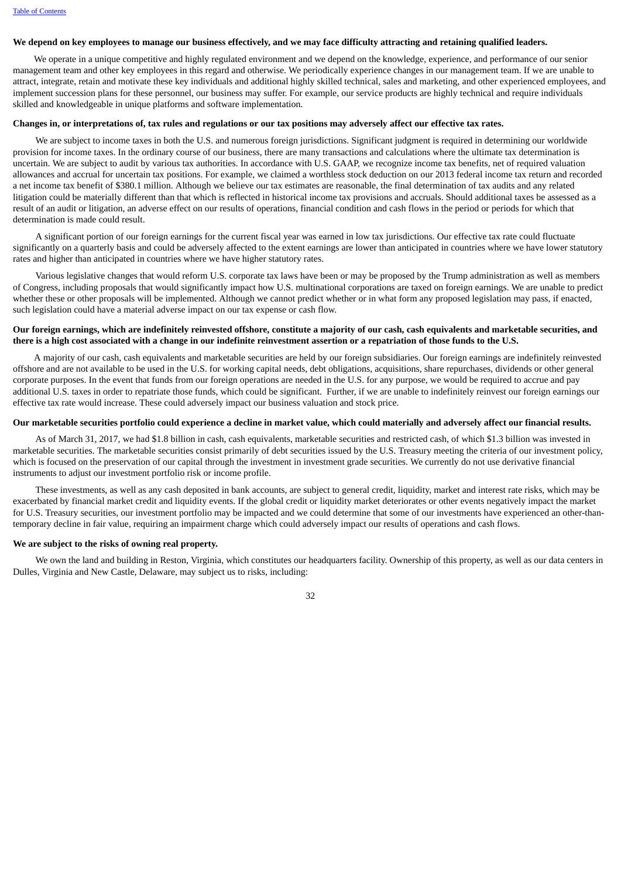**We depend on key employees to manage our business effectively, and we may face difficulty attracting and retaining qualified leaders.**

We operate in a unique competitive and highly regulated environment and we depend on the knowledge, experience, and performance of our senior management team and other key employees in this regard and otherwise. We periodically experience changes in our management team. If we are unable to attract, integrate, retain and motivate these key individuals and additional highly skilled technical, sales and marketing, and other experienced employees, and implement succession plans for these personnel, our business may suffer. For example, our service products are highly technical and require individuals skilled and knowledgeable in unique platforms and software implementation.

**Changes in, or interpretations of, tax rules and regulations or our tax positions may adversely affect our effective tax rates.**

We are subject to income taxes in both the U.S. and numerous foreign jurisdictions. Significant judgment is required in determining our worldwide provision for income taxes. In the ordinary course of our business, there are many transactions and calculations where the ultimate tax determination is uncertain. We are subject to audit by various tax authorities. In accordance with U.S. GAAP, we recognize income tax benefits, net of required valuation allowances and accrual for uncertain tax positions. For example, we claimed a worthless stock deduction on our 2013 federal income tax return and recorded a net income tax benefit of $380.1 million. Although we believe our tax estimates are reasonable, the final determination of tax audits and any related litigation could be materially different than that which is reflected in historical income tax provisions and accruals. Should additional taxes be assessed as a result of an audit or litigation, an adverse effect on our results of operations, financial condition and cash flows in the period or periods for which that determination is made could result.

A significant portion of our foreign earnings for the current fiscal year was earned in low tax jurisdictions. Our effective tax rate could fluctuate significantly on a quarterly basis and could be adversely affected to the extent earnings are lower than anticipated in countries where we have lower statutory rates and higher than anticipated in countries where we have higher statutory rates.

Various legislative changes that would reform U.S. corporate tax laws have been or may be proposed by the Trump administration as well as members of Congress, including proposals that would significantly impact how U.S. multinational corporations are taxed on foreign earnings. We are unable to predict whether these or other proposals will be implemented. Although we cannot predict whether or in what form any proposed legislation may pass, if enacted, such legislation could have a material adverse impact on our tax expense or cash flow.

**Our foreign earnings, which are indefinitely reinvested offshore, constitute a majority of our cash, cash equivalents and marketable securities, and there is a high cost associated with a change in our indefinite reinvestment assertion or a repatriation of those funds to the U.S.**

A majority of our cash, cash equivalents and marketable securities are held by our foreign subsidiaries. Our foreign earnings are indefinitely reinvested offshore and are not available to be used in the U.S. for working capital needs, debt obligations, acquisitions, share repurchases, dividends or other general corporate purposes. In the event that funds from our foreign operations are needed in the U.S. for any purpose, we would be required to accrue and pay additional U.S. taxes in order to repatriate those funds, which could be significant. Further, if we are unable to indefinitely reinvest our foreign earnings our effective tax rate would increase. These could adversely impact our business valuation and stock price.

**Our marketable securities portfolio could experience a decline in market value, which could materially and adversely affect our financial results.**

As of March 31, 2017, we had $1.8 billion in cash, cash equivalents, marketable securities and restricted cash, of which $1.3 billion was invested in marketable securities. The marketable securities consist primarily of debt securities issued by the U.S. Treasury meeting the criteria of our investment policy, which is focused on the preservation of our capital through the investment in investment grade securities. We currently do not use derivative financial instruments to adjust our investment portfolio risk or income profile.

These investments, as well as any cash deposited in bank accounts, are subject to general credit, liquidity, market and interest rate risks, which may be exacerbated by financial market credit and liquidity events. If the global credit or liquidity market deteriorates or other events negatively impact the market for U.S. Treasury securities, our investment portfolio may be impacted and we could determine that some of our investments have experienced an other-than-temporary decline in fair value, requiring an impairment charge which could adversely impact our results of operations and cash flows.

**We are subject to the risks of owning real property.**

We own the land and building in Reston, Virginia, which constitutes our headquarters facility. Ownership of this property, as well as our data centers in Dulles, Virginia and New Castle, Delaware, may subject us to risks, including: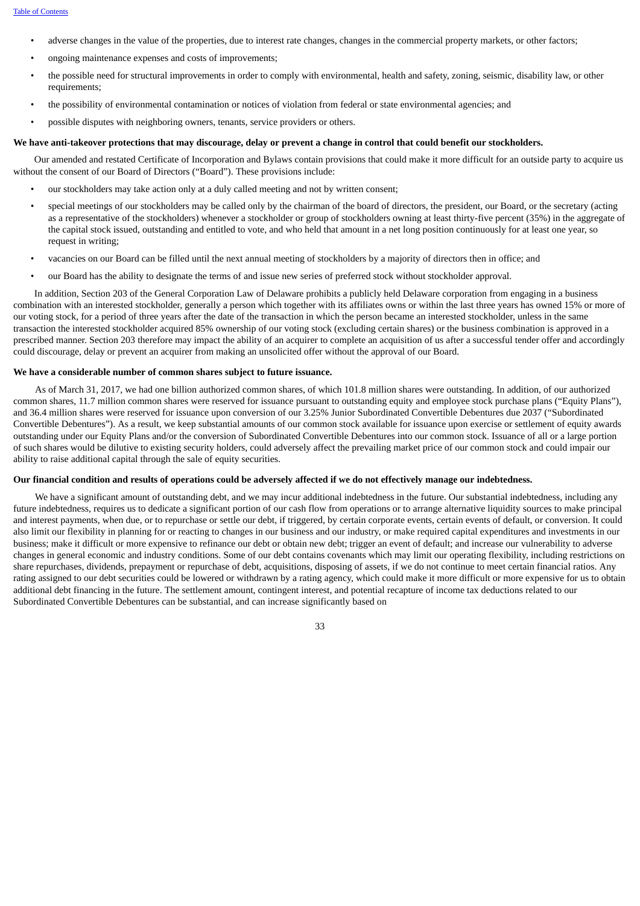- adverse changes in the value of the properties, due to interest rate changes, changes in the commercial property markets, or other factors;
- ongoing maintenance expenses and costs of improvements;
- the possible need for structural improvements in order to comply with environmental, health and safety, zoning, seismic, disability law, or other requirements;
- the possibility of environmental contamination or notices of violation from federal or state environmental agencies; and
- possible disputes with neighboring owners, tenants, service providers or others.

**We have anti-takeover protections that may discourage, delay or prevent a change in control that could benefit our stockholders.**

Our amended and restated Certificate of Incorporation and Bylaws contain provisions that could make it more difficult for an outside party to acquire us without the consent of our Board of Directors ("Board"). These provisions include:

- our stockholders may take action only at a duly called meeting and not by written consent;
- special meetings of our stockholders may be called only by the chairman of the board of directors, the president, our Board, or the secretary (acting as a representative of the stockholders) whenever a stockholder or group of stockholders owning at least thirty-five percent (35%) in the aggregate of the capital stock issued, outstanding and entitled to vote, and who held that amount in a net long position continuously for at least one year, so request in writing;
- vacancies on our Board can be filled until the next annual meeting of stockholders by a majority of directors then in office; and
- our Board has the ability to designate the terms of and issue new series of preferred stock without stockholder approval.

In addition, Section 203 of the General Corporation Law of Delaware prohibits a publicly held Delaware corporation from engaging in a business combination with an interested stockholder, generally a person which together with its affiliates owns or within the last three years has owned 15% or more of our voting stock, for a period of three years after the date of the transaction in which the person became an interested stockholder, unless in the same transaction the interested stockholder acquired 85% ownership of our voting stock (excluding certain shares) or the business combination is approved in a prescribed manner. Section 203 therefore may impact the ability of an acquirer to complete an acquisition of us after a successful tender offer and accordingly could discourage, delay or prevent an acquirer from making an unsolicited offer without the approval of our Board.

**We have a considerable number of common shares subject to future issuance.**

As of March 31, 2017, we had one billion authorized common shares, of which 101.8 million shares were outstanding. In addition, of our authorized common shares, 11.7 million common shares were reserved for issuance pursuant to outstanding equity and employee stock purchase plans ("Equity Plans"), and 36.4 million shares were reserved for issuance upon conversion of our 3.25% Junior Subordinated Convertible Debentures due 2037 ("Subordinated Convertible Debentures"). As a result, we keep substantial amounts of our common stock available for issuance upon exercise or settlement of equity awards outstanding under our Equity Plans and/or the conversion of Subordinated Convertible Debentures into our common stock. Issuance of all or a large portion of such shares would be dilutive to existing security holders, could adversely affect the prevailing market price of our common stock and could impair our ability to raise additional capital through the sale of equity securities.

**Our financial condition and results of operations could be adversely affected if we do not effectively manage our indebtedness.**

We have a significant amount of outstanding debt, and we may incur additional indebtedness in the future. Our substantial indebtedness, including any future indebtedness, requires us to dedicate a significant portion of our cash flow from operations or to arrange alternative liquidity sources to make principal and interest payments, when due, or to repurchase or settle our debt, if triggered, by certain corporate events, certain events of default, or conversion. It could also limit our flexibility in planning for or reacting to changes in our business and our industry, or make required capital expenditures and investments in our business; make it difficult or more expensive to refinance our debt or obtain new debt; trigger an event of default; and increase our vulnerability to adverse changes in general economic and industry conditions. Some of our debt contains covenants which may limit our operating flexibility, including restrictions on share repurchases, dividends, prepayment or repurchase of debt, acquisitions, disposing of assets, if we do not continue to meet certain financial ratios. Any rating assigned to our debt securities could be lowered or withdrawn by a rating agency, which could make it more difficult or more expensive for us to obtain additional debt financing in the future. The settlement amount, contingent interest, and potential recapture of income tax deductions related to our Subordinated Convertible Debentures can be substantial, and can increase significantly based on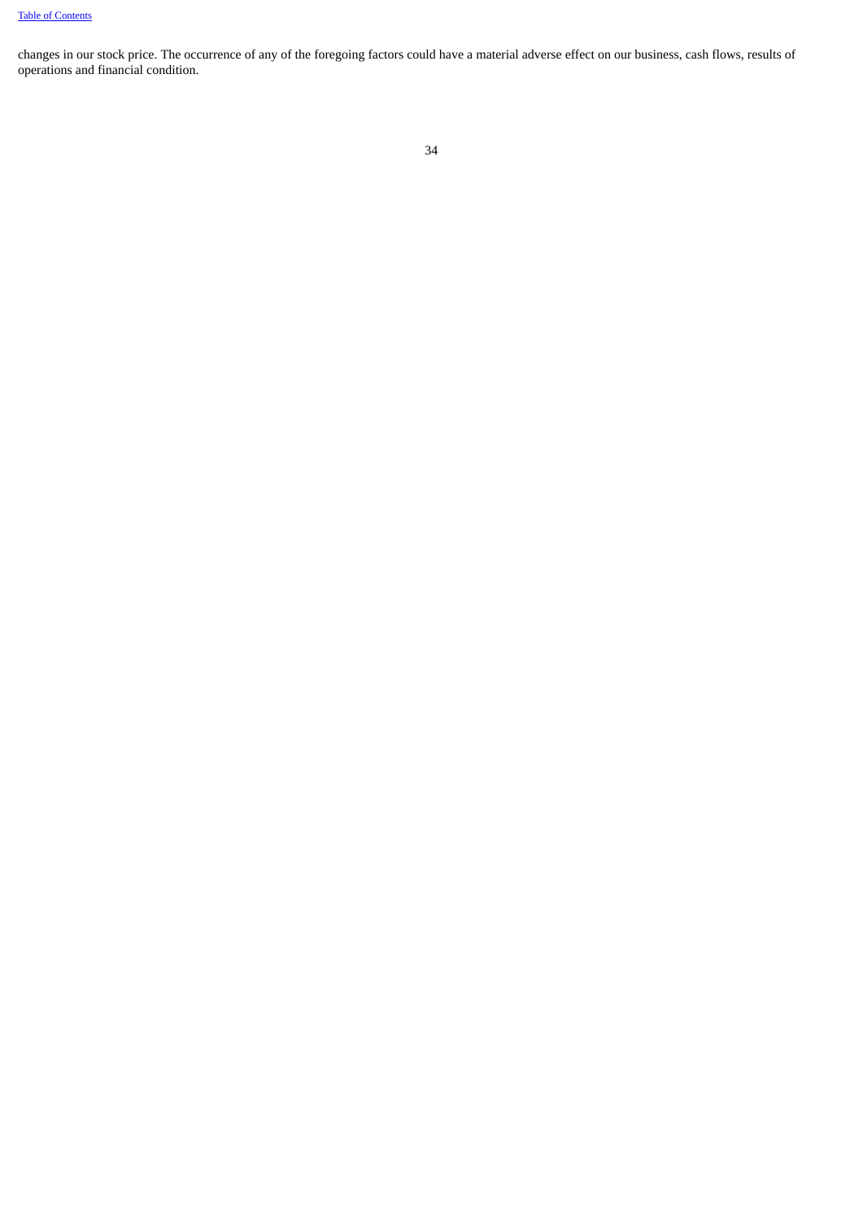changes in our stock price. The occurrence of any of the foregoing factors could have a material adverse effect on our business, cash flows, results of operations and financial condition.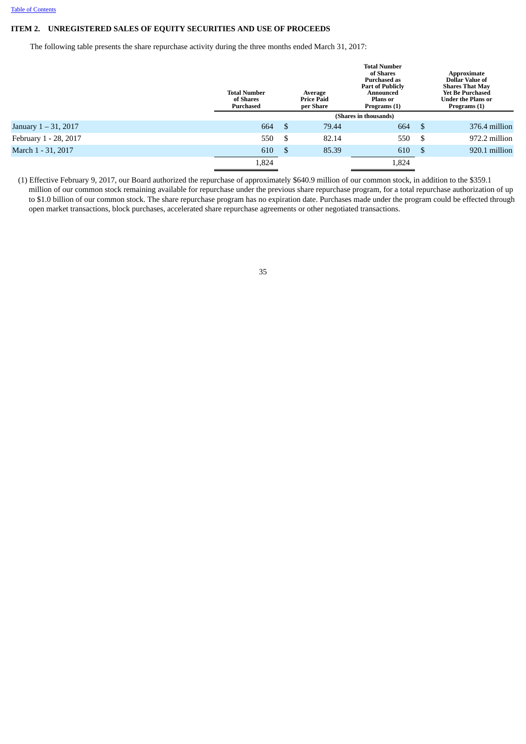## ITEM 2. UNREGISTERED SALES OF EQUITY SECURITIES AND USE OF PROCEEDS

The following table presents the share repurchase activity during the three months ended March 31, 2017:

| | Total Number of Shares Purchased | Average Price Paid per Share | Total Number of Shares Purchased as Part of Publicly Announced Plans or Programs (1) | Approximate Dollar Value of Shares That May Yet Be Purchased Under the Plans or Programs (1) |
|---|---|---|---|---|
| | (Shares in thousands) | | | |
| January 1 – 31, 2017 | 664 | $ 79.44 | 664 | $ 376.4 million |
| February 1 - 28, 2017 | 550 | $ 82.14 | 550 | $ 972.2 million |
| March 1 - 31, 2017 | 610 | $ 85.39 | 610 | $ 920.1 million |
| | 1,824 | | 1,824 | |

(1) Effective February 9, 2017, our Board authorized the repurchase of approximately $640.9 million of our common stock, in addition to the $359.1 million of our common stock remaining available for repurchase under the previous share repurchase program, for a total repurchase authorization of up to $1.0 billion of our common stock. The share repurchase program has no expiration date. Purchases made under the program could be effected through open market transactions, block purchases, accelerated share repurchase agreements or other negotiated transactions.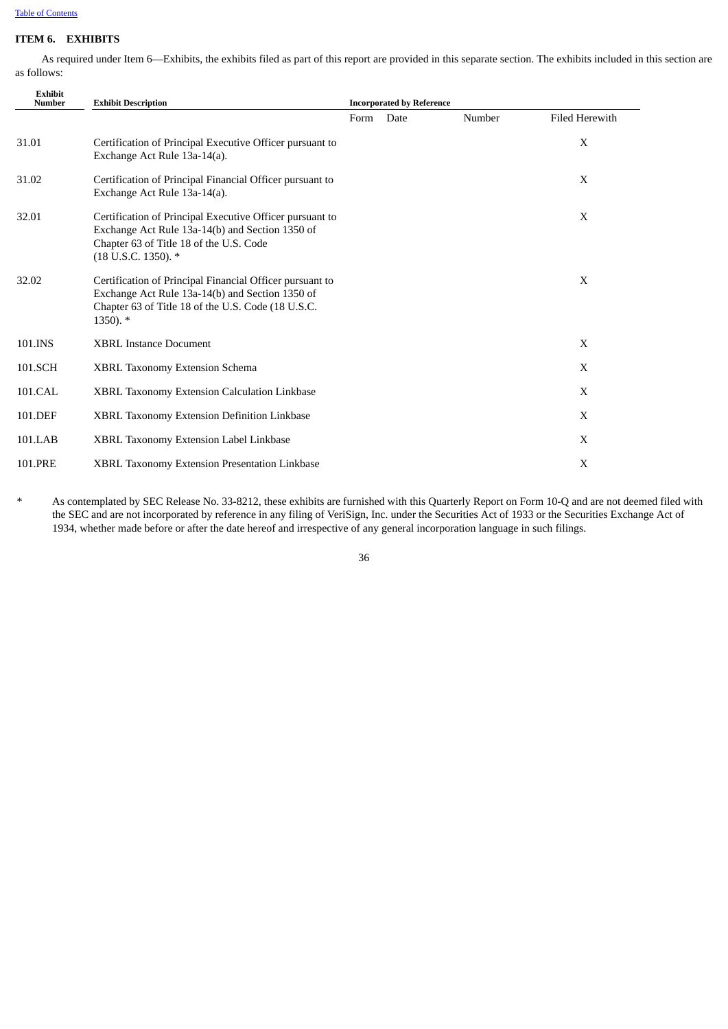## ITEM 6. EXHIBITS

As required under Item 6—Exhibits, the exhibits filed as part of this report are provided in this separate section. The exhibits included in this section are as follows:

| Exhibit Number | Exhibit Description | Incorporated by Reference | | | Filed Herewith |
|---|---|---|---|---|---|
| | | Form | Date | Number | |
| 31.01 | Certification of Principal Executive Officer pursuant to Exchange Act Rule 13a-14(a). | | | | X |
| 31.02 | Certification of Principal Financial Officer pursuant to Exchange Act Rule 13a-14(a). | | | | X |
| 32.01 | Certification of Principal Executive Officer pursuant to Exchange Act Rule 13a-14(b) and Section 1350 of Chapter 63 of Title 18 of the U.S. Code (18 U.S.C. 1350). * | | | | X |
| 32.02 | Certification of Principal Financial Officer pursuant to Exchange Act Rule 13a-14(b) and Section 1350 of Chapter 63 of Title 18 of the U.S. Code (18 U.S.C. 1350). * | | | | X |
| 101.INS | XBRL Instance Document | | | | X |
| 101.SCH | XBRL Taxonomy Extension Schema | | | | X |
| 101.CAL | XBRL Taxonomy Extension Calculation Linkbase | | | | X |
| 101.DEF | XBRL Taxonomy Extension Definition Linkbase | | | | X |
| 101.LAB | XBRL Taxonomy Extension Label Linkbase | | | | X |
| 101.PRE | XBRL Taxonomy Extension Presentation Linkbase | | | | X |

\* As contemplated by SEC Release No. 33-8212, these exhibits are furnished with this Quarterly Report on Form 10-Q and are not deemed filed with the SEC and are not incorporated by reference in any filing of VeriSign, Inc. under the Securities Act of 1933 or the Securities Exchange Act of 1934, whether made before or after the date hereof and irrespective of any general incorporation language in such filings.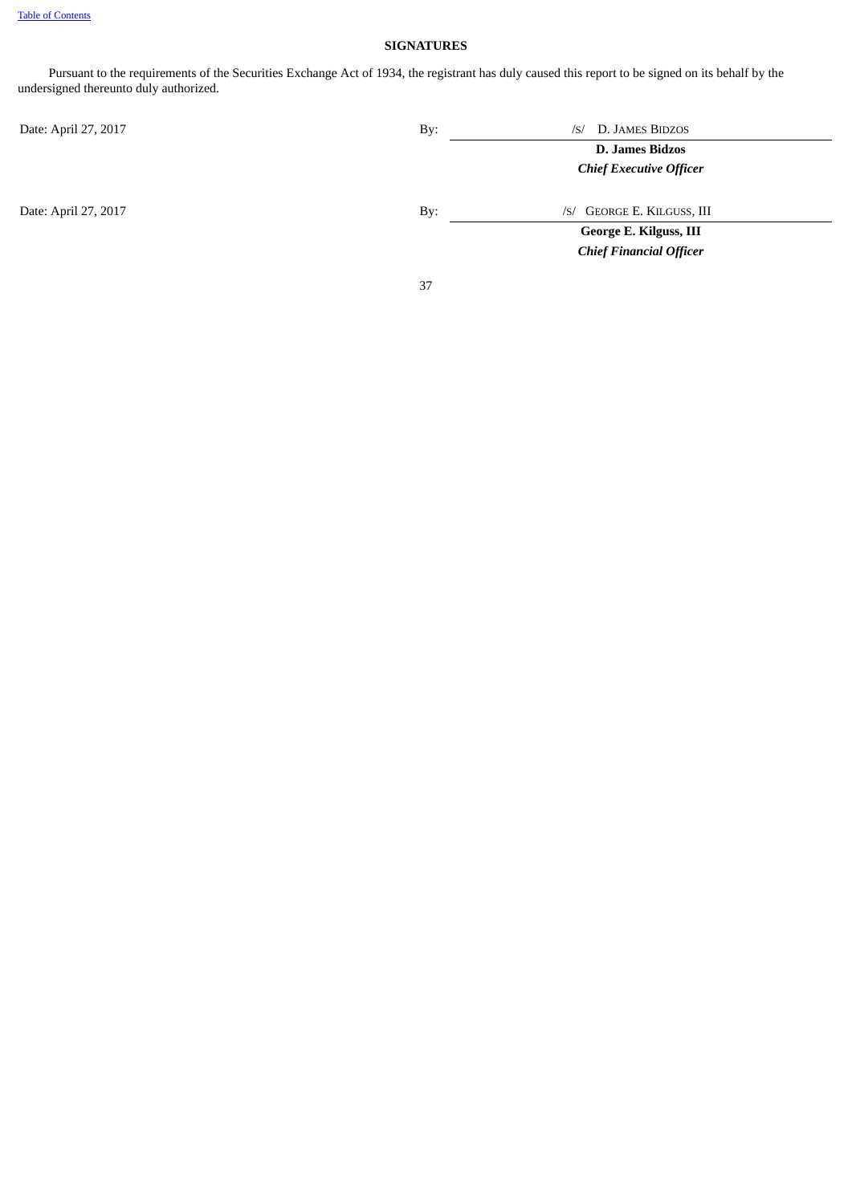[Table of Contents](#)

## SIGNATURES

Pursuant to the requirements of the Securities Exchange Act of 1934, the registrant has duly caused this report to be signed on its behalf by the undersigned thereunto duly authorized.

| | | |
|---|---|---|
| Date: April 27, 2017 | By: | /S/ D. JAMES BIDZOS |
| | | **D. James Bidzos** |
| | | ***Chief Executive Officer*** |
| Date: April 27, 2017 | By: | /S/ GEORGE E. KILGUSS, III |
| | | **George E. Kilguss, III** |
| | | ***Chief Financial Officer*** |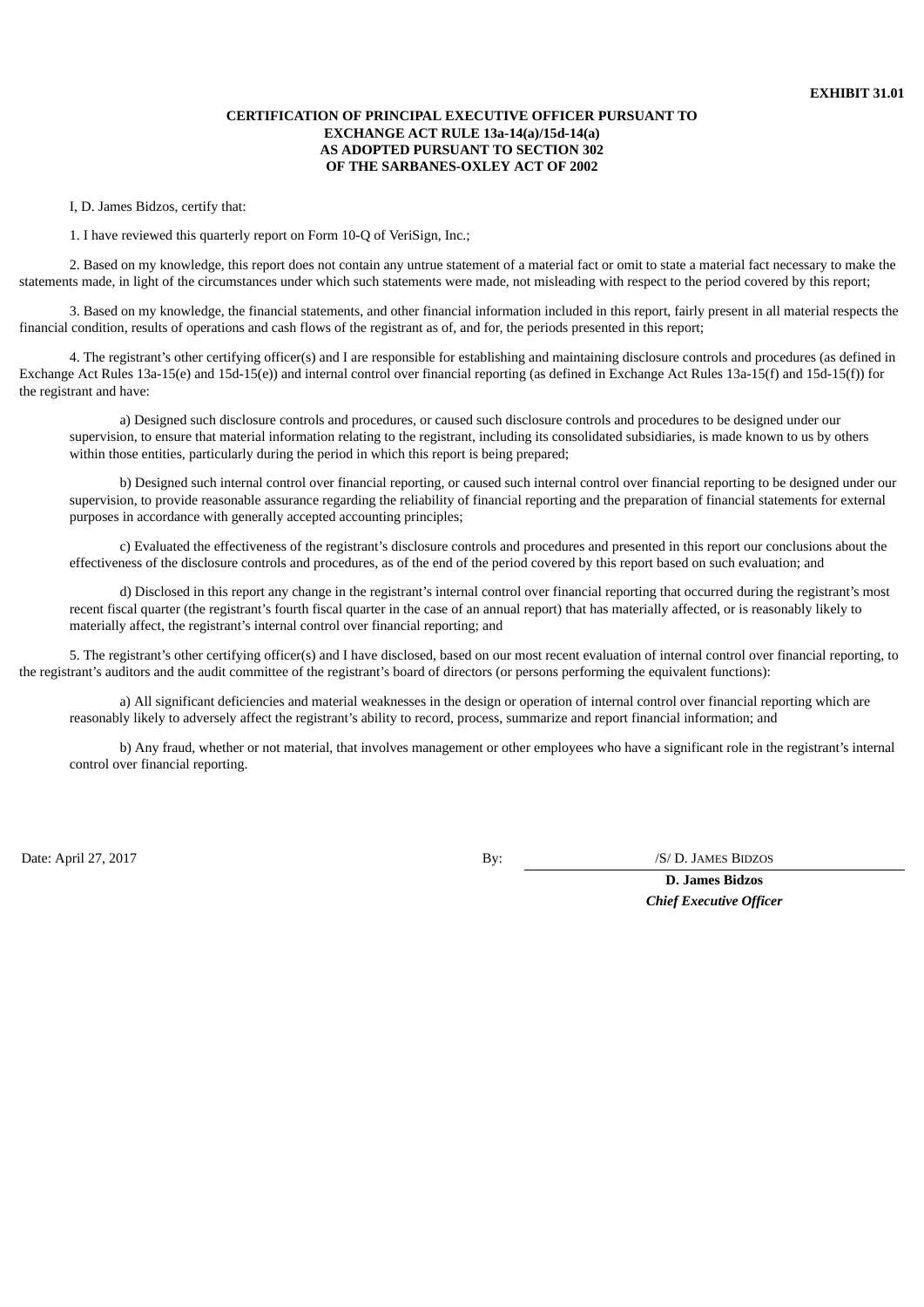**EXHIBIT 31.01**

**CERTIFICATION OF PRINCIPAL EXECUTIVE OFFICER PURSUANT TO EXCHANGE ACT RULE 13a-14(a)/15d-14(a) AS ADOPTED PURSUANT TO SECTION 302 OF THE SARBANES-OXLEY ACT OF 2002**

I, D. James Bidzos, certify that:

1. I have reviewed this quarterly report on Form 10-Q of VeriSign, Inc.;

2. Based on my knowledge, this report does not contain any untrue statement of a material fact or omit to state a material fact necessary to make the statements made, in light of the circumstances under which such statements were made, not misleading with respect to the period covered by this report;

3. Based on my knowledge, the financial statements, and other financial information included in this report, fairly present in all material respects the financial condition, results of operations and cash flows of the registrant as of, and for, the periods presented in this report;

4. The registrant's other certifying officer(s) and I are responsible for establishing and maintaining disclosure controls and procedures (as defined in Exchange Act Rules 13a-15(e) and 15d-15(e)) and internal control over financial reporting (as defined in Exchange Act Rules 13a-15(f) and 15d-15(f)) for the registrant and have:

a) Designed such disclosure controls and procedures, or caused such disclosure controls and procedures to be designed under our supervision, to ensure that material information relating to the registrant, including its consolidated subsidiaries, is made known to us by others within those entities, particularly during the period in which this report is being prepared;

b) Designed such internal control over financial reporting, or caused such internal control over financial reporting to be designed under our supervision, to provide reasonable assurance regarding the reliability of financial reporting and the preparation of financial statements for external purposes in accordance with generally accepted accounting principles;

c) Evaluated the effectiveness of the registrant's disclosure controls and procedures and presented in this report our conclusions about the effectiveness of the disclosure controls and procedures, as of the end of the period covered by this report based on such evaluation; and

d) Disclosed in this report any change in the registrant's internal control over financial reporting that occurred during the registrant's most recent fiscal quarter (the registrant's fourth fiscal quarter in the case of an annual report) that has materially affected, or is reasonably likely to materially affect, the registrant's internal control over financial reporting; and

5. The registrant's other certifying officer(s) and I have disclosed, based on our most recent evaluation of internal control over financial reporting, to the registrant's auditors and the audit committee of the registrant's board of directors (or persons performing the equivalent functions):

a) All significant deficiencies and material weaknesses in the design or operation of internal control over financial reporting which are reasonably likely to adversely affect the registrant's ability to record, process, summarize and report financial information; and

b) Any fraud, whether or not material, that involves management or other employees who have a significant role in the registrant's internal control over financial reporting.

Date: April 27, 2017

By: /S/ D. JAMES BIDZOS

**D. James Bidzos**
***Chief Executive Officer***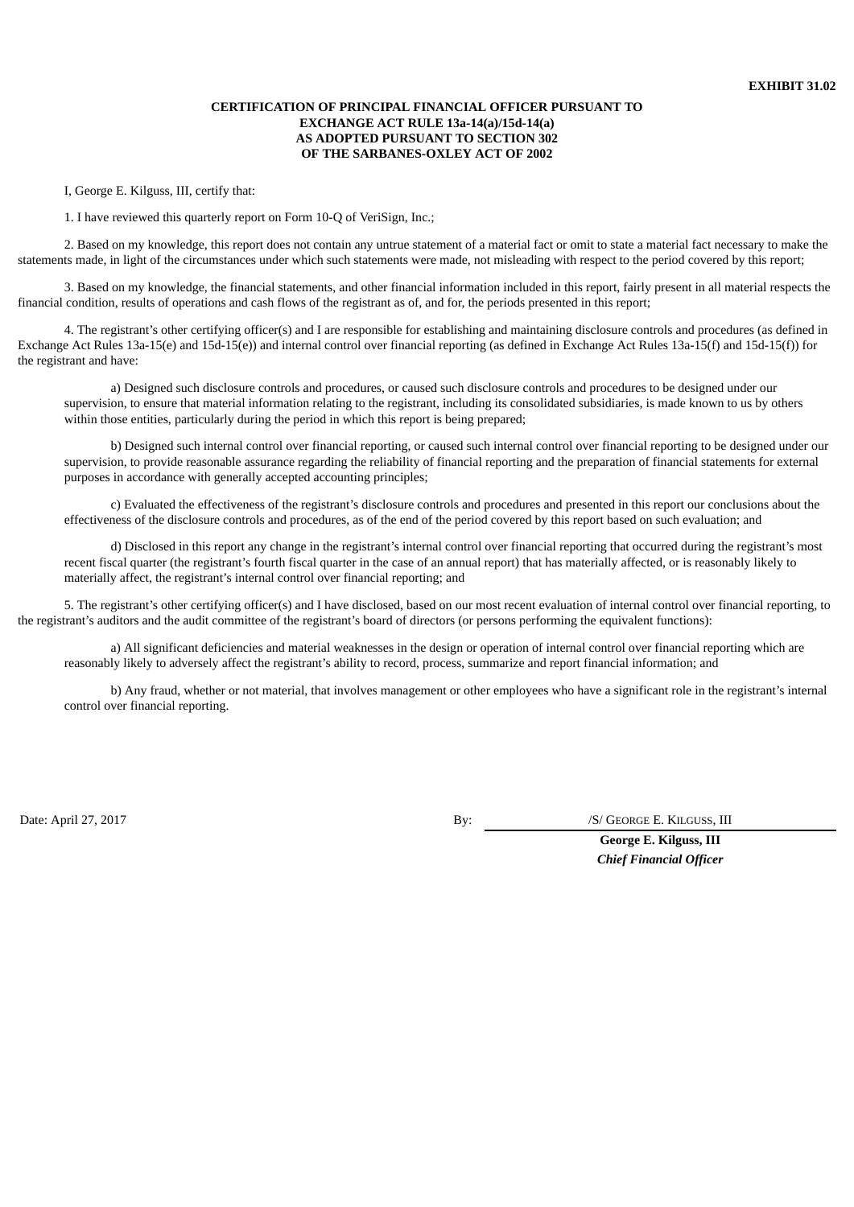**EXHIBIT 31.02**

**CERTIFICATION OF PRINCIPAL FINANCIAL OFFICER PURSUANT TO EXCHANGE ACT RULE 13a-14(a)/15d-14(a) AS ADOPTED PURSUANT TO SECTION 302 OF THE SARBANES-OXLEY ACT OF 2002**

I, George E. Kilguss, III, certify that:

1. I have reviewed this quarterly report on Form 10-Q of VeriSign, Inc.;

2. Based on my knowledge, this report does not contain any untrue statement of a material fact or omit to state a material fact necessary to make the statements made, in light of the circumstances under which such statements were made, not misleading with respect to the period covered by this report;

3. Based on my knowledge, the financial statements, and other financial information included in this report, fairly present in all material respects the financial condition, results of operations and cash flows of the registrant as of, and for, the periods presented in this report;

4. The registrant's other certifying officer(s) and I are responsible for establishing and maintaining disclosure controls and procedures (as defined in Exchange Act Rules 13a-15(e) and 15d-15(e)) and internal control over financial reporting (as defined in Exchange Act Rules 13a-15(f) and 15d-15(f)) for the registrant and have:

a) Designed such disclosure controls and procedures, or caused such disclosure controls and procedures to be designed under our supervision, to ensure that material information relating to the registrant, including its consolidated subsidiaries, is made known to us by others within those entities, particularly during the period in which this report is being prepared;

b) Designed such internal control over financial reporting, or caused such internal control over financial reporting to be designed under our supervision, to provide reasonable assurance regarding the reliability of financial reporting and the preparation of financial statements for external purposes in accordance with generally accepted accounting principles;

c) Evaluated the effectiveness of the registrant's disclosure controls and procedures and presented in this report our conclusions about the effectiveness of the disclosure controls and procedures, as of the end of the period covered by this report based on such evaluation; and

d) Disclosed in this report any change in the registrant's internal control over financial reporting that occurred during the registrant's most recent fiscal quarter (the registrant's fourth fiscal quarter in the case of an annual report) that has materially affected, or is reasonably likely to materially affect, the registrant's internal control over financial reporting; and

5. The registrant's other certifying officer(s) and I have disclosed, based on our most recent evaluation of internal control over financial reporting, to the registrant's auditors and the audit committee of the registrant's board of directors (or persons performing the equivalent functions):

a) All significant deficiencies and material weaknesses in the design or operation of internal control over financial reporting which are reasonably likely to adversely affect the registrant's ability to record, process, summarize and report financial information; and

b) Any fraud, whether or not material, that involves management or other employees who have a significant role in the registrant's internal control over financial reporting.

Date: April 27, 2017

By: /S/ GEORGE E. KILGUSS, III

**George E. Kilguss, III**
***Chief Financial Officer***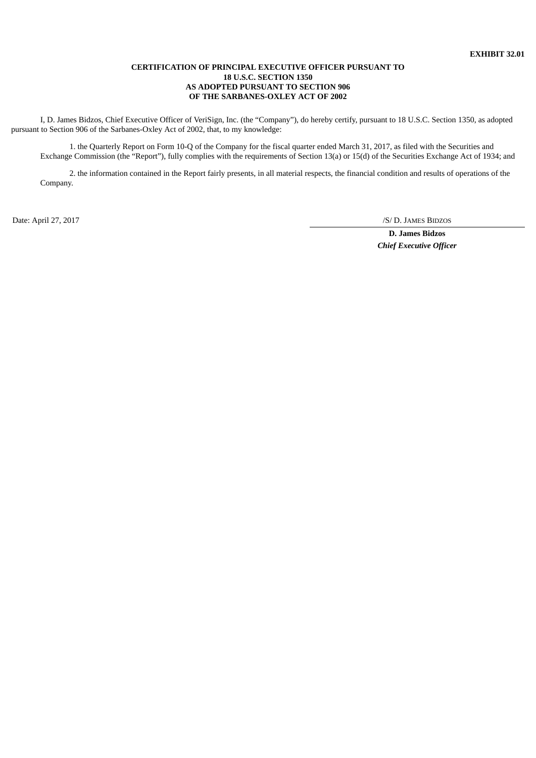**EXHIBIT 32.01**

**CERTIFICATION OF PRINCIPAL EXECUTIVE OFFICER PURSUANT TO 18 U.S.C. SECTION 1350 AS ADOPTED PURSUANT TO SECTION 906 OF THE SARBANES-OXLEY ACT OF 2002**

I, D. James Bidzos, Chief Executive Officer of VeriSign, Inc. (the "Company"), do hereby certify, pursuant to 18 U.S.C. Section 1350, as adopted pursuant to Section 906 of the Sarbanes-Oxley Act of 2002, that, to my knowledge:

1. the Quarterly Report on Form 10-Q of the Company for the fiscal quarter ended March 31, 2017, as filed with the Securities and Exchange Commission (the "Report"), fully complies with the requirements of Section 13(a) or 15(d) of the Securities Exchange Act of 1934; and

2. the information contained in the Report fairly presents, in all material respects, the financial condition and results of operations of the Company.

Date: April 27, 2017

/S/ D. JAMES BIDZOS

**D. James Bidzos**
***Chief Executive Officer***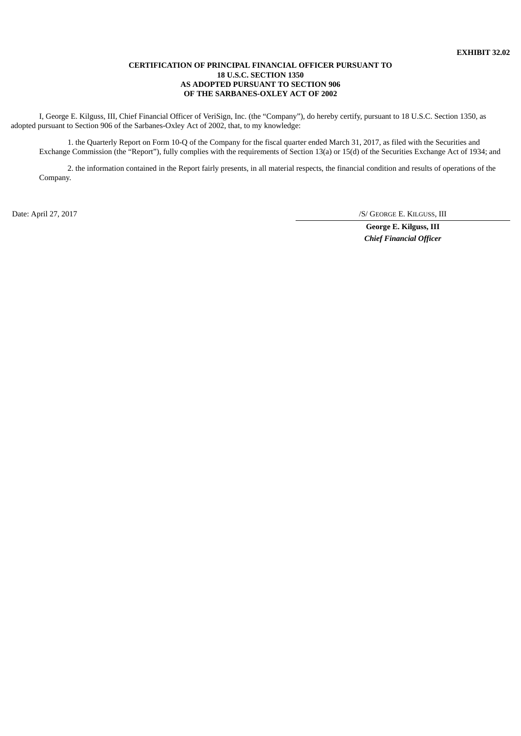**EXHIBIT 32.02**

**CERTIFICATION OF PRINCIPAL FINANCIAL OFFICER PURSUANT TO 18 U.S.C. SECTION 1350 AS ADOPTED PURSUANT TO SECTION 906 OF THE SARBANES-OXLEY ACT OF 2002**

I, George E. Kilguss, III, Chief Financial Officer of VeriSign, Inc. (the "Company"), do hereby certify, pursuant to 18 U.S.C. Section 1350, as adopted pursuant to Section 906 of the Sarbanes-Oxley Act of 2002, that, to my knowledge:

1. the Quarterly Report on Form 10-Q of the Company for the fiscal quarter ended March 31, 2017, as filed with the Securities and Exchange Commission (the "Report"), fully complies with the requirements of Section 13(a) or 15(d) of the Securities Exchange Act of 1934; and

2. the information contained in the Report fairly presents, in all material respects, the financial condition and results of operations of the Company.

Date: April 27, 2017

/S/ GEORGE E. KILGUSS, III

**George E. Kilguss, III**
***Chief Financial Officer***